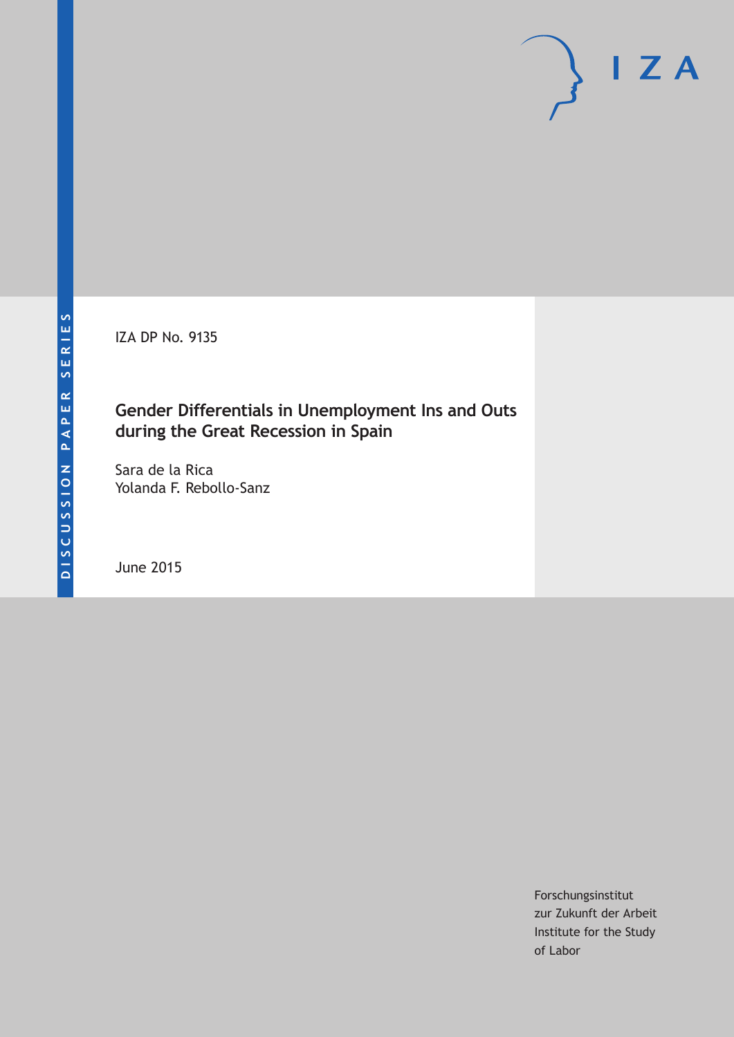DISCUSSION PAPER SERIES

IZA

IZA DP No. 9135

# Gender Differentials in Unemployment Ins and Outs during the Great Recession in Spain

Sara de la Rica
Yolanda F. Rebollo-Sanz

June 2015

Forschungsinstitut
zur Zukunft der Arbeit
Institute for the Study
of Labor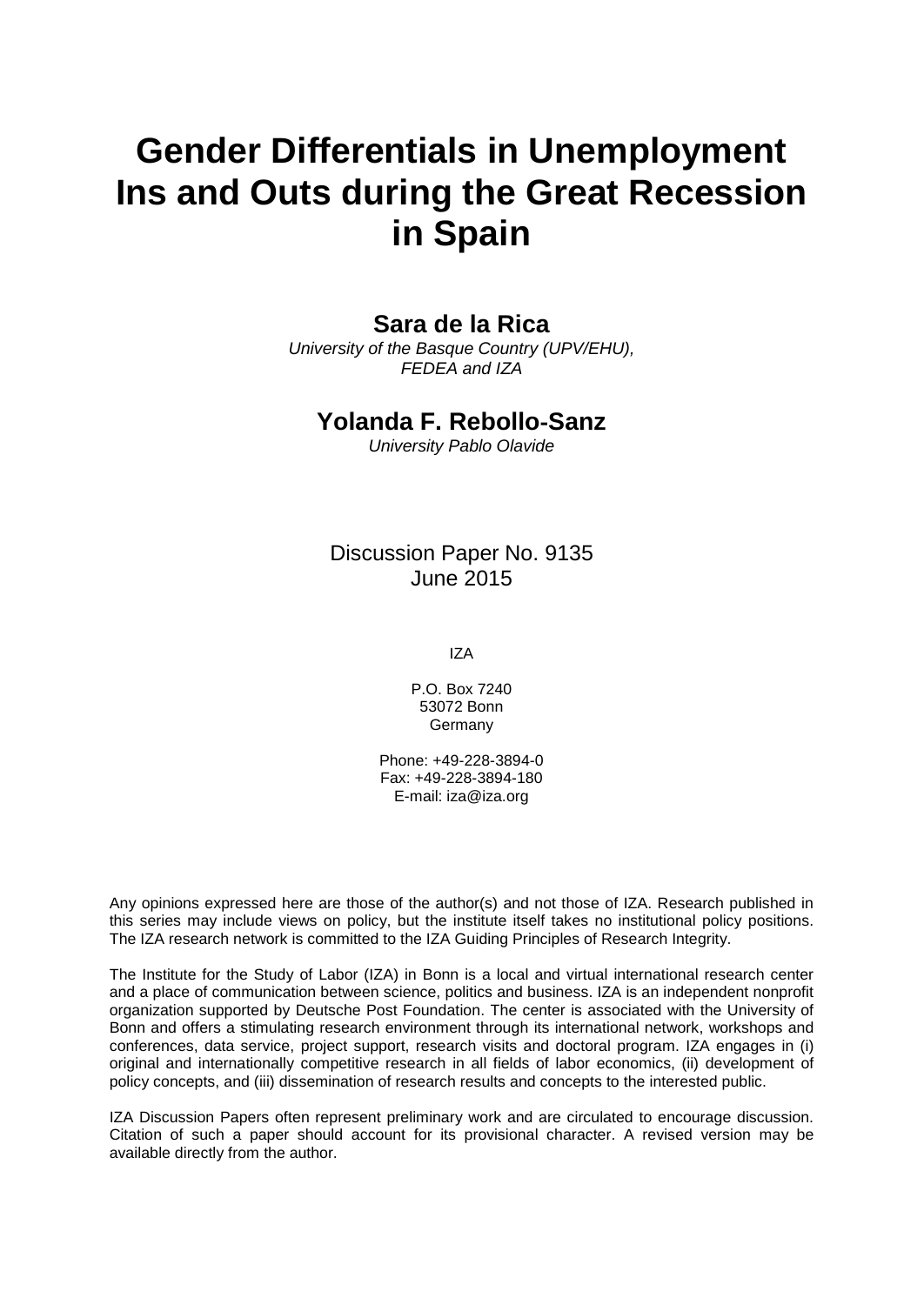# Gender Differentials in Unemployment Ins and Outs during the Great Recession in Spain

**Sara de la Rica**

*University of the Basque Country (UPV/EHU), FEDEA and IZA*

**Yolanda F. Rebollo-Sanz**

*University Pablo Olavide*

Discussion Paper No. 9135
June 2015

IZA

P.O. Box 7240
53072 Bonn
Germany

Phone: +49-228-3894-0
Fax: +49-228-3894-180
E-mail: iza@iza.org

Any opinions expressed here are those of the author(s) and not those of IZA. Research published in this series may include views on policy, but the institute itself takes no institutional policy positions. The IZA research network is committed to the IZA Guiding Principles of Research Integrity.

The Institute for the Study of Labor (IZA) in Bonn is a local and virtual international research center and a place of communication between science, politics and business. IZA is an independent nonprofit organization supported by Deutsche Post Foundation. The center is associated with the University of Bonn and offers a stimulating research environment through its international network, workshops and conferences, data service, project support, research visits and doctoral program. IZA engages in (i) original and internationally competitive research in all fields of labor economics, (ii) development of policy concepts, and (iii) dissemination of research results and concepts to the interested public.

IZA Discussion Papers often represent preliminary work and are circulated to encourage discussion. Citation of such a paper should account for its provisional character. A revised version may be available directly from the author.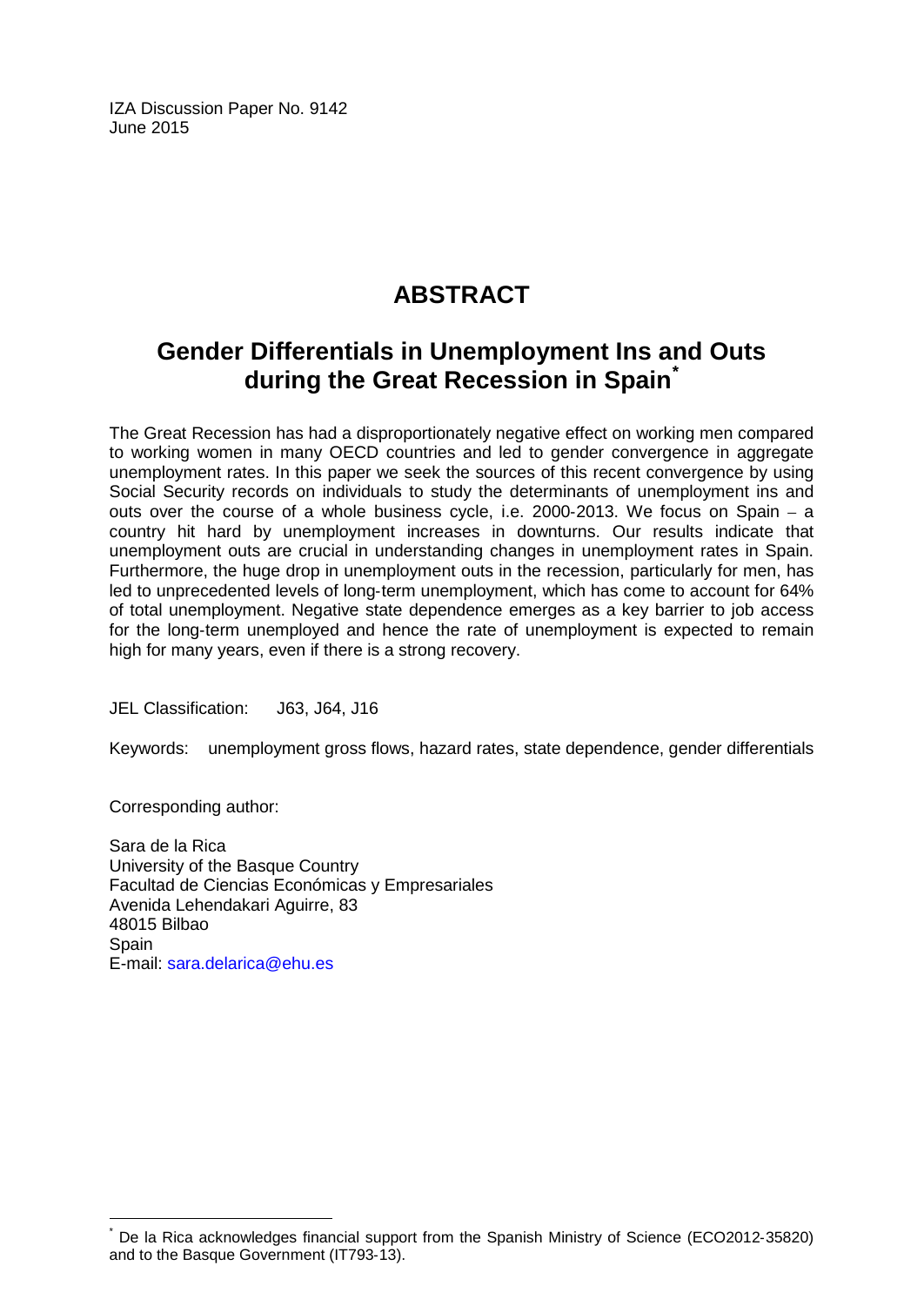IZA Discussion Paper No. 9142
June 2015

# ABSTRACT

## Gender Differentials in Unemployment Ins and Outs during the Great Recession in Spain*

The Great Recession has had a disproportionately negative effect on working men compared to working women in many OECD countries and led to gender convergence in aggregate unemployment rates. In this paper we seek the sources of this recent convergence by using Social Security records on individuals to study the determinants of unemployment ins and outs over the course of a whole business cycle, i.e. 2000-2013. We focus on Spain – a country hit hard by unemployment increases in downturns. Our results indicate that unemployment outs are crucial in understanding changes in unemployment rates in Spain. Furthermore, the huge drop in unemployment outs in the recession, particularly for men, has led to unprecedented levels of long-term unemployment, which has come to account for 64% of total unemployment. Negative state dependence emerges as a key barrier to job access for the long-term unemployed and hence the rate of unemployment is expected to remain high for many years, even if there is a strong recovery.

JEL Classification: J63, J64, J16

Keywords: unemployment gross flows, hazard rates, state dependence, gender differentials

Corresponding author:

Sara de la Rica
University of the Basque Country
Facultad de Ciencias Económicas y Empresariales
Avenida Lehendakari Aguirre, 83
48015 Bilbao
Spain
E-mail: sara.delarica@ehu.es

---

* De la Rica acknowledges financial support from the Spanish Ministry of Science (ECO2012-35820) and to the Basque Government (IT793-13).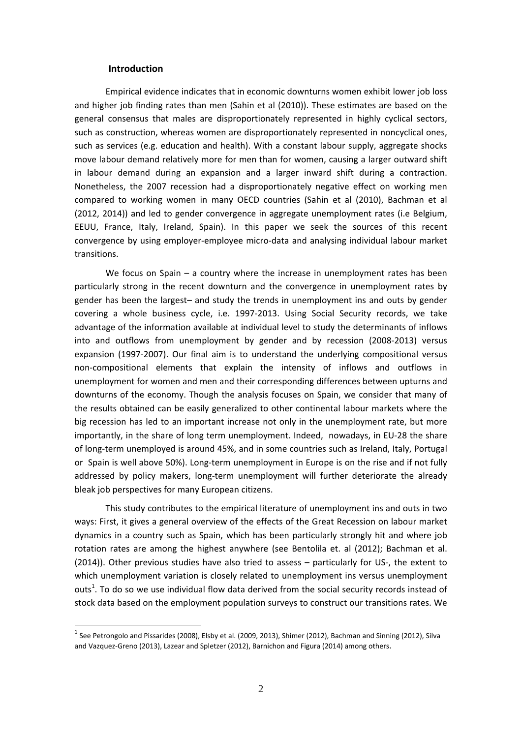## Introduction

Empirical evidence indicates that in economic downturns women exhibit lower job loss and higher job finding rates than men (Sahin et al (2010)). These estimates are based on the general consensus that males are disproportionately represented in highly cyclical sectors, such as construction, whereas women are disproportionately represented in noncyclical ones, such as services (e.g. education and health). With a constant labour supply, aggregate shocks move labour demand relatively more for men than for women, causing a larger outward shift in labour demand during an expansion and a larger inward shift during a contraction. Nonetheless, the 2007 recession had a disproportionately negative effect on working men compared to working women in many OECD countries (Sahin et al (2010), Bachman et al (2012, 2014)) and led to gender convergence in aggregate unemployment rates (i.e Belgium, EEUU, France, Italy, Ireland, Spain). In this paper we seek the sources of this recent convergence by using employer-employee micro-data and analysing individual labour market transitions.

We focus on Spain – a country where the increase in unemployment rates has been particularly strong in the recent downturn and the convergence in unemployment rates by gender has been the largest– and study the trends in unemployment ins and outs by gender covering a whole business cycle, i.e. 1997-2013. Using Social Security records, we take advantage of the information available at individual level to study the determinants of inflows into and outflows from unemployment by gender and by recession (2008-2013) versus expansion (1997-2007). Our final aim is to understand the underlying compositional versus non-compositional elements that explain the intensity of inflows and outflows in unemployment for women and men and their corresponding differences between upturns and downturns of the economy. Though the analysis focuses on Spain, we consider that many of the results obtained can be easily generalized to other continental labour markets where the big recession has led to an important increase not only in the unemployment rate, but more importantly, in the share of long term unemployment. Indeed, nowadays, in EU-28 the share of long-term unemployed is around 45%, and in some countries such as Ireland, Italy, Portugal or Spain is well above 50%). Long-term unemployment in Europe is on the rise and if not fully addressed by policy makers, long-term unemployment will further deteriorate the already bleak job perspectives for many European citizens.

This study contributes to the empirical literature of unemployment ins and outs in two ways: First, it gives a general overview of the effects of the Great Recession on labour market dynamics in a country such as Spain, which has been particularly strongly hit and where job rotation rates are among the highest anywhere (see Bentolila et. al (2012); Bachman et al. (2014)). Other previous studies have also tried to assess – particularly for US-, the extent to which unemployment variation is closely related to unemployment ins versus unemployment outs[1]. To do so we use individual flow data derived from the social security records instead of stock data based on the employment population surveys to construct our transitions rates. We

[1] See Petrongolo and Pissarides (2008), Elsby et al. (2009, 2013), Shimer (2012), Bachman and Sinning (2012), Silva and Vazquez-Greno (2013), Lazear and Spletzer (2012), Barnichon and Figura (2014) among others.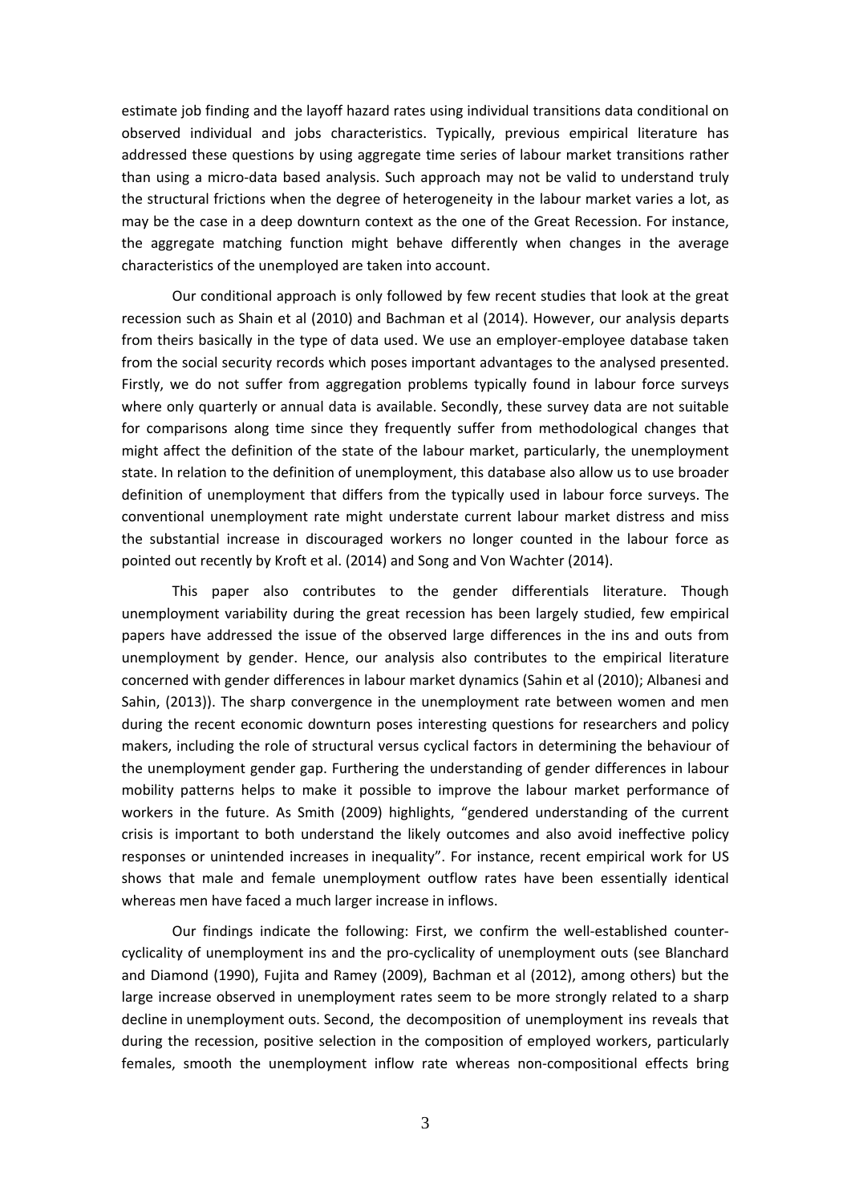estimate job finding and the layoff hazard rates using individual transitions data conditional on observed individual and jobs characteristics. Typically, previous empirical literature has addressed these questions by using aggregate time series of labour market transitions rather than using a micro-data based analysis. Such approach may not be valid to understand truly the structural frictions when the degree of heterogeneity in the labour market varies a lot, as may be the case in a deep downturn context as the one of the Great Recession. For instance, the aggregate matching function might behave differently when changes in the average characteristics of the unemployed are taken into account.

Our conditional approach is only followed by few recent studies that look at the great recession such as Shain et al (2010) and Bachman et al (2014). However, our analysis departs from theirs basically in the type of data used. We use an employer-employee database taken from the social security records which poses important advantages to the analysed presented. Firstly, we do not suffer from aggregation problems typically found in labour force surveys where only quarterly or annual data is available. Secondly, these survey data are not suitable for comparisons along time since they frequently suffer from methodological changes that might affect the definition of the state of the labour market, particularly, the unemployment state. In relation to the definition of unemployment, this database also allow us to use broader definition of unemployment that differs from the typically used in labour force surveys. The conventional unemployment rate might understate current labour market distress and miss the substantial increase in discouraged workers no longer counted in the labour force as pointed out recently by Kroft et al. (2014) and Song and Von Wachter (2014).

This paper also contributes to the gender differentials literature. Though unemployment variability during the great recession has been largely studied, few empirical papers have addressed the issue of the observed large differences in the ins and outs from unemployment by gender. Hence, our analysis also contributes to the empirical literature concerned with gender differences in labour market dynamics (Sahin et al (2010); Albanesi and Sahin, (2013)). The sharp convergence in the unemployment rate between women and men during the recent economic downturn poses interesting questions for researchers and policy makers, including the role of structural versus cyclical factors in determining the behaviour of the unemployment gender gap. Furthering the understanding of gender differences in labour mobility patterns helps to make it possible to improve the labour market performance of workers in the future. As Smith (2009) highlights, "gendered understanding of the current crisis is important to both understand the likely outcomes and also avoid ineffective policy responses or unintended increases in inequality". For instance, recent empirical work for US shows that male and female unemployment outflow rates have been essentially identical whereas men have faced a much larger increase in inflows.

Our findings indicate the following: First, we confirm the well-established counter-cyclicality of unemployment ins and the pro-cyclicality of unemployment outs (see Blanchard and Diamond (1990), Fujita and Ramey (2009), Bachman et al (2012), among others) but the large increase observed in unemployment rates seem to be more strongly related to a sharp decline in unemployment outs. Second, the decomposition of unemployment ins reveals that during the recession, positive selection in the composition of employed workers, particularly females, smooth the unemployment inflow rate whereas non-compositional effects bring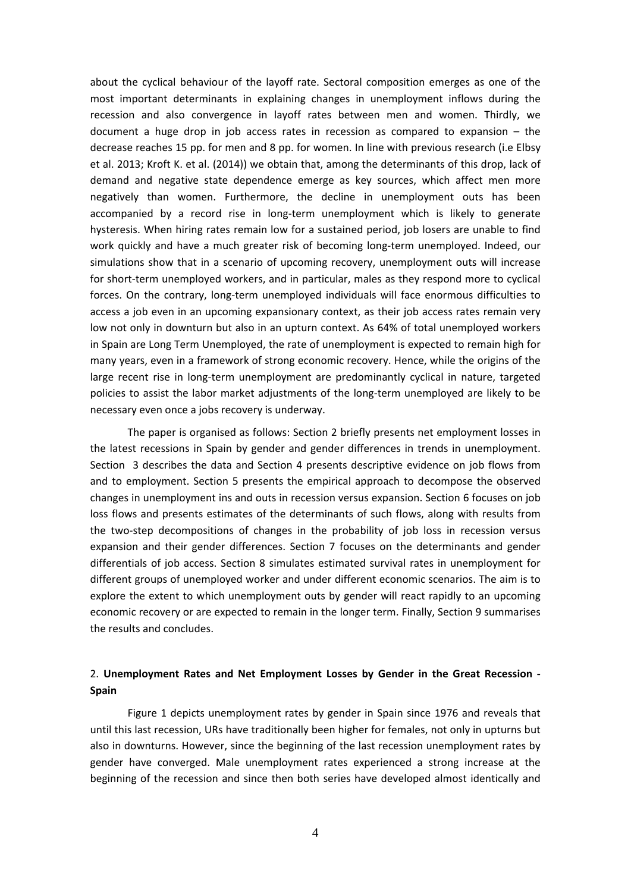about the cyclical behaviour of the layoff rate. Sectoral composition emerges as one of the most important determinants in explaining changes in unemployment inflows during the recession and also convergence in layoff rates between men and women. Thirdly, we document a huge drop in job access rates in recession as compared to expansion – the decrease reaches 15 pp. for men and 8 pp. for women. In line with previous research (i.e Elbsy et al. 2013; Kroft K. et al. (2014)) we obtain that, among the determinants of this drop, lack of demand and negative state dependence emerge as key sources, which affect men more negatively than women. Furthermore, the decline in unemployment outs has been accompanied by a record rise in long-term unemployment which is likely to generate hysteresis. When hiring rates remain low for a sustained period, job losers are unable to find work quickly and have a much greater risk of becoming long-term unemployed. Indeed, our simulations show that in a scenario of upcoming recovery, unemployment outs will increase for short-term unemployed workers, and in particular, males as they respond more to cyclical forces. On the contrary, long-term unemployed individuals will face enormous difficulties to access a job even in an upcoming expansionary context, as their job access rates remain very low not only in downturn but also in an upturn context. As 64% of total unemployed workers in Spain are Long Term Unemployed, the rate of unemployment is expected to remain high for many years, even in a framework of strong economic recovery. Hence, while the origins of the large recent rise in long-term unemployment are predominantly cyclical in nature, targeted policies to assist the labor market adjustments of the long-term unemployed are likely to be necessary even once a jobs recovery is underway.

The paper is organised as follows: Section 2 briefly presents net employment losses in the latest recessions in Spain by gender and gender differences in trends in unemployment. Section 3 describes the data and Section 4 presents descriptive evidence on job flows from and to employment. Section 5 presents the empirical approach to decompose the observed changes in unemployment ins and outs in recession versus expansion. Section 6 focuses on job loss flows and presents estimates of the determinants of such flows, along with results from the two-step decompositions of changes in the probability of job loss in recession versus expansion and their gender differences. Section 7 focuses on the determinants and gender differentials of job access. Section 8 simulates estimated survival rates in unemployment for different groups of unemployed worker and under different economic scenarios. The aim is to explore the extent to which unemployment outs by gender will react rapidly to an upcoming economic recovery or are expected to remain in the longer term. Finally, Section 9 summarises the results and concludes.

## 2. Unemployment Rates and Net Employment Losses by Gender in the Great Recession - Spain

Figure 1 depicts unemployment rates by gender in Spain since 1976 and reveals that until this last recession, URs have traditionally been higher for females, not only in upturns but also in downturns. However, since the beginning of the last recession unemployment rates by gender have converged. Male unemployment rates experienced a strong increase at the beginning of the recession and since then both series have developed almost identically and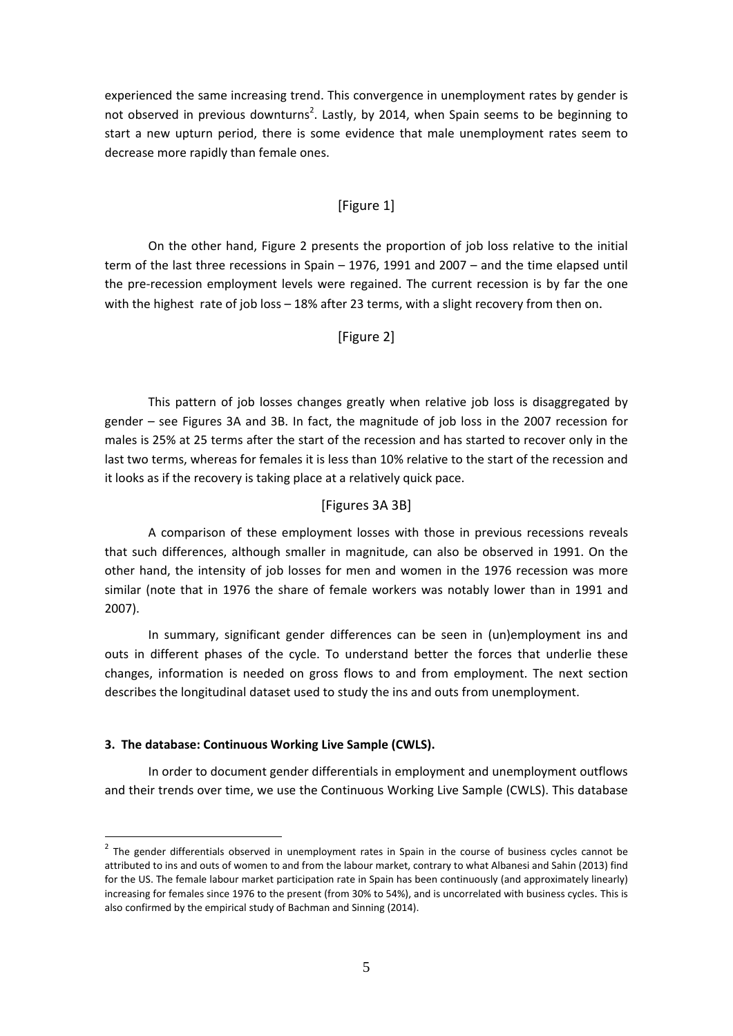experienced the same increasing trend. This convergence in unemployment rates by gender is not observed in previous downturns[2]. Lastly, by 2014, when Spain seems to be beginning to start a new upturn period, there is some evidence that male unemployment rates seem to decrease more rapidly than female ones.

[Figure 1]

On the other hand, Figure 2 presents the proportion of job loss relative to the initial term of the last three recessions in Spain – 1976, 1991 and 2007 – and the time elapsed until the pre-recession employment levels were regained. The current recession is by far the one with the highest rate of job loss – 18% after 23 terms, with a slight recovery from then on.

[Figure 2]

This pattern of job losses changes greatly when relative job loss is disaggregated by gender – see Figures 3A and 3B. In fact, the magnitude of job loss in the 2007 recession for males is 25% at 25 terms after the start of the recession and has started to recover only in the last two terms, whereas for females it is less than 10% relative to the start of the recession and it looks as if the recovery is taking place at a relatively quick pace.

[Figures 3A 3B]

A comparison of these employment losses with those in previous recessions reveals that such differences, although smaller in magnitude, can also be observed in 1991. On the other hand, the intensity of job losses for men and women in the 1976 recession was more similar (note that in 1976 the share of female workers was notably lower than in 1991 and 2007).

In summary, significant gender differences can be seen in (un)employment ins and outs in different phases of the cycle. To understand better the forces that underlie these changes, information is needed on gross flows to and from employment. The next section describes the longitudinal dataset used to study the ins and outs from unemployment.

### 3. The database: Continuous Working Live Sample (CWLS).

In order to document gender differentials in employment and unemployment outflows and their trends over time, we use the Continuous Working Live Sample (CWLS). This database

---

[2] The gender differentials observed in unemployment rates in Spain in the course of business cycles cannot be attributed to ins and outs of women to and from the labour market, contrary to what Albanesi and Sahin (2013) find for the US. The female labour market participation rate in Spain has been continuously (and approximately linearly) increasing for females since 1976 to the present (from 30% to 54%), and is uncorrelated with business cycles. This is also confirmed by the empirical study of Bachman and Sinning (2014).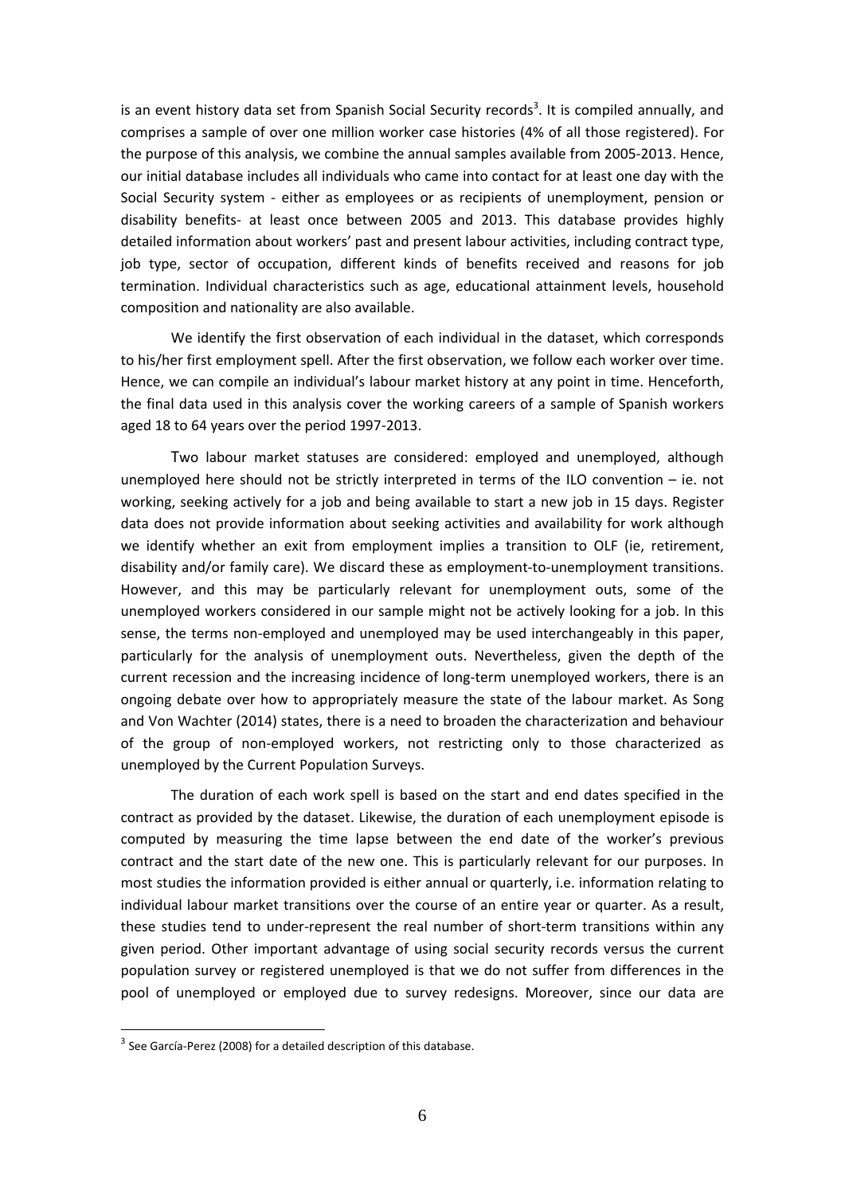is an event history data set from Spanish Social Security records[3]. It is compiled annually, and comprises a sample of over one million worker case histories (4% of all those registered). For the purpose of this analysis, we combine the annual samples available from 2005-2013. Hence, our initial database includes all individuals who came into contact for at least one day with the Social Security system - either as employees or as recipients of unemployment, pension or disability benefits- at least once between 2005 and 2013. This database provides highly detailed information about workers' past and present labour activities, including contract type, job type, sector of occupation, different kinds of benefits received and reasons for job termination. Individual characteristics such as age, educational attainment levels, household composition and nationality are also available.

We identify the first observation of each individual in the dataset, which corresponds to his/her first employment spell. After the first observation, we follow each worker over time. Hence, we can compile an individual's labour market history at any point in time. Henceforth, the final data used in this analysis cover the working careers of a sample of Spanish workers aged 18 to 64 years over the period 1997-2013.

Two labour market statuses are considered: employed and unemployed, although unemployed here should not be strictly interpreted in terms of the ILO convention – ie. not working, seeking actively for a job and being available to start a new job in 15 days. Register data does not provide information about seeking activities and availability for work although we identify whether an exit from employment implies a transition to OLF (ie, retirement, disability and/or family care). We discard these as employment-to-unemployment transitions. However, and this may be particularly relevant for unemployment outs, some of the unemployed workers considered in our sample might not be actively looking for a job. In this sense, the terms non-employed and unemployed may be used interchangeably in this paper, particularly for the analysis of unemployment outs. Nevertheless, given the depth of the current recession and the increasing incidence of long-term unemployed workers, there is an ongoing debate over how to appropriately measure the state of the labour market. As Song and Von Wachter (2014) states, there is a need to broaden the characterization and behaviour of the group of non-employed workers, not restricting only to those characterized as unemployed by the Current Population Surveys.

The duration of each work spell is based on the start and end dates specified in the contract as provided by the dataset. Likewise, the duration of each unemployment episode is computed by measuring the time lapse between the end date of the worker's previous contract and the start date of the new one. This is particularly relevant for our purposes. In most studies the information provided is either annual or quarterly, i.e. information relating to individual labour market transitions over the course of an entire year or quarter. As a result, these studies tend to under-represent the real number of short-term transitions within any given period. Other important advantage of using social security records versus the current population survey or registered unemployed is that we do not suffer from differences in the pool of unemployed or employed due to survey redesigns. Moreover, since our data are

[3] See García-Perez (2008) for a detailed description of this database.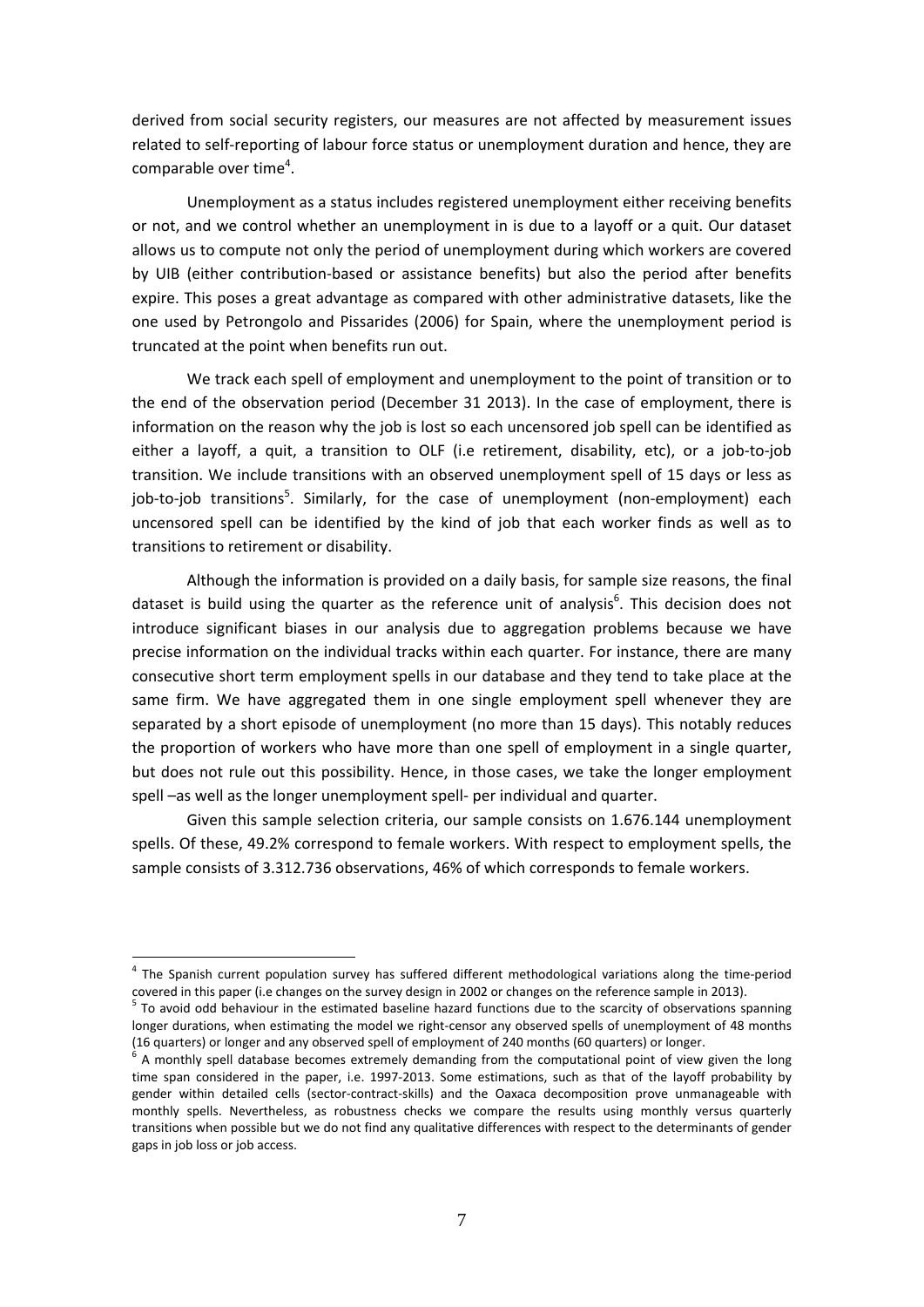derived from social security registers, our measures are not affected by measurement issues related to self-reporting of labour force status or unemployment duration and hence, they are comparable over time[4].

Unemployment as a status includes registered unemployment either receiving benefits or not, and we control whether an unemployment in is due to a layoff or a quit. Our dataset allows us to compute not only the period of unemployment during which workers are covered by UIB (either contribution-based or assistance benefits) but also the period after benefits expire. This poses a great advantage as compared with other administrative datasets, like the one used by Petrongolo and Pissarides (2006) for Spain, where the unemployment period is truncated at the point when benefits run out.

We track each spell of employment and unemployment to the point of transition or to the end of the observation period (December 31 2013). In the case of employment, there is information on the reason why the job is lost so each uncensored job spell can be identified as either a layoff, a quit, a transition to OLF (i.e retirement, disability, etc), or a job-to-job transition. We include transitions with an observed unemployment spell of 15 days or less as job-to-job transitions[5]. Similarly, for the case of unemployment (non-employment) each uncensored spell can be identified by the kind of job that each worker finds as well as to transitions to retirement or disability.

Although the information is provided on a daily basis, for sample size reasons, the final dataset is build using the quarter as the reference unit of analysis[6]. This decision does not introduce significant biases in our analysis due to aggregation problems because we have precise information on the individual tracks within each quarter. For instance, there are many consecutive short term employment spells in our database and they tend to take place at the same firm. We have aggregated them in one single employment spell whenever they are separated by a short episode of unemployment (no more than 15 days). This notably reduces the proportion of workers who have more than one spell of employment in a single quarter, but does not rule out this possibility. Hence, in those cases, we take the longer employment spell –as well as the longer unemployment spell- per individual and quarter.

Given this sample selection criteria, our sample consists on 1.676.144 unemployment spells. Of these, 49.2% correspond to female workers. With respect to employment spells, the sample consists of 3.312.736 observations, 46% of which corresponds to female workers.

---

[4] The Spanish current population survey has suffered different methodological variations along the time-period covered in this paper (i.e changes on the survey design in 2002 or changes on the reference sample in 2013).

[5] To avoid odd behaviour in the estimated baseline hazard functions due to the scarcity of observations spanning longer durations, when estimating the model we right-censor any observed spells of unemployment of 48 months (16 quarters) or longer and any observed spell of employment of 240 months (60 quarters) or longer.

[6] A monthly spell database becomes extremely demanding from the computational point of view given the long time span considered in the paper, i.e. 1997-2013. Some estimations, such as that of the layoff probability by gender within detailed cells (sector-contract-skills) and the Oaxaca decomposition prove unmanageable with monthly spells. Nevertheless, as robustness checks we compare the results using monthly versus quarterly transitions when possible but we do not find any qualitative differences with respect to the determinants of gender gaps in job loss or job access.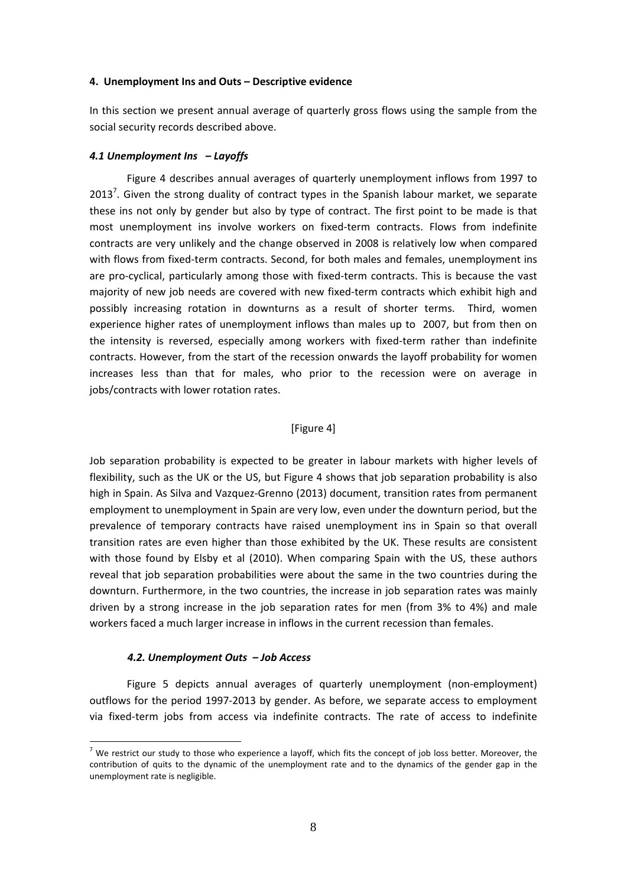## 4. Unemployment Ins and Outs – Descriptive evidence

In this section we present annual average of quarterly gross flows using the sample from the social security records described above.

### *4.1 Unemployment Ins – Layoffs*

Figure 4 describes annual averages of quarterly unemployment inflows from 1997 to 2013[7]. Given the strong duality of contract types in the Spanish labour market, we separate these ins not only by gender but also by type of contract. The first point to be made is that most unemployment ins involve workers on fixed-term contracts. Flows from indefinite contracts are very unlikely and the change observed in 2008 is relatively low when compared with flows from fixed-term contracts. Second, for both males and females, unemployment ins are pro-cyclical, particularly among those with fixed-term contracts. This is because the vast majority of new job needs are covered with new fixed-term contracts which exhibit high and possibly increasing rotation in downturns as a result of shorter terms. Third, women experience higher rates of unemployment inflows than males up to 2007, but from then on the intensity is reversed, especially among workers with fixed-term rather than indefinite contracts. However, from the start of the recession onwards the layoff probability for women increases less than that for males, who prior to the recession were on average in jobs/contracts with lower rotation rates.

[Figure 4]

Job separation probability is expected to be greater in labour markets with higher levels of flexibility, such as the UK or the US, but Figure 4 shows that job separation probability is also high in Spain. As Silva and Vazquez-Grenno (2013) document, transition rates from permanent employment to unemployment in Spain are very low, even under the downturn period, but the prevalence of temporary contracts have raised unemployment ins in Spain so that overall transition rates are even higher than those exhibited by the UK. These results are consistent with those found by Elsby et al (2010). When comparing Spain with the US, these authors reveal that job separation probabilities were about the same in the two countries during the downturn. Furthermore, in the two countries, the increase in job separation rates was mainly driven by a strong increase in the job separation rates for men (from 3% to 4%) and male workers faced a much larger increase in inflows in the current recession than females.

### *4.2. Unemployment Outs – Job Access*

Figure 5 depicts annual averages of quarterly unemployment (non-employment) outflows for the period 1997-2013 by gender. As before, we separate access to employment via fixed-term jobs from access via indefinite contracts. The rate of access to indefinite

[7] We restrict our study to those who experience a layoff, which fits the concept of job loss better. Moreover, the contribution of quits to the dynamic of the unemployment rate and to the dynamics of the gender gap in the unemployment rate is negligible.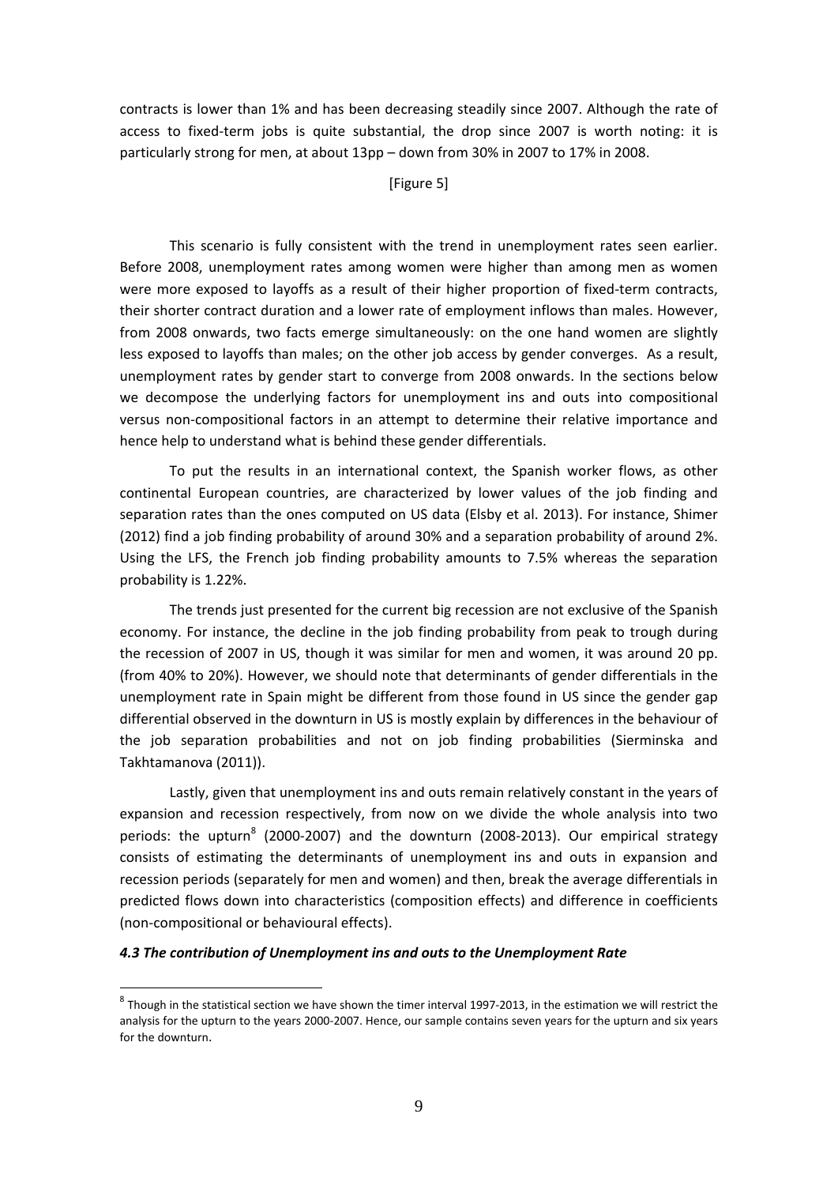contracts is lower than 1% and has been decreasing steadily since 2007. Although the rate of access to fixed-term jobs is quite substantial, the drop since 2007 is worth noting: it is particularly strong for men, at about 13pp – down from 30% in 2007 to 17% in 2008.

[Figure 5]

This scenario is fully consistent with the trend in unemployment rates seen earlier. Before 2008, unemployment rates among women were higher than among men as women were more exposed to layoffs as a result of their higher proportion of fixed-term contracts, their shorter contract duration and a lower rate of employment inflows than males. However, from 2008 onwards, two facts emerge simultaneously: on the one hand women are slightly less exposed to layoffs than males; on the other job access by gender converges. As a result, unemployment rates by gender start to converge from 2008 onwards. In the sections below we decompose the underlying factors for unemployment ins and outs into compositional versus non-compositional factors in an attempt to determine their relative importance and hence help to understand what is behind these gender differentials.

To put the results in an international context, the Spanish worker flows, as other continental European countries, are characterized by lower values of the job finding and separation rates than the ones computed on US data (Elsby et al. 2013). For instance, Shimer (2012) find a job finding probability of around 30% and a separation probability of around 2%. Using the LFS, the French job finding probability amounts to 7.5% whereas the separation probability is 1.22%.

The trends just presented for the current big recession are not exclusive of the Spanish economy. For instance, the decline in the job finding probability from peak to trough during the recession of 2007 in US, though it was similar for men and women, it was around 20 pp. (from 40% to 20%). However, we should note that determinants of gender differentials in the unemployment rate in Spain might be different from those found in US since the gender gap differential observed in the downturn in US is mostly explain by differences in the behaviour of the job separation probabilities and not on job finding probabilities (Sierminska and Takhtamanova (2011)).

Lastly, given that unemployment ins and outs remain relatively constant in the years of expansion and recession respectively, from now on we divide the whole analysis into two periods: the upturn[8] (2000-2007) and the downturn (2008-2013). Our empirical strategy consists of estimating the determinants of unemployment ins and outs in expansion and recession periods (separately for men and women) and then, break the average differentials in predicted flows down into characteristics (composition effects) and difference in coefficients (non-compositional or behavioural effects).

### *4.3 The contribution of Unemployment ins and outs to the Unemployment Rate*

[8] Though in the statistical section we have shown the timer interval 1997-2013, in the estimation we will restrict the analysis for the upturn to the years 2000-2007. Hence, our sample contains seven years for the upturn and six years for the downturn.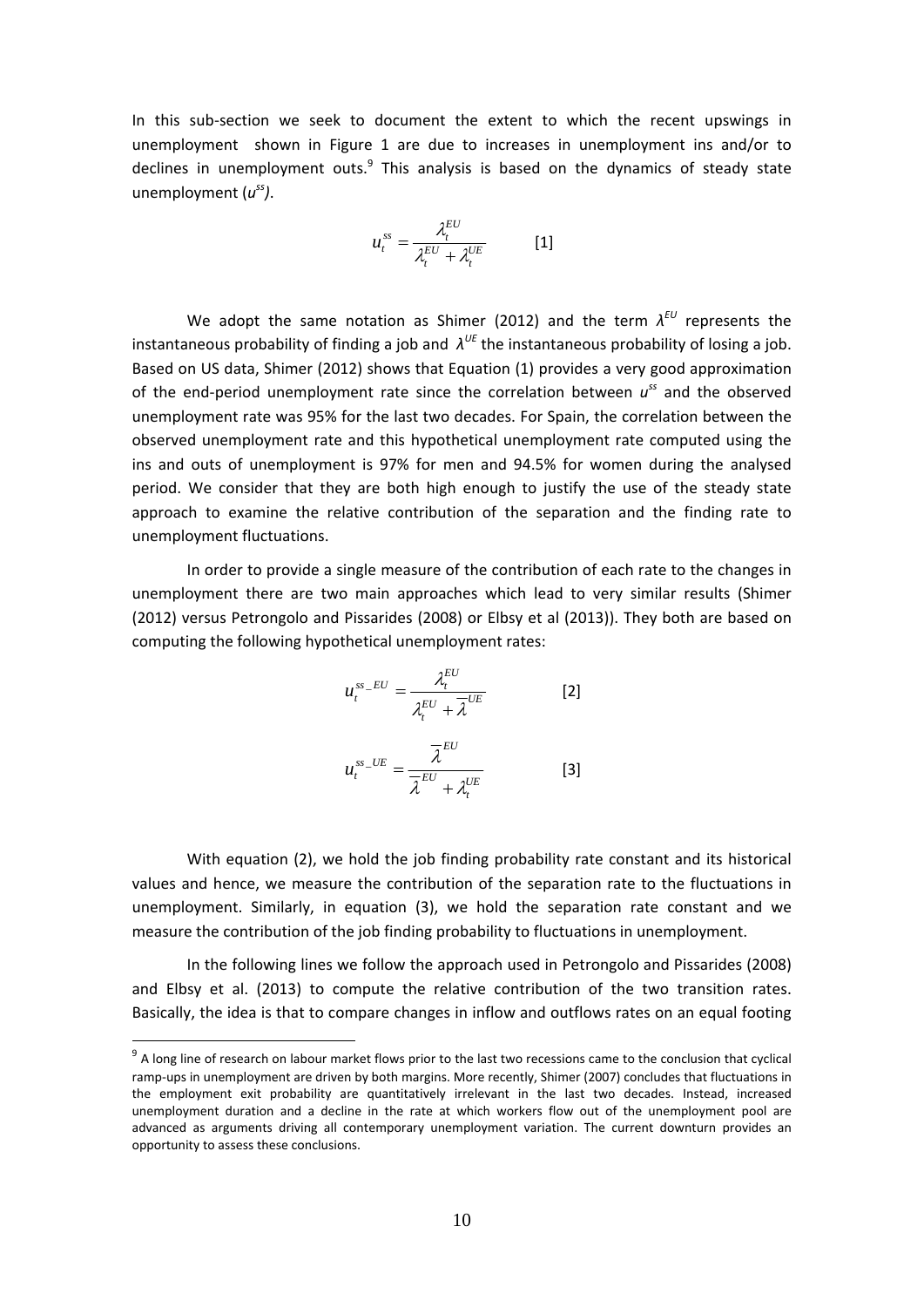In this sub-section we seek to document the extent to which the recent upswings in unemployment shown in Figure 1 are due to increases in unemployment ins and/or to declines in unemployment outs.[9] This analysis is based on the dynamics of steady state unemployment ($u^{ss}$).

$$u_t^{ss} = \frac{\lambda_t^{EU}}{\lambda_t^{EU} + \lambda_t^{UE}} \qquad [1]$$

We adopt the same notation as Shimer (2012) and the term $\lambda^{EU}$ represents the instantaneous probability of finding a job and $\lambda^{UE}$ the instantaneous probability of losing a job. Based on US data, Shimer (2012) shows that Equation (1) provides a very good approximation of the end-period unemployment rate since the correlation between $u^{ss}$ and the observed unemployment rate was 95% for the last two decades. For Spain, the correlation between the observed unemployment rate and this hypothetical unemployment rate computed using the ins and outs of unemployment is 97% for men and 94.5% for women during the analysed period. We consider that they are both high enough to justify the use of the steady state approach to examine the relative contribution of the separation and the finding rate to unemployment fluctuations.

In order to provide a single measure of the contribution of each rate to the changes in unemployment there are two main approaches which lead to very similar results (Shimer (2012) versus Petrongolo and Pissarides (2008) or Elbsy et al (2013)). They both are based on computing the following hypothetical unemployment rates:

$$u_t^{ss\_EU} = \frac{\lambda_t^{EU}}{\lambda_t^{EU} + \overline{\lambda}^{UE}} \qquad [2]$$

$$u_t^{ss\_UE} = \frac{\overline{\lambda}^{EU}}{\overline{\lambda}^{EU} + \lambda_t^{UE}} \qquad [3]$$

With equation (2), we hold the job finding probability rate constant and its historical values and hence, we measure the contribution of the separation rate to the fluctuations in unemployment. Similarly, in equation (3), we hold the separation rate constant and we measure the contribution of the job finding probability to fluctuations in unemployment.

In the following lines we follow the approach used in Petrongolo and Pissarides (2008) and Elbsy et al. (2013) to compute the relative contribution of the two transition rates. Basically, the idea is that to compare changes in inflow and outflows rates on an equal footing

[9] A long line of research on labour market flows prior to the last two recessions came to the conclusion that cyclical ramp-ups in unemployment are driven by both margins. More recently, Shimer (2007) concludes that fluctuations in the employment exit probability are quantitatively irrelevant in the last two decades. Instead, increased unemployment duration and a decline in the rate at which workers flow out of the unemployment pool are advanced as arguments driving all contemporary unemployment variation. The current downturn provides an opportunity to assess these conclusions.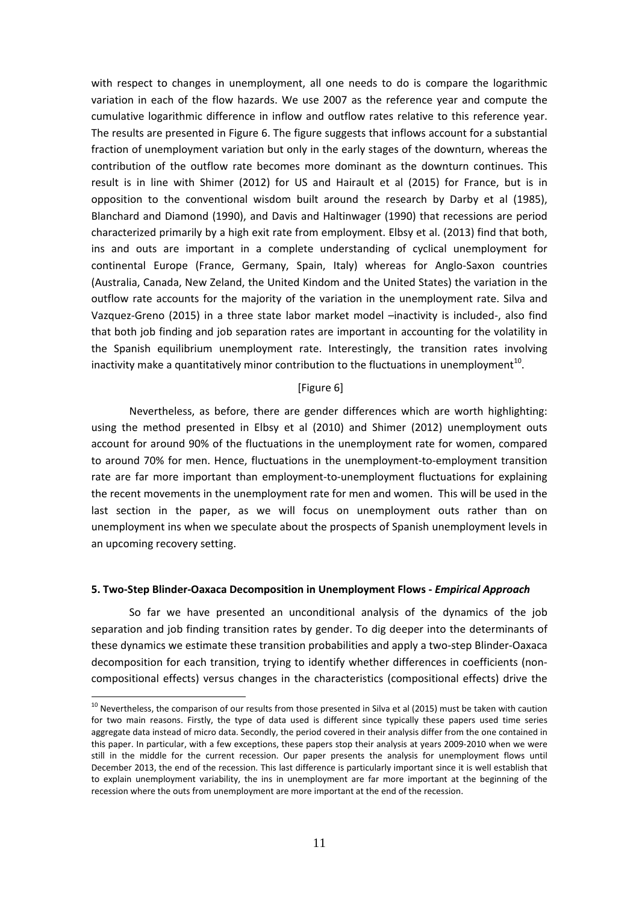with respect to changes in unemployment, all one needs to do is compare the logarithmic variation in each of the flow hazards. We use 2007 as the reference year and compute the cumulative logarithmic difference in inflow and outflow rates relative to this reference year. The results are presented in Figure 6. The figure suggests that inflows account for a substantial fraction of unemployment variation but only in the early stages of the downturn, whereas the contribution of the outflow rate becomes more dominant as the downturn continues. This result is in line with Shimer (2012) for US and Hairault et al (2015) for France, but is in opposition to the conventional wisdom built around the research by Darby et al (1985), Blanchard and Diamond (1990), and Davis and Haltinwager (1990) that recessions are period characterized primarily by a high exit rate from employment. Elbsy et al. (2013) find that both, ins and outs are important in a complete understanding of cyclical unemployment for continental Europe (France, Germany, Spain, Italy) whereas for Anglo-Saxon countries (Australia, Canada, New Zeland, the United Kindom and the United States) the variation in the outflow rate accounts for the majority of the variation in the unemployment rate. Silva and Vazquez-Greno (2015) in a three state labor market model –inactivity is included-, also find that both job finding and job separation rates are important in accounting for the volatility in the Spanish equilibrium unemployment rate. Interestingly, the transition rates involving inactivity make a quantitatively minor contribution to the fluctuations in unemployment[10].

[Figure 6]

Nevertheless, as before, there are gender differences which are worth highlighting: using the method presented in Elbsy et al (2010) and Shimer (2012) unemployment outs account for around 90% of the fluctuations in the unemployment rate for women, compared to around 70% for men. Hence, fluctuations in the unemployment-to-employment transition rate are far more important than employment-to-unemployment fluctuations for explaining the recent movements in the unemployment rate for men and women. This will be used in the last section in the paper, as we will focus on unemployment outs rather than on unemployment ins when we speculate about the prospects of Spanish unemployment levels in an upcoming recovery setting.

### 5. Two-Step Blinder-Oaxaca Decomposition in Unemployment Flows - *Empirical Approach*

So far we have presented an unconditional analysis of the dynamics of the job separation and job finding transition rates by gender. To dig deeper into the determinants of these dynamics we estimate these transition probabilities and apply a two-step Blinder-Oaxaca decomposition for each transition, trying to identify whether differences in coefficients (non-compositional effects) versus changes in the characteristics (compositional effects) drive the

[10] Nevertheless, the comparison of our results from those presented in Silva et al (2015) must be taken with caution for two main reasons. Firstly, the type of data used is different since typically these papers used time series aggregate data instead of micro data. Secondly, the period covered in their analysis differ from the one contained in this paper. In particular, with a few exceptions, these papers stop their analysis at years 2009-2010 when we were still in the middle for the current recession. Our paper presents the analysis for unemployment flows until December 2013, the end of the recession. This last difference is particularly important since it is well establish that to explain unemployment variability, the ins in unemployment are far more important at the beginning of the recession where the outs from unemployment are more important at the end of the recession.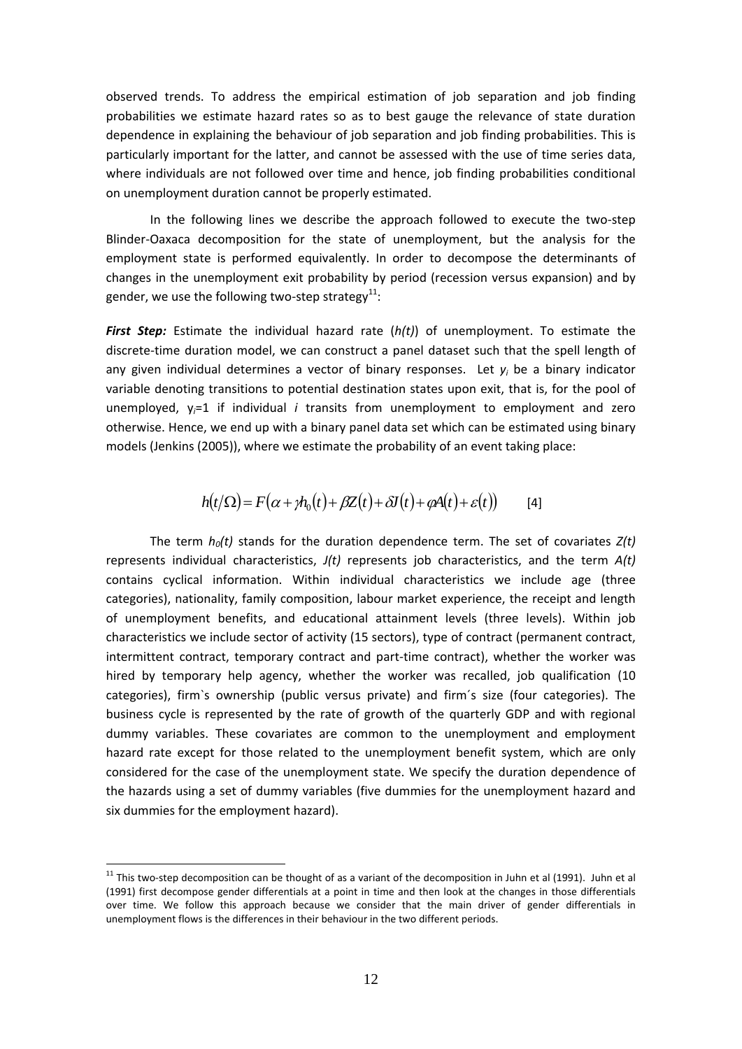observed trends. To address the empirical estimation of job separation and job finding probabilities we estimate hazard rates so as to best gauge the relevance of state duration dependence in explaining the behaviour of job separation and job finding probabilities. This is particularly important for the latter, and cannot be assessed with the use of time series data, where individuals are not followed over time and hence, job finding probabilities conditional on unemployment duration cannot be properly estimated.

In the following lines we describe the approach followed to execute the two-step Blinder-Oaxaca decomposition for the state of unemployment, but the analysis for the employment state is performed equivalently. In order to decompose the determinants of changes in the unemployment exit probability by period (recession versus expansion) and by gender, we use the following two-step strategy[11]:

***First Step:*** Estimate the individual hazard rate (*h(t)*) of unemployment. To estimate the discrete-time duration model, we can construct a panel dataset such that the spell length of any given individual determines a vector of binary responses. Let $y_i$ be a binary indicator variable denoting transitions to potential destination states upon exit, that is, for the pool of unemployed, $y_i=1$ if individual *i* transits from unemployment to employment and zero otherwise. Hence, we end up with a binary panel data set which can be estimated using binary models (Jenkins (2005)), where we estimate the probability of an event taking place:

$$h(t/\Omega) = F(\alpha + \gamma h_0(t) + \beta Z(t) + \delta J(t) + \varphi A(t) + \varepsilon(t)) \qquad [4]$$

The term $h_0(t)$ stands for the duration dependence term. The set of covariates *Z(t)* represents individual characteristics, *J(t)* represents job characteristics, and the term *A(t)* contains cyclical information. Within individual characteristics we include age (three categories), nationality, family composition, labour market experience, the receipt and length of unemployment benefits, and educational attainment levels (three levels). Within job characteristics we include sector of activity (15 sectors), type of contract (permanent contract, intermittent contract, temporary contract and part-time contract), whether the worker was hired by temporary help agency, whether the worker was recalled, job qualification (10 categories), firm`s ownership (public versus private) and firm´s size (four categories). The business cycle is represented by the rate of growth of the quarterly GDP and with regional dummy variables. These covariates are common to the unemployment and employment hazard rate except for those related to the unemployment benefit system, which are only considered for the case of the unemployment state. We specify the duration dependence of the hazards using a set of dummy variables (five dummies for the unemployment hazard and six dummies for the employment hazard).

[11] This two-step decomposition can be thought of as a variant of the decomposition in Juhn et al (1991). Juhn et al (1991) first decompose gender differentials at a point in time and then look at the changes in those differentials over time. We follow this approach because we consider that the main driver of gender differentials in unemployment flows is the differences in their behaviour in the two different periods.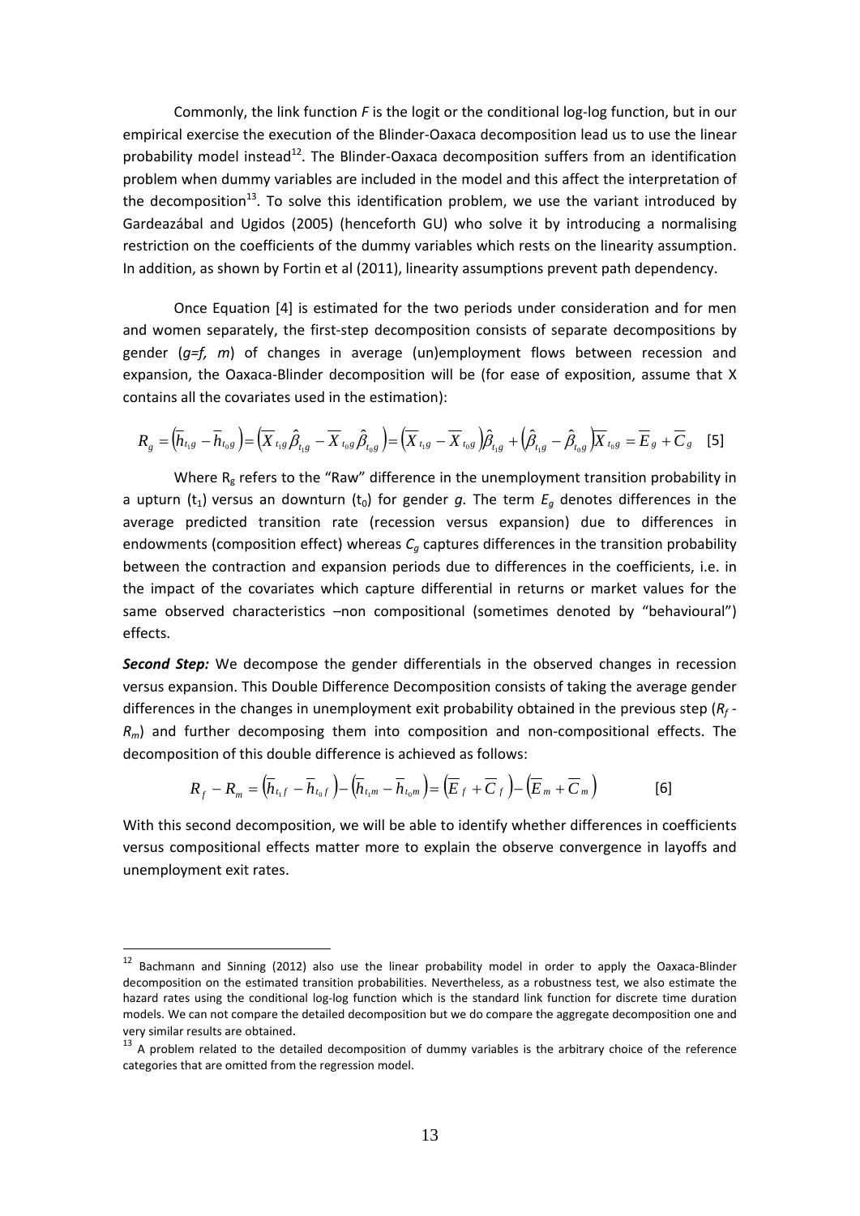Commonly, the link function *F* is the logit or the conditional log-log function, but in our empirical exercise the execution of the Blinder-Oaxaca decomposition lead us to use the linear probability model instead[12]. The Blinder-Oaxaca decomposition suffers from an identification problem when dummy variables are included in the model and this affect the interpretation of the decomposition[13]. To solve this identification problem, we use the variant introduced by Gardeazábal and Ugidos (2005) (henceforth GU) who solve it by introducing a normalising restriction on the coefficients of the dummy variables which rests on the linearity assumption. In addition, as shown by Fortin et al (2011), linearity assumptions prevent path dependency.

Once Equation [4] is estimated for the two periods under consideration and for men and women separately, the first-step decomposition consists of separate decompositions by gender (*g=f, m*) of changes in average (un)employment flows between recession and expansion, the Oaxaca-Blinder decomposition will be (for ease of exposition, assume that X contains all the covariates used in the estimation):

$$R_g = \left(\overline{h}_{t_1 g} - \overline{h}_{t_0 g}\right) = \left(\overline{X}_{t_1 g}\hat{\beta}_{t_1 g} - \overline{X}_{t_0 g}\hat{\beta}_{t_0 g}\right) = \left(\overline{X}_{t_1 g} - \overline{X}_{t_0 g}\right)\hat{\beta}_{t_1 g} + \left(\hat{\beta}_{t_1 g} - \hat{\beta}_{t_0 g}\right)\overline{X}_{t_0 g} = \overline{E}_g + \overline{C}_g \quad [5]$$

Where $R_g$ refers to the "Raw" difference in the unemployment transition probability in a upturn ($t_1$) versus an downturn ($t_0$) for gender *g.* The term $E_g$ denotes differences in the average predicted transition rate (recession versus expansion) due to differences in endowments (composition effect) whereas $C_g$ captures differences in the transition probability between the contraction and expansion periods due to differences in the coefficients, i.e. in the impact of the covariates which capture differential in returns or market values for the same observed characteristics –non compositional (sometimes denoted by "behavioural") effects.

***Second Step:*** We decompose the gender differentials in the observed changes in recession versus expansion. This Double Difference Decomposition consists of taking the average gender differences in the changes in unemployment exit probability obtained in the previous step ($R_f$ - $R_m$) and further decomposing them into composition and non-compositional effects. The decomposition of this double difference is achieved as follows:

$$R_f - R_m = \left(\overline{h}_{t_1 f} - \overline{h}_{t_0 f}\right) - \left(\overline{h}_{t_1 m} - \overline{h}_{t_0 m}\right) = \left(\overline{E}_f + \overline{C}_f\right) - \left(\overline{E}_m + \overline{C}_m\right) \qquad [6]$$

With this second decomposition, we will be able to identify whether differences in coefficients versus compositional effects matter more to explain the observe convergence in layoffs and unemployment exit rates.

---

[12] Bachmann and Sinning (2012) also use the linear probability model in order to apply the Oaxaca-Blinder decomposition on the estimated transition probabilities. Nevertheless, as a robustness test, we also estimate the hazard rates using the conditional log-log function which is the standard link function for discrete time duration models. We can not compare the detailed decomposition but we do compare the aggregate decomposition one and very similar results are obtained.

[13] A problem related to the detailed decomposition of dummy variables is the arbitrary choice of the reference categories that are omitted from the regression model.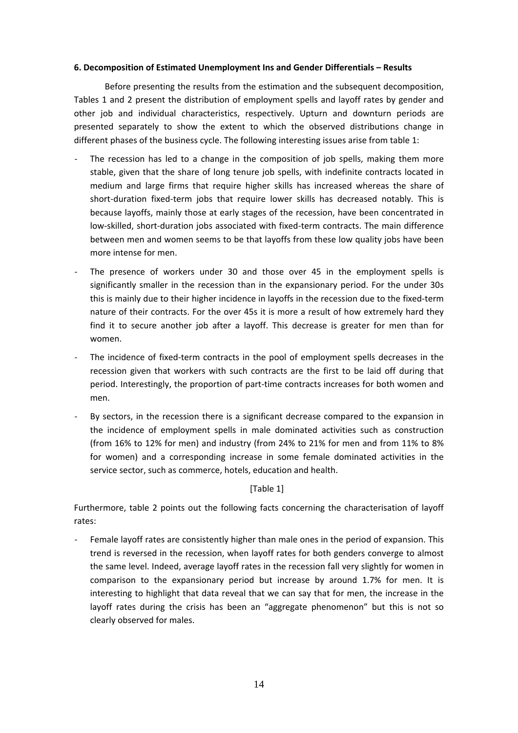### 6. Decomposition of Estimated Unemployment Ins and Gender Differentials – Results

Before presenting the results from the estimation and the subsequent decomposition, Tables 1 and 2 present the distribution of employment spells and layoff rates by gender and other job and individual characteristics, respectively. Upturn and downturn periods are presented separately to show the extent to which the observed distributions change in different phases of the business cycle. The following interesting issues arise from table 1:

- The recession has led to a change in the composition of job spells, making them more stable, given that the share of long tenure job spells, with indefinite contracts located in medium and large firms that require higher skills has increased whereas the share of short-duration fixed-term jobs that require lower skills has decreased notably. This is because layoffs, mainly those at early stages of the recession, have been concentrated in low-skilled, short-duration jobs associated with fixed-term contracts. The main difference between men and women seems to be that layoffs from these low quality jobs have been more intense for men.
- The presence of workers under 30 and those over 45 in the employment spells is significantly smaller in the recession than in the expansionary period. For the under 30s this is mainly due to their higher incidence in layoffs in the recession due to the fixed-term nature of their contracts. For the over 45s it is more a result of how extremely hard they find it to secure another job after a layoff. This decrease is greater for men than for women.
- The incidence of fixed-term contracts in the pool of employment spells decreases in the recession given that workers with such contracts are the first to be laid off during that period. Interestingly, the proportion of part-time contracts increases for both women and men.
- By sectors, in the recession there is a significant decrease compared to the expansion in the incidence of employment spells in male dominated activities such as construction (from 16% to 12% for men) and industry (from 24% to 21% for men and from 11% to 8% for women) and a corresponding increase in some female dominated activities in the service sector, such as commerce, hotels, education and health.

[Table 1]

Furthermore, table 2 points out the following facts concerning the characterisation of layoff rates:

- Female layoff rates are consistently higher than male ones in the period of expansion. This trend is reversed in the recession, when layoff rates for both genders converge to almost the same level. Indeed, average layoff rates in the recession fall very slightly for women in comparison to the expansionary period but increase by around 1.7% for men. It is interesting to highlight that data reveal that we can say that for men, the increase in the layoff rates during the crisis has been an "aggregate phenomenon" but this is not so clearly observed for males.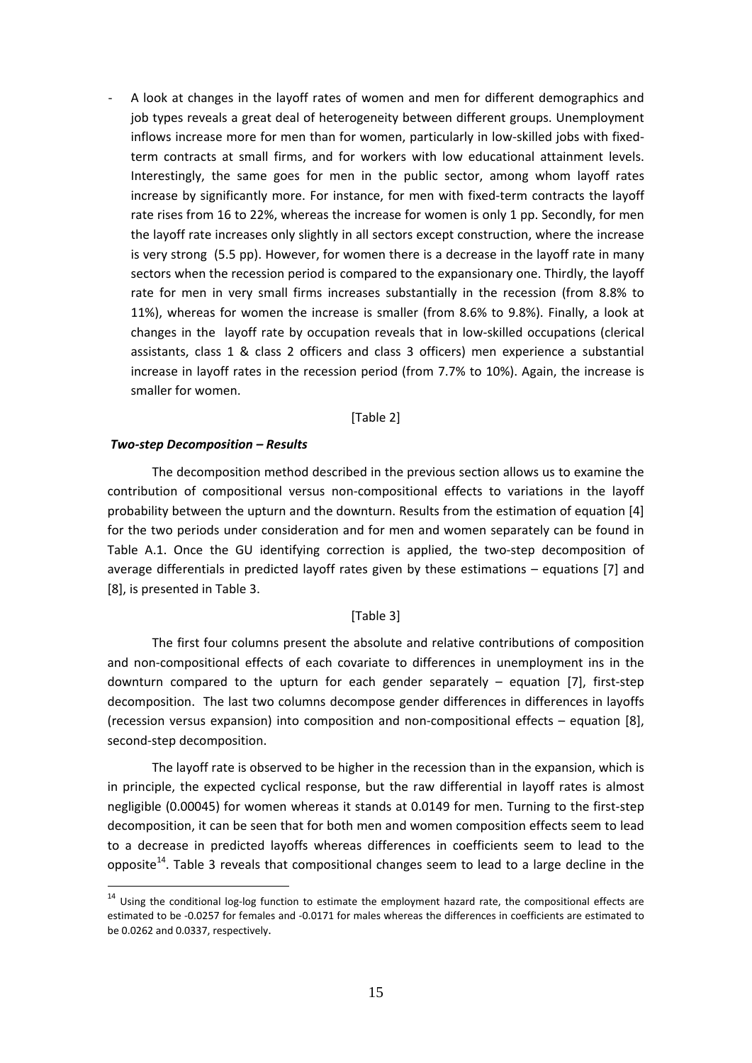- A look at changes in the layoff rates of women and men for different demographics and job types reveals a great deal of heterogeneity between different groups. Unemployment inflows increase more for men than for women, particularly in low-skilled jobs with fixed-term contracts at small firms, and for workers with low educational attainment levels. Interestingly, the same goes for men in the public sector, among whom layoff rates increase by significantly more. For instance, for men with fixed-term contracts the layoff rate rises from 16 to 22%, whereas the increase for women is only 1 pp. Secondly, for men the layoff rate increases only slightly in all sectors except construction, where the increase is very strong (5.5 pp). However, for women there is a decrease in the layoff rate in many sectors when the recession period is compared to the expansionary one. Thirdly, the layoff rate for men in very small firms increases substantially in the recession (from 8.8% to 11%), whereas for women the increase is smaller (from 8.6% to 9.8%). Finally, a look at changes in the layoff rate by occupation reveals that in low-skilled occupations (clerical assistants, class 1 & class 2 officers and class 3 officers) men experience a substantial increase in layoff rates in the recession period (from 7.7% to 10%). Again, the increase is smaller for women.

[Table 2]

***Two-step Decomposition – Results***

The decomposition method described in the previous section allows us to examine the contribution of compositional versus non-compositional effects to variations in the layoff probability between the upturn and the downturn. Results from the estimation of equation [4] for the two periods under consideration and for men and women separately can be found in Table A.1. Once the GU identifying correction is applied, the two-step decomposition of average differentials in predicted layoff rates given by these estimations – equations [7] and [8], is presented in Table 3.

[Table 3]

The first four columns present the absolute and relative contributions of composition and non-compositional effects of each covariate to differences in unemployment ins in the downturn compared to the upturn for each gender separately – equation [7], first-step decomposition. The last two columns decompose gender differences in differences in layoffs (recession versus expansion) into composition and non-compositional effects – equation [8], second-step decomposition.

The layoff rate is observed to be higher in the recession than in the expansion, which is in principle, the expected cyclical response, but the raw differential in layoff rates is almost negligible (0.00045) for women whereas it stands at 0.0149 for men. Turning to the first-step decomposition, it can be seen that for both men and women composition effects seem to lead to a decrease in predicted layoffs whereas differences in coefficients seem to lead to the opposite[14]. Table 3 reveals that compositional changes seem to lead to a large decline in the

[14] Using the conditional log-log function to estimate the employment hazard rate, the compositional effects are estimated to be -0.0257 for females and -0.0171 for males whereas the differences in coefficients are estimated to be 0.0262 and 0.0337, respectively.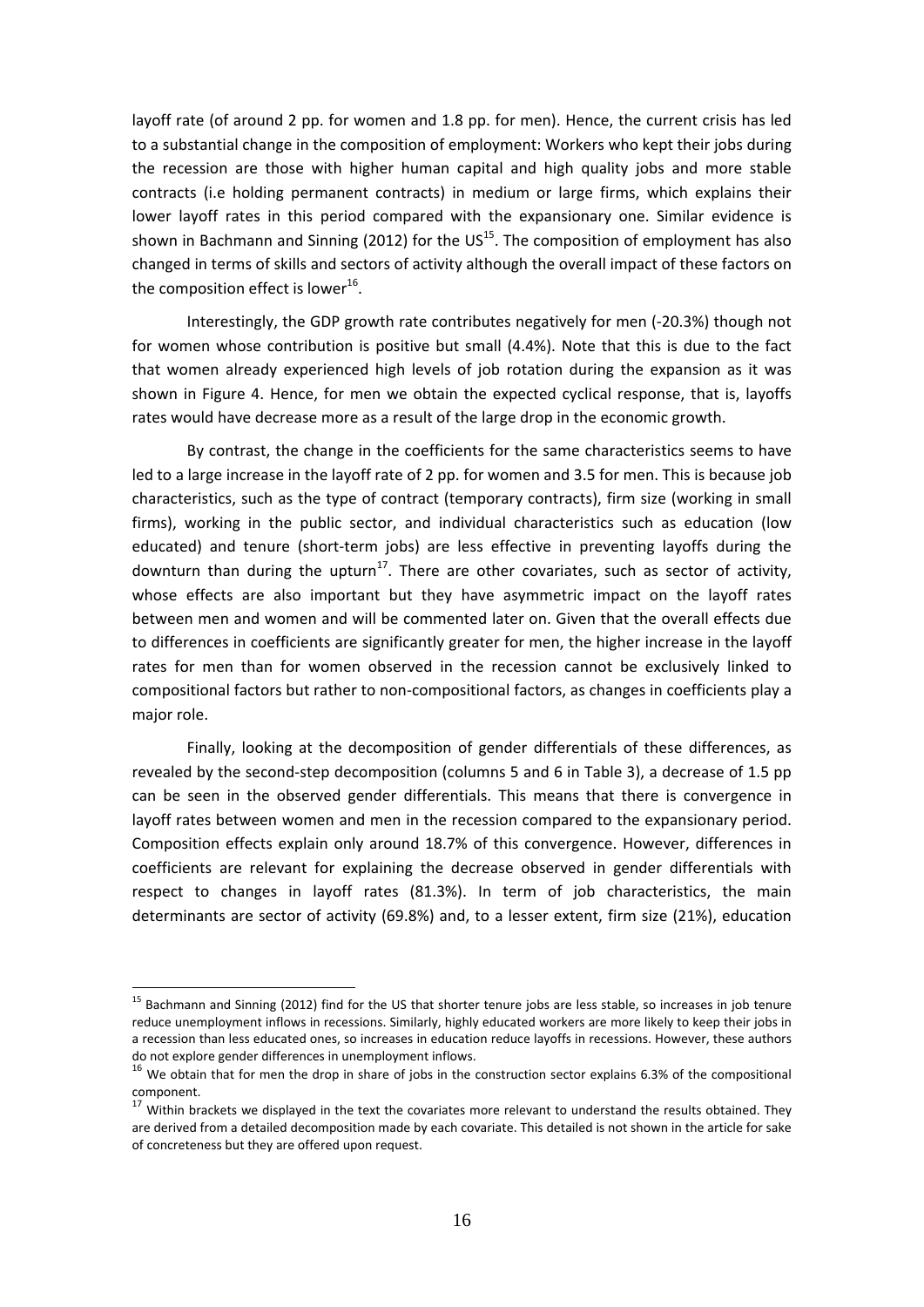layoff rate (of around 2 pp. for women and 1.8 pp. for men). Hence, the current crisis has led to a substantial change in the composition of employment: Workers who kept their jobs during the recession are those with higher human capital and high quality jobs and more stable contracts (i.e holding permanent contracts) in medium or large firms, which explains their lower layoff rates in this period compared with the expansionary one. Similar evidence is shown in Bachmann and Sinning (2012) for the US[15]. The composition of employment has also changed in terms of skills and sectors of activity although the overall impact of these factors on the composition effect is lower[16].

Interestingly, the GDP growth rate contributes negatively for men (-20.3%) though not for women whose contribution is positive but small (4.4%). Note that this is due to the fact that women already experienced high levels of job rotation during the expansion as it was shown in Figure 4. Hence, for men we obtain the expected cyclical response, that is, layoffs rates would have decrease more as a result of the large drop in the economic growth.

By contrast, the change in the coefficients for the same characteristics seems to have led to a large increase in the layoff rate of 2 pp. for women and 3.5 for men. This is because job characteristics, such as the type of contract (temporary contracts), firm size (working in small firms), working in the public sector, and individual characteristics such as education (low educated) and tenure (short-term jobs) are less effective in preventing layoffs during the downturn than during the upturn[17]. There are other covariates, such as sector of activity, whose effects are also important but they have asymmetric impact on the layoff rates between men and women and will be commented later on. Given that the overall effects due to differences in coefficients are significantly greater for men, the higher increase in the layoff rates for men than for women observed in the recession cannot be exclusively linked to compositional factors but rather to non-compositional factors, as changes in coefficients play a major role.

Finally, looking at the decomposition of gender differentials of these differences, as revealed by the second-step decomposition (columns 5 and 6 in Table 3), a decrease of 1.5 pp can be seen in the observed gender differentials. This means that there is convergence in layoff rates between women and men in the recession compared to the expansionary period. Composition effects explain only around 18.7% of this convergence. However, differences in coefficients are relevant for explaining the decrease observed in gender differentials with respect to changes in layoff rates (81.3%). In term of job characteristics, the main determinants are sector of activity (69.8%) and, to a lesser extent, firm size (21%), education

---

[15] Bachmann and Sinning (2012) find for the US that shorter tenure jobs are less stable, so increases in job tenure reduce unemployment inflows in recessions. Similarly, highly educated workers are more likely to keep their jobs in a recession than less educated ones, so increases in education reduce layoffs in recessions. However, these authors do not explore gender differences in unemployment inflows.

[16] We obtain that for men the drop in share of jobs in the construction sector explains 6.3% of the compositional component.

[17] Within brackets we displayed in the text the covariates more relevant to understand the results obtained. They are derived from a detailed decomposition made by each covariate. This detailed is not shown in the article for sake of concreteness but they are offered upon request.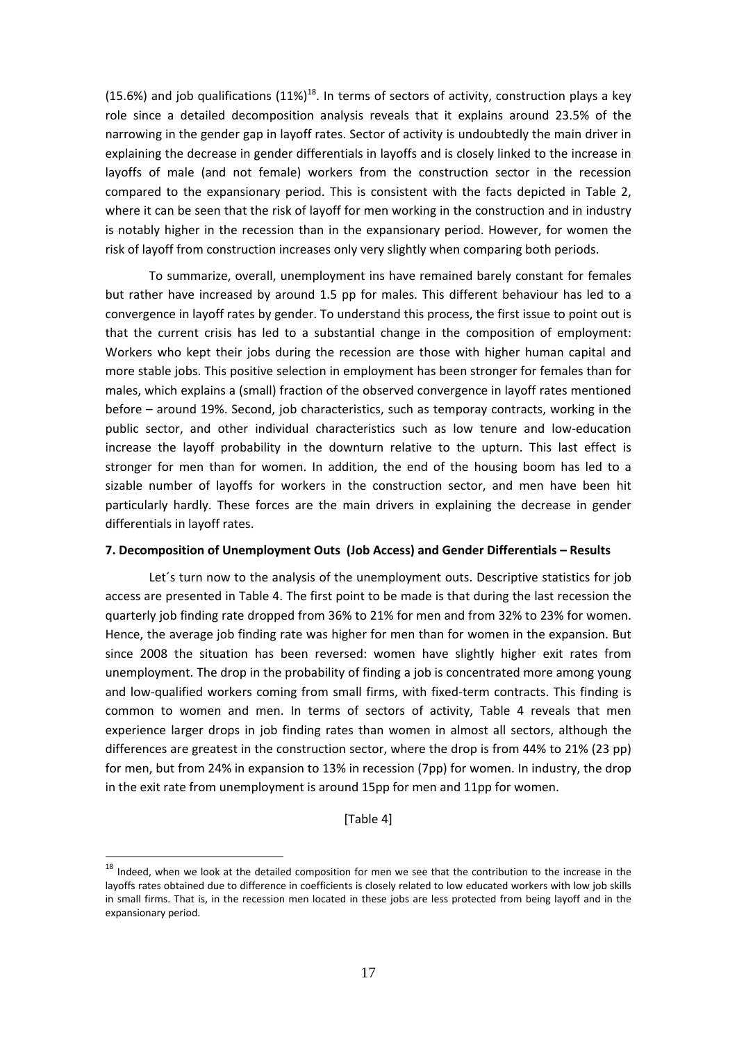(15.6%) and job qualifications (11%)[18]. In terms of sectors of activity, construction plays a key role since a detailed decomposition analysis reveals that it explains around 23.5% of the narrowing in the gender gap in layoff rates. Sector of activity is undoubtedly the main driver in explaining the decrease in gender differentials in layoffs and is closely linked to the increase in layoffs of male (and not female) workers from the construction sector in the recession compared to the expansionary period. This is consistent with the facts depicted in Table 2, where it can be seen that the risk of layoff for men working in the construction and in industry is notably higher in the recession than in the expansionary period. However, for women the risk of layoff from construction increases only very slightly when comparing both periods.

To summarize, overall, unemployment ins have remained barely constant for females but rather have increased by around 1.5 pp for males. This different behaviour has led to a convergence in layoff rates by gender. To understand this process, the first issue to point out is that the current crisis has led to a substantial change in the composition of employment: Workers who kept their jobs during the recession are those with higher human capital and more stable jobs. This positive selection in employment has been stronger for females than for males, which explains a (small) fraction of the observed convergence in layoff rates mentioned before – around 19%. Second, job characteristics, such as temporay contracts, working in the public sector, and other individual characteristics such as low tenure and low-education increase the layoff probability in the downturn relative to the upturn. This last effect is stronger for men than for women. In addition, the end of the housing boom has led to a sizable number of layoffs for workers in the construction sector, and men have been hit particularly hardly. These forces are the main drivers in explaining the decrease in gender differentials in layoff rates.

### 7. Decomposition of Unemployment Outs (Job Access) and Gender Differentials – Results

Let´s turn now to the analysis of the unemployment outs. Descriptive statistics for job access are presented in Table 4. The first point to be made is that during the last recession the quarterly job finding rate dropped from 36% to 21% for men and from 32% to 23% for women. Hence, the average job finding rate was higher for men than for women in the expansion. But since 2008 the situation has been reversed: women have slightly higher exit rates from unemployment. The drop in the probability of finding a job is concentrated more among young and low-qualified workers coming from small firms, with fixed-term contracts. This finding is common to women and men. In terms of sectors of activity, Table 4 reveals that men experience larger drops in job finding rates than women in almost all sectors, although the differences are greatest in the construction sector, where the drop is from 44% to 21% (23 pp) for men, but from 24% in expansion to 13% in recession (7pp) for women. In industry, the drop in the exit rate from unemployment is around 15pp for men and 11pp for women.

[Table 4]

[18] Indeed, when we look at the detailed composition for men we see that the contribution to the increase in the layoffs rates obtained due to difference in coefficients is closely related to low educated workers with low job skills in small firms. That is, in the recession men located in these jobs are less protected from being layoff and in the expansionary period.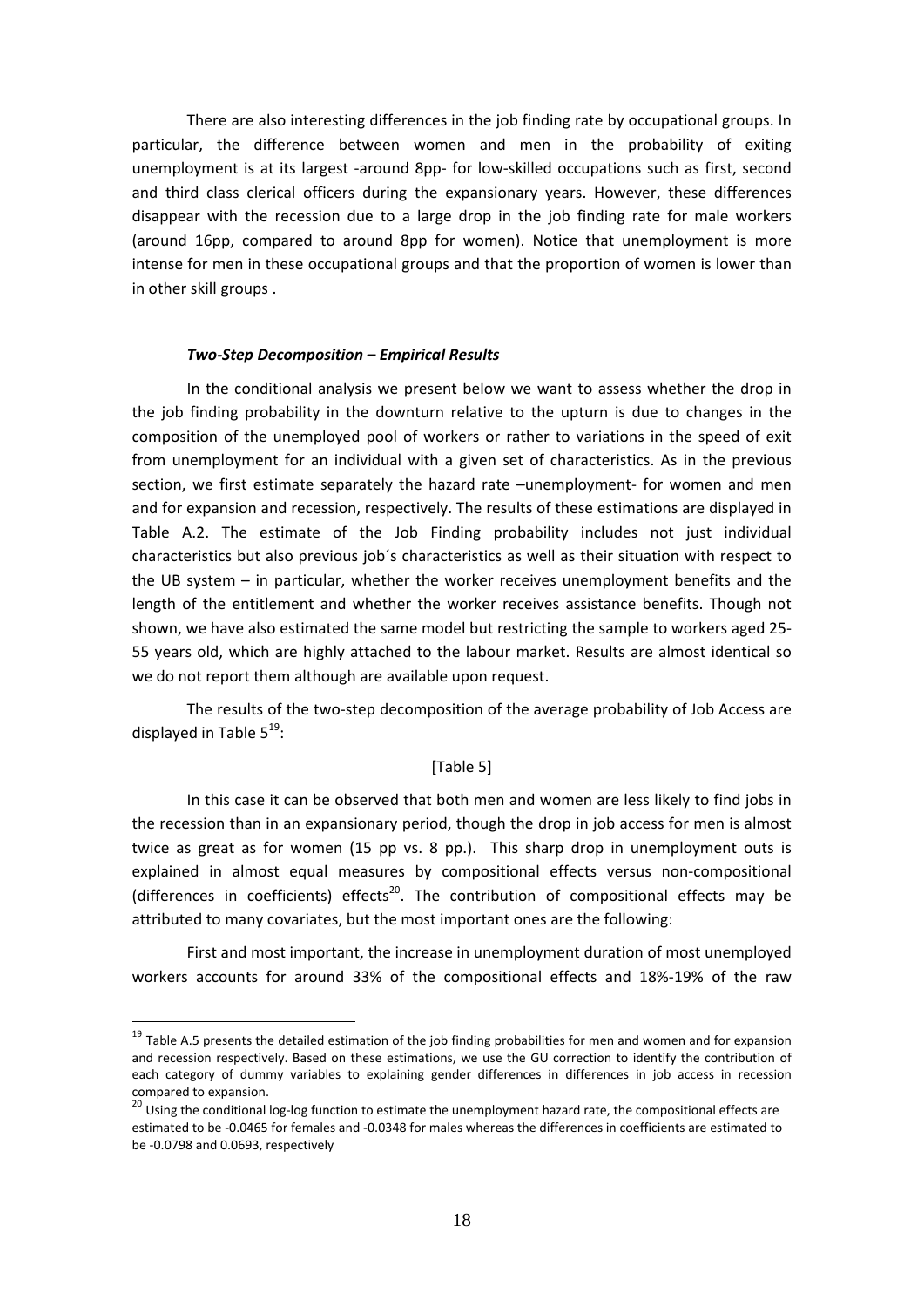There are also interesting differences in the job finding rate by occupational groups. In particular, the difference between women and men in the probability of exiting unemployment is at its largest -around 8pp- for low-skilled occupations such as first, second and third class clerical officers during the expansionary years. However, these differences disappear with the recession due to a large drop in the job finding rate for male workers (around 16pp, compared to around 8pp for women). Notice that unemployment is more intense for men in these occupational groups and that the proportion of women is lower than in other skill groups .

#### ***Two-Step Decomposition – Empirical Results***

In the conditional analysis we present below we want to assess whether the drop in the job finding probability in the downturn relative to the upturn is due to changes in the composition of the unemployed pool of workers or rather to variations in the speed of exit from unemployment for an individual with a given set of characteristics. As in the previous section, we first estimate separately the hazard rate –unemployment- for women and men and for expansion and recession, respectively. The results of these estimations are displayed in Table A.2. The estimate of the Job Finding probability includes not just individual characteristics but also previous job´s characteristics as well as their situation with respect to the UB system – in particular, whether the worker receives unemployment benefits and the length of the entitlement and whether the worker receives assistance benefits. Though not shown, we have also estimated the same model but restricting the sample to workers aged 25-55 years old, which are highly attached to the labour market. Results are almost identical so we do not report them although are available upon request.

The results of the two-step decomposition of the average probability of Job Access are displayed in Table 5[19]:

[Table 5]

In this case it can be observed that both men and women are less likely to find jobs in the recession than in an expansionary period, though the drop in job access for men is almost twice as great as for women (15 pp vs. 8 pp.). This sharp drop in unemployment outs is explained in almost equal measures by compositional effects versus non-compositional (differences in coefficients) effects[20]. The contribution of compositional effects may be attributed to many covariates, but the most important ones are the following:

First and most important, the increase in unemployment duration of most unemployed workers accounts for around 33% of the compositional effects and 18%-19% of the raw

---

[19] Table A.5 presents the detailed estimation of the job finding probabilities for men and women and for expansion and recession respectively. Based on these estimations, we use the GU correction to identify the contribution of each category of dummy variables to explaining gender differences in differences in job access in recession compared to expansion.

[20] Using the conditional log-log function to estimate the unemployment hazard rate, the compositional effects are estimated to be -0.0465 for females and -0.0348 for males whereas the differences in coefficients are estimated to be -0.0798 and 0.0693, respectively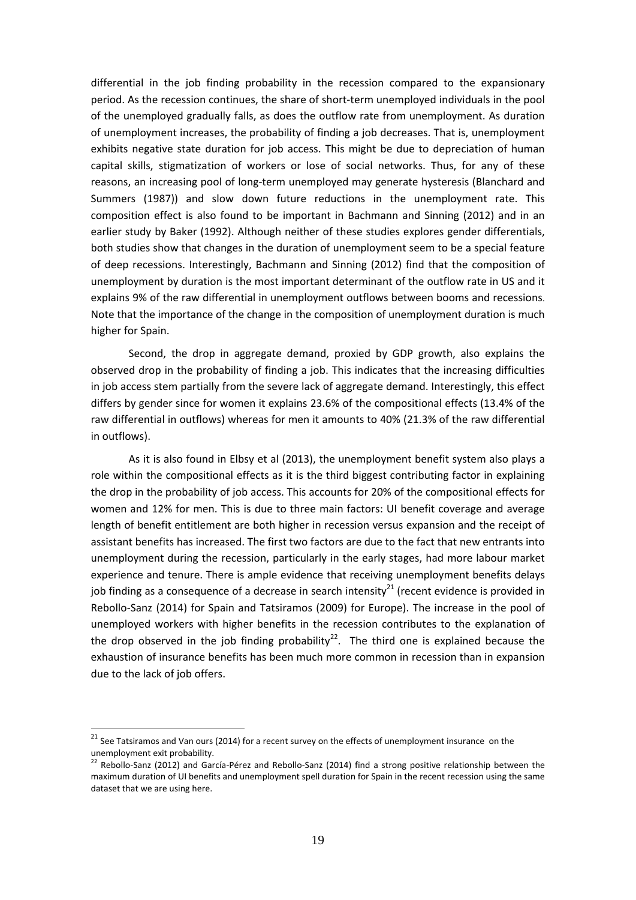differential in the job finding probability in the recession compared to the expansionary period. As the recession continues, the share of short-term unemployed individuals in the pool of the unemployed gradually falls, as does the outflow rate from unemployment. As duration of unemployment increases, the probability of finding a job decreases. That is, unemployment exhibits negative state duration for job access. This might be due to depreciation of human capital skills, stigmatization of workers or lose of social networks. Thus, for any of these reasons, an increasing pool of long-term unemployed may generate hysteresis (Blanchard and Summers (1987)) and slow down future reductions in the unemployment rate. This composition effect is also found to be important in Bachmann and Sinning (2012) and in an earlier study by Baker (1992). Although neither of these studies explores gender differentials, both studies show that changes in the duration of unemployment seem to be a special feature of deep recessions. Interestingly, Bachmann and Sinning (2012) find that the composition of unemployment by duration is the most important determinant of the outflow rate in US and it explains 9% of the raw differential in unemployment outflows between booms and recessions. Note that the importance of the change in the composition of unemployment duration is much higher for Spain.

Second, the drop in aggregate demand, proxied by GDP growth, also explains the observed drop in the probability of finding a job. This indicates that the increasing difficulties in job access stem partially from the severe lack of aggregate demand. Interestingly, this effect differs by gender since for women it explains 23.6% of the compositional effects (13.4% of the raw differential in outflows) whereas for men it amounts to 40% (21.3% of the raw differential in outflows).

As it is also found in Elbsy et al (2013), the unemployment benefit system also plays a role within the compositional effects as it is the third biggest contributing factor in explaining the drop in the probability of job access. This accounts for 20% of the compositional effects for women and 12% for men. This is due to three main factors: UI benefit coverage and average length of benefit entitlement are both higher in recession versus expansion and the receipt of assistant benefits has increased. The first two factors are due to the fact that new entrants into unemployment during the recession, particularly in the early stages, had more labour market experience and tenure. There is ample evidence that receiving unemployment benefits delays job finding as a consequence of a decrease in search intensity[21] (recent evidence is provided in Rebollo-Sanz (2014) for Spain and Tatsiramos (2009) for Europe). The increase in the pool of unemployed workers with higher benefits in the recession contributes to the explanation of the drop observed in the job finding probability[22]. The third one is explained because the exhaustion of insurance benefits has been much more common in recession than in expansion due to the lack of job offers.

---

[21] See Tatsiramos and Van ours (2014) for a recent survey on the effects of unemployment insurance on the unemployment exit probability.

[22] Rebollo-Sanz (2012) and García-Pérez and Rebollo-Sanz (2014) find a strong positive relationship between the maximum duration of UI benefits and unemployment spell duration for Spain in the recent recession using the same dataset that we are using here.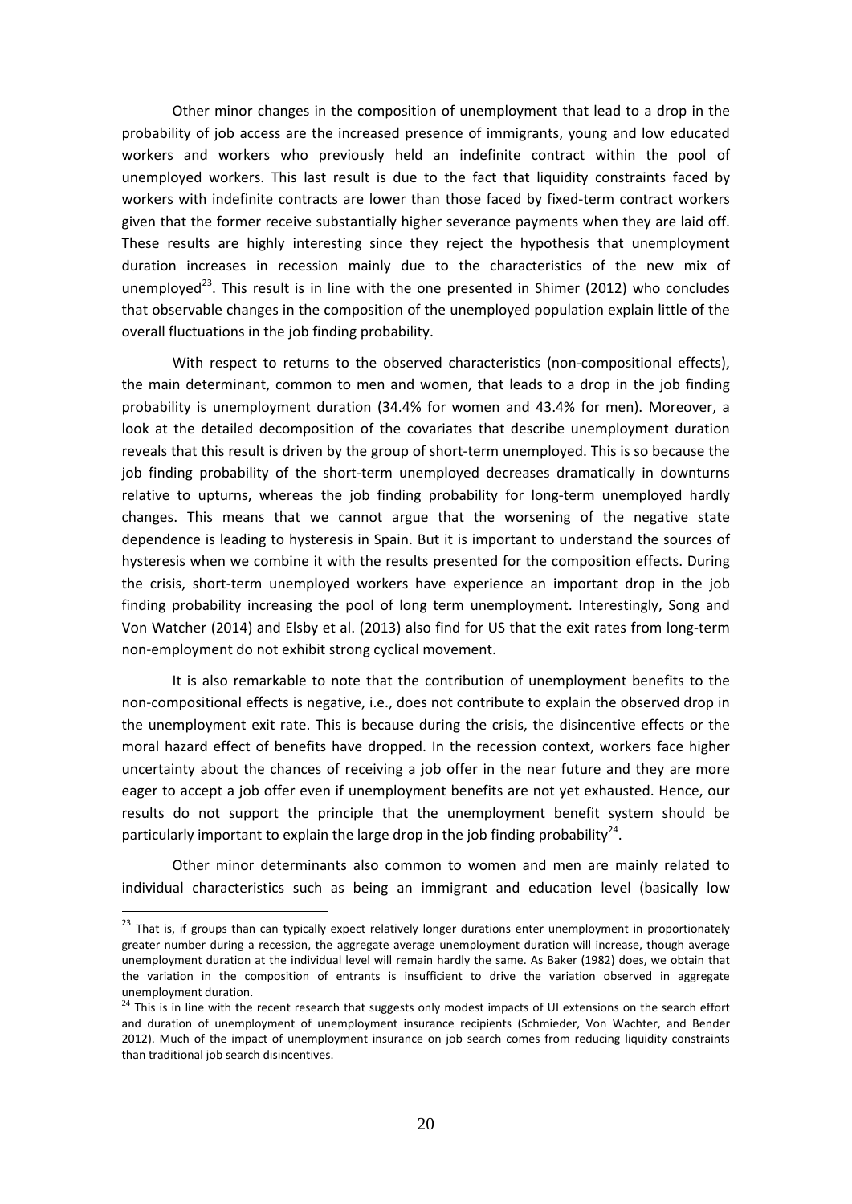Other minor changes in the composition of unemployment that lead to a drop in the probability of job access are the increased presence of immigrants, young and low educated workers and workers who previously held an indefinite contract within the pool of unemployed workers. This last result is due to the fact that liquidity constraints faced by workers with indefinite contracts are lower than those faced by fixed-term contract workers given that the former receive substantially higher severance payments when they are laid off. These results are highly interesting since they reject the hypothesis that unemployment duration increases in recession mainly due to the characteristics of the new mix of unemployed[23]. This result is in line with the one presented in Shimer (2012) who concludes that observable changes in the composition of the unemployed population explain little of the overall fluctuations in the job finding probability.

With respect to returns to the observed characteristics (non-compositional effects), the main determinant, common to men and women, that leads to a drop in the job finding probability is unemployment duration (34.4% for women and 43.4% for men). Moreover, a look at the detailed decomposition of the covariates that describe unemployment duration reveals that this result is driven by the group of short-term unemployed. This is so because the job finding probability of the short-term unemployed decreases dramatically in downturns relative to upturns, whereas the job finding probability for long-term unemployed hardly changes. This means that we cannot argue that the worsening of the negative state dependence is leading to hysteresis in Spain. But it is important to understand the sources of hysteresis when we combine it with the results presented for the composition effects. During the crisis, short-term unemployed workers have experience an important drop in the job finding probability increasing the pool of long term unemployment. Interestingly, Song and Von Watcher (2014) and Elsby et al. (2013) also find for US that the exit rates from long-term non-employment do not exhibit strong cyclical movement.

It is also remarkable to note that the contribution of unemployment benefits to the non-compositional effects is negative, i.e., does not contribute to explain the observed drop in the unemployment exit rate. This is because during the crisis, the disincentive effects or the moral hazard effect of benefits have dropped. In the recession context, workers face higher uncertainty about the chances of receiving a job offer in the near future and they are more eager to accept a job offer even if unemployment benefits are not yet exhausted. Hence, our results do not support the principle that the unemployment benefit system should be particularly important to explain the large drop in the job finding probability[24].

Other minor determinants also common to women and men are mainly related to individual characteristics such as being an immigrant and education level (basically low

---

[23] That is, if groups than can typically expect relatively longer durations enter unemployment in proportionately greater number during a recession, the aggregate average unemployment duration will increase, though average unemployment duration at the individual level will remain hardly the same. As Baker (1982) does, we obtain that the variation in the composition of entrants is insufficient to drive the variation observed in aggregate unemployment duration.

[24] This is in line with the recent research that suggests only modest impacts of UI extensions on the search effort and duration of unemployment of unemployment insurance recipients (Schmieder, Von Wachter, and Bender 2012). Much of the impact of unemployment insurance on job search comes from reducing liquidity constraints than traditional job search disincentives.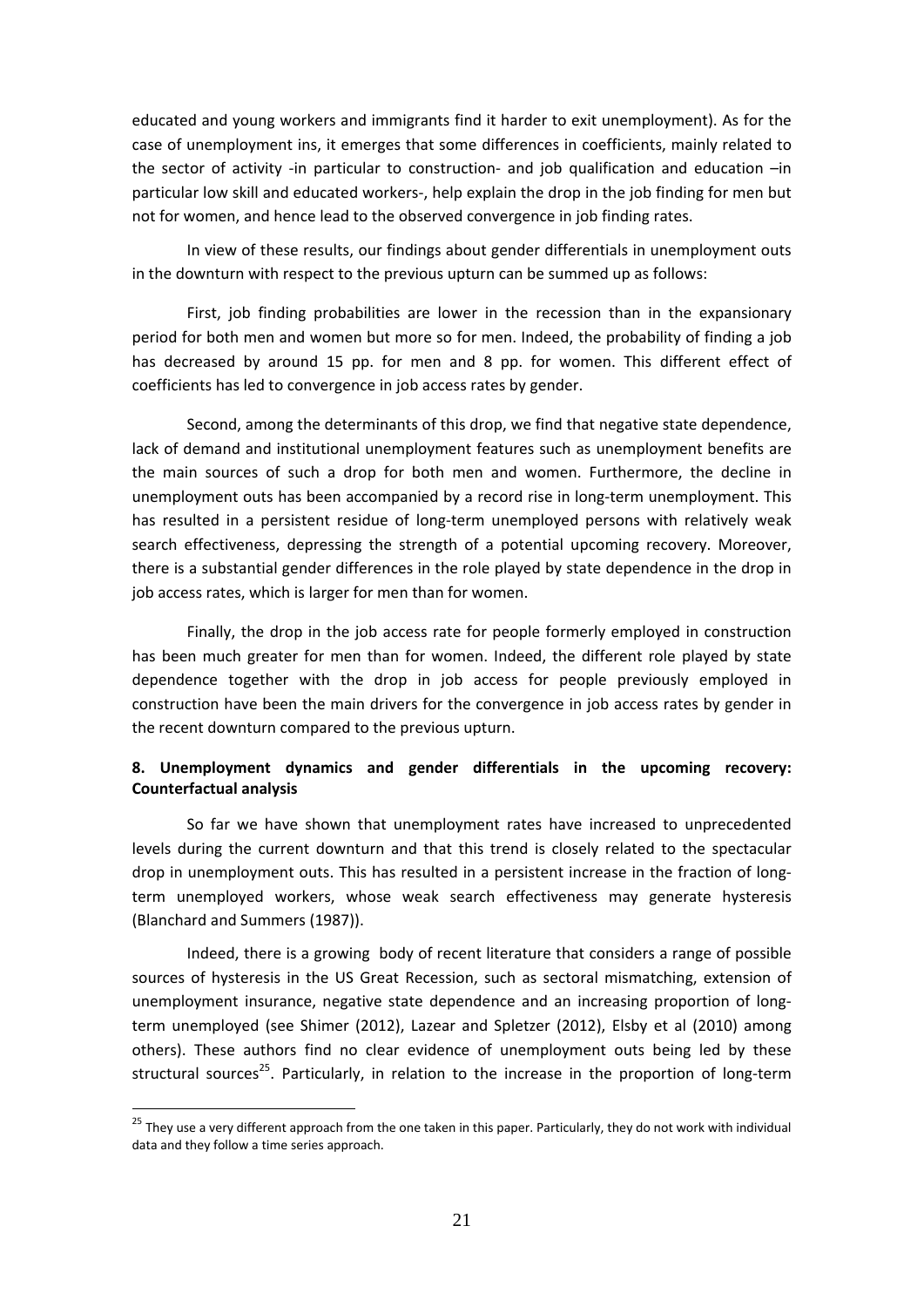educated and young workers and immigrants find it harder to exit unemployment). As for the case of unemployment ins, it emerges that some differences in coefficients, mainly related to the sector of activity -in particular to construction- and job qualification and education –in particular low skill and educated workers-, help explain the drop in the job finding for men but not for women, and hence lead to the observed convergence in job finding rates.

In view of these results, our findings about gender differentials in unemployment outs in the downturn with respect to the previous upturn can be summed up as follows:

First, job finding probabilities are lower in the recession than in the expansionary period for both men and women but more so for men. Indeed, the probability of finding a job has decreased by around 15 pp. for men and 8 pp. for women. This different effect of coefficients has led to convergence in job access rates by gender.

Second, among the determinants of this drop, we find that negative state dependence, lack of demand and institutional unemployment features such as unemployment benefits are the main sources of such a drop for both men and women. Furthermore, the decline in unemployment outs has been accompanied by a record rise in long-term unemployment. This has resulted in a persistent residue of long-term unemployed persons with relatively weak search effectiveness, depressing the strength of a potential upcoming recovery. Moreover, there is a substantial gender differences in the role played by state dependence in the drop in job access rates, which is larger for men than for women.

Finally, the drop in the job access rate for people formerly employed in construction has been much greater for men than for women. Indeed, the different role played by state dependence together with the drop in job access for people previously employed in construction have been the main drivers for the convergence in job access rates by gender in the recent downturn compared to the previous upturn.

## 8. Unemployment dynamics and gender differentials in the upcoming recovery: Counterfactual analysis

So far we have shown that unemployment rates have increased to unprecedented levels during the current downturn and that this trend is closely related to the spectacular drop in unemployment outs. This has resulted in a persistent increase in the fraction of long-term unemployed workers, whose weak search effectiveness may generate hysteresis (Blanchard and Summers (1987)).

Indeed, there is a growing body of recent literature that considers a range of possible sources of hysteresis in the US Great Recession, such as sectoral mismatching, extension of unemployment insurance, negative state dependence and an increasing proportion of long-term unemployed (see Shimer (2012), Lazear and Spletzer (2012), Elsby et al (2010) among others). These authors find no clear evidence of unemployment outs being led by these structural sources[25]. Particularly, in relation to the increase in the proportion of long-term

[25] They use a very different approach from the one taken in this paper. Particularly, they do not work with individual data and they follow a time series approach.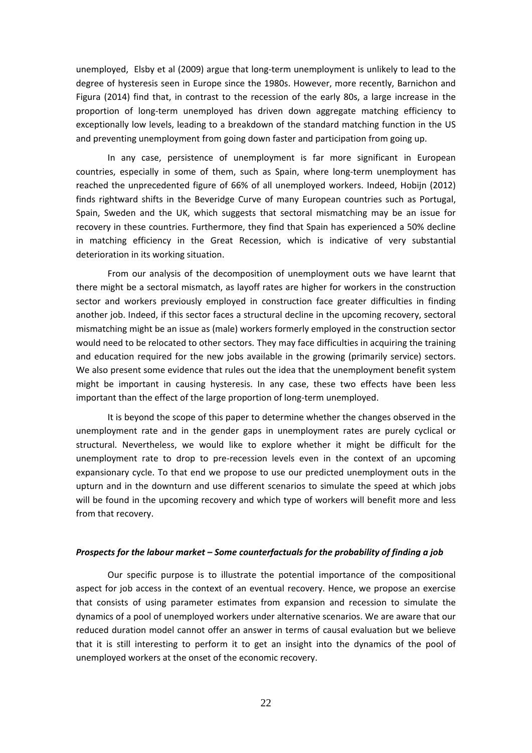unemployed, Elsby et al (2009) argue that long-term unemployment is unlikely to lead to the degree of hysteresis seen in Europe since the 1980s. However, more recently, Barnichon and Figura (2014) find that, in contrast to the recession of the early 80s, a large increase in the proportion of long-term unemployed has driven down aggregate matching efficiency to exceptionally low levels, leading to a breakdown of the standard matching function in the US and preventing unemployment from going down faster and participation from going up.

In any case, persistence of unemployment is far more significant in European countries, especially in some of them, such as Spain, where long-term unemployment has reached the unprecedented figure of 66% of all unemployed workers. Indeed, Hobijn (2012) finds rightward shifts in the Beveridge Curve of many European countries such as Portugal, Spain, Sweden and the UK, which suggests that sectoral mismatching may be an issue for recovery in these countries. Furthermore, they find that Spain has experienced a 50% decline in matching efficiency in the Great Recession, which is indicative of very substantial deterioration in its working situation.

From our analysis of the decomposition of unemployment outs we have learnt that there might be a sectoral mismatch, as layoff rates are higher for workers in the construction sector and workers previously employed in construction face greater difficulties in finding another job. Indeed, if this sector faces a structural decline in the upcoming recovery, sectoral mismatching might be an issue as (male) workers formerly employed in the construction sector would need to be relocated to other sectors. They may face difficulties in acquiring the training and education required for the new jobs available in the growing (primarily service) sectors. We also present some evidence that rules out the idea that the unemployment benefit system might be important in causing hysteresis. In any case, these two effects have been less important than the effect of the large proportion of long-term unemployed.

It is beyond the scope of this paper to determine whether the changes observed in the unemployment rate and in the gender gaps in unemployment rates are purely cyclical or structural. Nevertheless, we would like to explore whether it might be difficult for the unemployment rate to drop to pre-recession levels even in the context of an upcoming expansionary cycle. To that end we propose to use our predicted unemployment outs in the upturn and in the downturn and use different scenarios to simulate the speed at which jobs will be found in the upcoming recovery and which type of workers will benefit more and less from that recovery.

### *Prospects for the labour market – Some counterfactuals for the probability of finding a job*

Our specific purpose is to illustrate the potential importance of the compositional aspect for job access in the context of an eventual recovery. Hence, we propose an exercise that consists of using parameter estimates from expansion and recession to simulate the dynamics of a pool of unemployed workers under alternative scenarios. We are aware that our reduced duration model cannot offer an answer in terms of causal evaluation but we believe that it is still interesting to perform it to get an insight into the dynamics of the pool of unemployed workers at the onset of the economic recovery.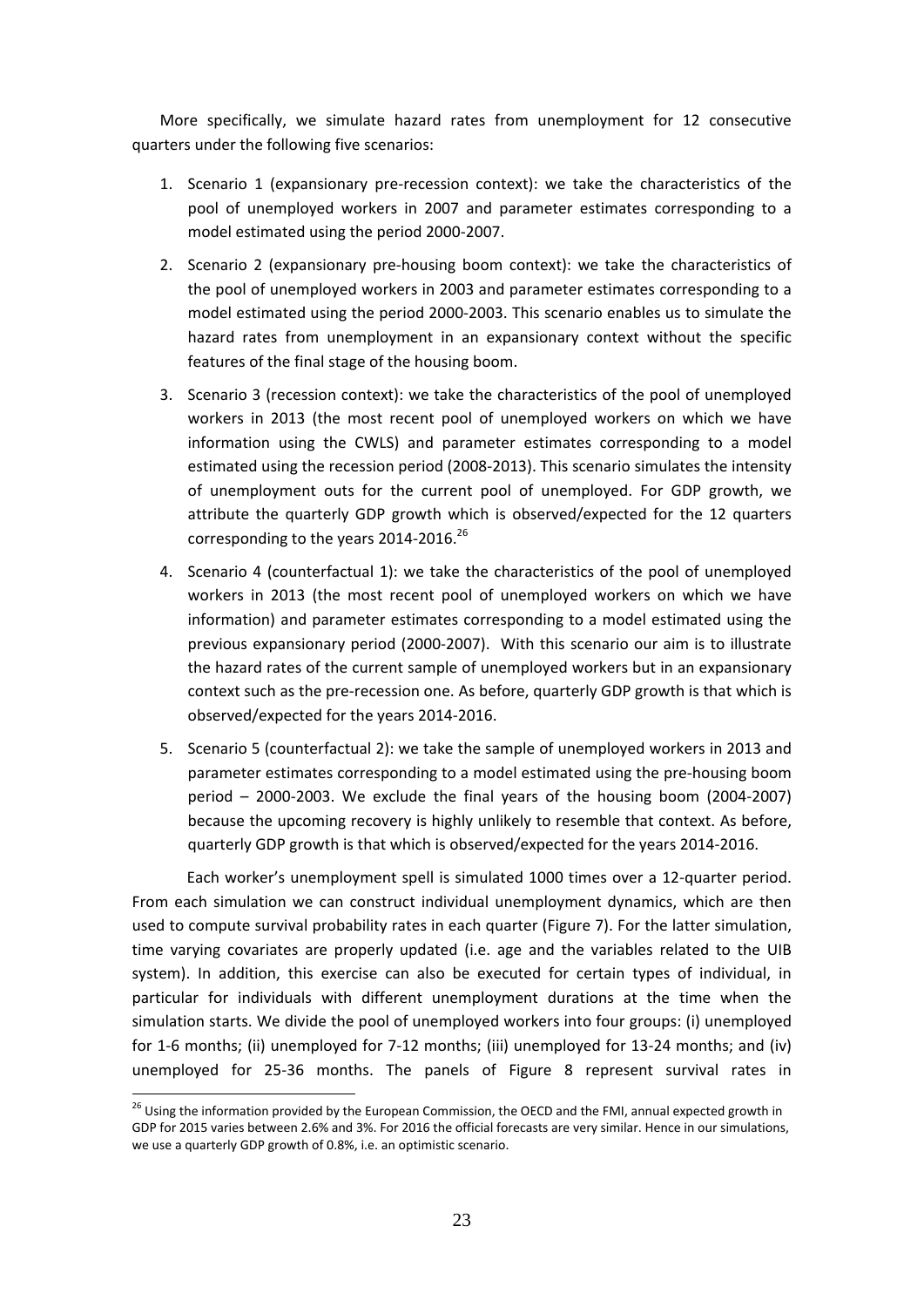More specifically, we simulate hazard rates from unemployment for 12 consecutive quarters under the following five scenarios:

1. Scenario 1 (expansionary pre-recession context): we take the characteristics of the pool of unemployed workers in 2007 and parameter estimates corresponding to a model estimated using the period 2000-2007.
2. Scenario 2 (expansionary pre-housing boom context): we take the characteristics of the pool of unemployed workers in 2003 and parameter estimates corresponding to a model estimated using the period 2000-2003. This scenario enables us to simulate the hazard rates from unemployment in an expansionary context without the specific features of the final stage of the housing boom.
3. Scenario 3 (recession context): we take the characteristics of the pool of unemployed workers in 2013 (the most recent pool of unemployed workers on which we have information using the CWLS) and parameter estimates corresponding to a model estimated using the recession period (2008-2013). This scenario simulates the intensity of unemployment outs for the current pool of unemployed. For GDP growth, we attribute the quarterly GDP growth which is observed/expected for the 12 quarters corresponding to the years 2014-2016.[26]
4. Scenario 4 (counterfactual 1): we take the characteristics of the pool of unemployed workers in 2013 (the most recent pool of unemployed workers on which we have information) and parameter estimates corresponding to a model estimated using the previous expansionary period (2000-2007). With this scenario our aim is to illustrate the hazard rates of the current sample of unemployed workers but in an expansionary context such as the pre-recession one. As before, quarterly GDP growth is that which is observed/expected for the years 2014-2016.
5. Scenario 5 (counterfactual 2): we take the sample of unemployed workers in 2013 and parameter estimates corresponding to a model estimated using the pre-housing boom period – 2000-2003. We exclude the final years of the housing boom (2004-2007) because the upcoming recovery is highly unlikely to resemble that context. As before, quarterly GDP growth is that which is observed/expected for the years 2014-2016.

Each worker's unemployment spell is simulated 1000 times over a 12-quarter period. From each simulation we can construct individual unemployment dynamics, which are then used to compute survival probability rates in each quarter (Figure 7). For the latter simulation, time varying covariates are properly updated (i.e. age and the variables related to the UIB system). In addition, this exercise can also be executed for certain types of individual, in particular for individuals with different unemployment durations at the time when the simulation starts. We divide the pool of unemployed workers into four groups: (i) unemployed for 1-6 months; (ii) unemployed for 7-12 months; (iii) unemployed for 13-24 months; and (iv) unemployed for 25-36 months. The panels of Figure 8 represent survival rates in

---

[26] Using the information provided by the European Commission, the OECD and the FMI, annual expected growth in GDP for 2015 varies between 2.6% and 3%. For 2016 the official forecasts are very similar. Hence in our simulations, we use a quarterly GDP growth of 0.8%, i.e. an optimistic scenario.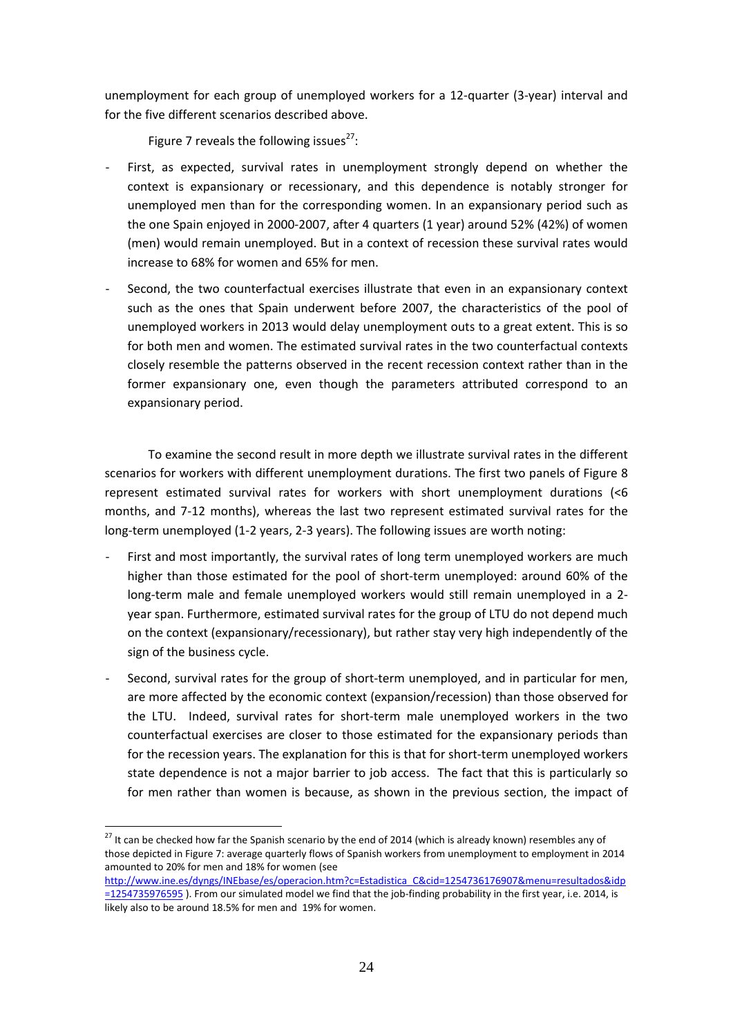unemployment for each group of unemployed workers for a 12-quarter (3-year) interval and for the five different scenarios described above.

Figure 7 reveals the following issues[27]:

- First, as expected, survival rates in unemployment strongly depend on whether the context is expansionary or recessionary, and this dependence is notably stronger for unemployed men than for the corresponding women. In an expansionary period such as the one Spain enjoyed in 2000-2007, after 4 quarters (1 year) around 52% (42%) of women (men) would remain unemployed. But in a context of recession these survival rates would increase to 68% for women and 65% for men.
- Second, the two counterfactual exercises illustrate that even in an expansionary context such as the ones that Spain underwent before 2007, the characteristics of the pool of unemployed workers in 2013 would delay unemployment outs to a great extent. This is so for both men and women. The estimated survival rates in the two counterfactual contexts closely resemble the patterns observed in the recent recession context rather than in the former expansionary one, even though the parameters attributed correspond to an expansionary period.

To examine the second result in more depth we illustrate survival rates in the different scenarios for workers with different unemployment durations. The first two panels of Figure 8 represent estimated survival rates for workers with short unemployment durations (<6 months, and 7-12 months), whereas the last two represent estimated survival rates for the long-term unemployed (1-2 years, 2-3 years). The following issues are worth noting:

- First and most importantly, the survival rates of long term unemployed workers are much higher than those estimated for the pool of short-term unemployed: around 60% of the long-term male and female unemployed workers would still remain unemployed in a 2-year span. Furthermore, estimated survival rates for the group of LTU do not depend much on the context (expansionary/recessionary), but rather stay very high independently of the sign of the business cycle.
- Second, survival rates for the group of short-term unemployed, and in particular for men, are more affected by the economic context (expansion/recession) than those observed for the LTU. Indeed, survival rates for short-term male unemployed workers in the two counterfactual exercises are closer to those estimated for the expansionary periods than for the recession years. The explanation for this is that for short-term unemployed workers state dependence is not a major barrier to job access. The fact that this is particularly so for men rather than women is because, as shown in the previous section, the impact of

[27] It can be checked how far the Spanish scenario by the end of 2014 (which is already known) resembles any of those depicted in Figure 7: average quarterly flows of Spanish workers from unemployment to employment in 2014 amounted to 20% for men and 18% for women (see http://www.ine.es/dyngs/INEbase/es/operacion.htm?c=Estadistica_C&cid=1254736176907&menu=resultados&idp=1254735976595 ). From our simulated model we find that the job-finding probability in the first year, i.e. 2014, is likely also to be around 18.5% for men and 19% for women.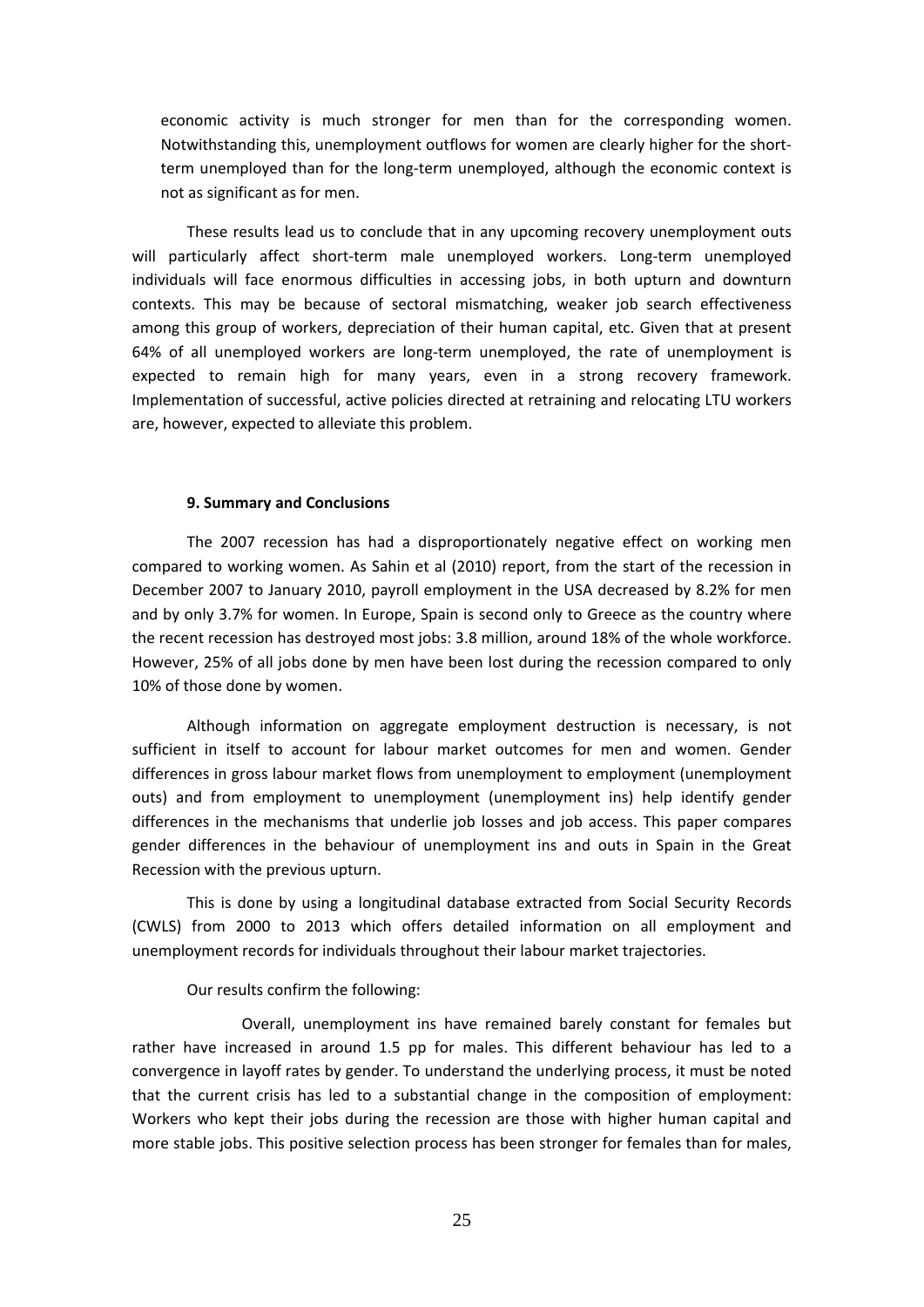economic activity is much stronger for men than for the corresponding women. Notwithstanding this, unemployment outflows for women are clearly higher for the short-term unemployed than for the long-term unemployed, although the economic context is not as significant as for men.

These results lead us to conclude that in any upcoming recovery unemployment outs will particularly affect short-term male unemployed workers. Long-term unemployed individuals will face enormous difficulties in accessing jobs, in both upturn and downturn contexts. This may be because of sectoral mismatching, weaker job search effectiveness among this group of workers, depreciation of their human capital, etc. Given that at present 64% of all unemployed workers are long-term unemployed, the rate of unemployment is expected to remain high for many years, even in a strong recovery framework. Implementation of successful, active policies directed at retraining and relocating LTU workers are, however, expected to alleviate this problem.

## 9. Summary and Conclusions

The 2007 recession has had a disproportionately negative effect on working men compared to working women. As Sahin et al (2010) report, from the start of the recession in December 2007 to January 2010, payroll employment in the USA decreased by 8.2% for men and by only 3.7% for women. In Europe, Spain is second only to Greece as the country where the recent recession has destroyed most jobs: 3.8 million, around 18% of the whole workforce. However, 25% of all jobs done by men have been lost during the recession compared to only 10% of those done by women.

Although information on aggregate employment destruction is necessary, is not sufficient in itself to account for labour market outcomes for men and women. Gender differences in gross labour market flows from unemployment to employment (unemployment outs) and from employment to unemployment (unemployment ins) help identify gender differences in the mechanisms that underlie job losses and job access. This paper compares gender differences in the behaviour of unemployment ins and outs in Spain in the Great Recession with the previous upturn.

This is done by using a longitudinal database extracted from Social Security Records (CWLS) from 2000 to 2013 which offers detailed information on all employment and unemployment records for individuals throughout their labour market trajectories.

Our results confirm the following:

Overall, unemployment ins have remained barely constant for females but rather have increased in around 1.5 pp for males. This different behaviour has led to a convergence in layoff rates by gender. To understand the underlying process, it must be noted that the current crisis has led to a substantial change in the composition of employment: Workers who kept their jobs during the recession are those with higher human capital and more stable jobs. This positive selection process has been stronger for females than for males,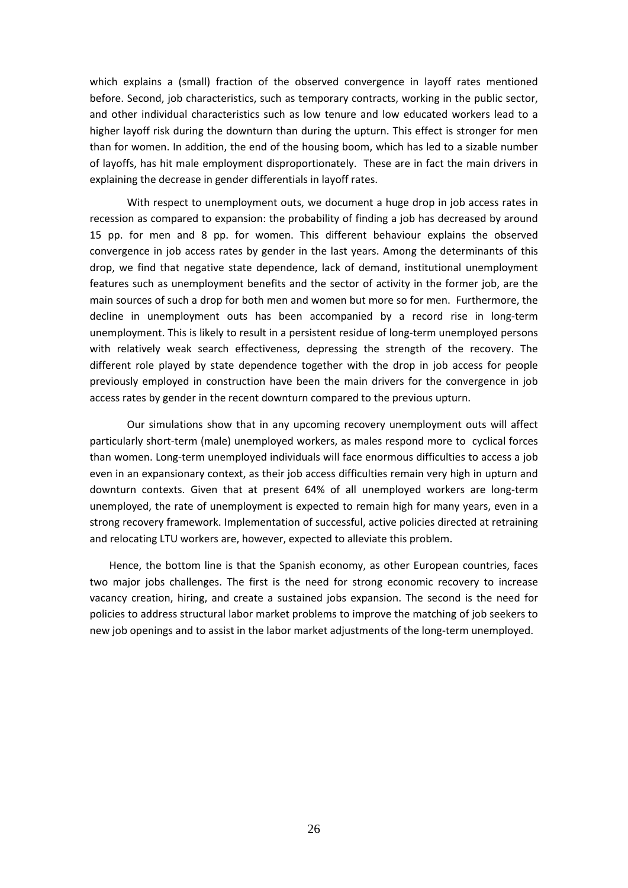which explains a (small) fraction of the observed convergence in layoff rates mentioned before. Second, job characteristics, such as temporary contracts, working in the public sector, and other individual characteristics such as low tenure and low educated workers lead to a higher layoff risk during the downturn than during the upturn. This effect is stronger for men than for women. In addition, the end of the housing boom, which has led to a sizable number of layoffs, has hit male employment disproportionately. These are in fact the main drivers in explaining the decrease in gender differentials in layoff rates.

With respect to unemployment outs, we document a huge drop in job access rates in recession as compared to expansion: the probability of finding a job has decreased by around 15 pp. for men and 8 pp. for women. This different behaviour explains the observed convergence in job access rates by gender in the last years. Among the determinants of this drop, we find that negative state dependence, lack of demand, institutional unemployment features such as unemployment benefits and the sector of activity in the former job, are the main sources of such a drop for both men and women but more so for men. Furthermore, the decline in unemployment outs has been accompanied by a record rise in long-term unemployment. This is likely to result in a persistent residue of long-term unemployed persons with relatively weak search effectiveness, depressing the strength of the recovery. The different role played by state dependence together with the drop in job access for people previously employed in construction have been the main drivers for the convergence in job access rates by gender in the recent downturn compared to the previous upturn.

Our simulations show that in any upcoming recovery unemployment outs will affect particularly short-term (male) unemployed workers, as males respond more to cyclical forces than women. Long-term unemployed individuals will face enormous difficulties to access a job even in an expansionary context, as their job access difficulties remain very high in upturn and downturn contexts. Given that at present 64% of all unemployed workers are long-term unemployed, the rate of unemployment is expected to remain high for many years, even in a strong recovery framework. Implementation of successful, active policies directed at retraining and relocating LTU workers are, however, expected to alleviate this problem.

Hence, the bottom line is that the Spanish economy, as other European countries, faces two major jobs challenges. The first is the need for strong economic recovery to increase vacancy creation, hiring, and create a sustained jobs expansion. The second is the need for policies to address structural labor market problems to improve the matching of job seekers to new job openings and to assist in the labor market adjustments of the long-term unemployed.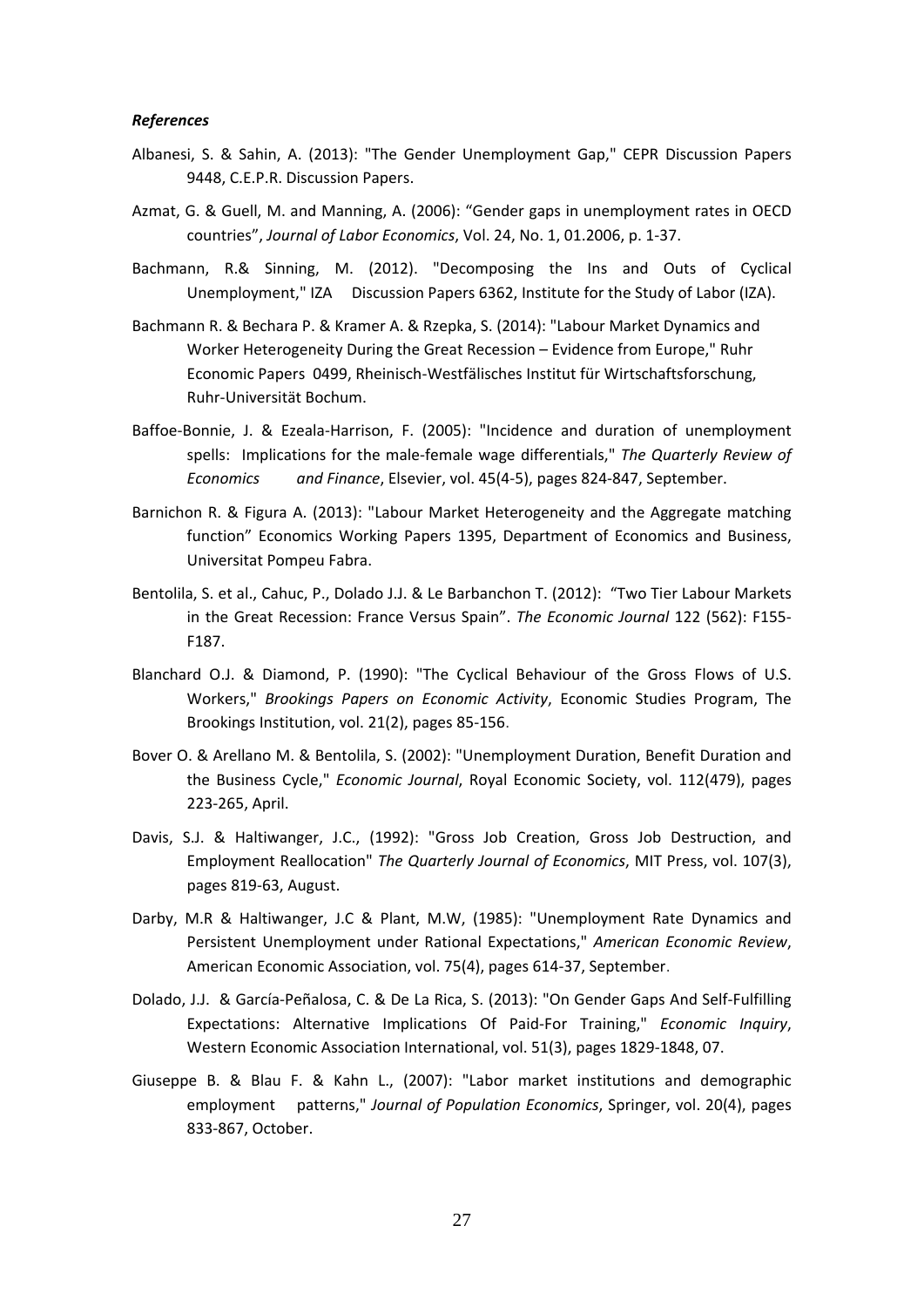***References***

Albanesi, S. & Sahin, A. (2013): "The Gender Unemployment Gap," CEPR Discussion Papers 9448, C.E.P.R. Discussion Papers.

Azmat, G. & Guell, M. and Manning, A. (2006): "Gender gaps in unemployment rates in OECD countries", *Journal of Labor Economics*, Vol. 24, No. 1, 01.2006, p. 1-37.

Bachmann, R.& Sinning, M. (2012). "Decomposing the Ins and Outs of Cyclical Unemployment," IZA Discussion Papers 6362, Institute for the Study of Labor (IZA).

Bachmann R. & Bechara P. & Kramer A. & Rzepka, S. (2014): "Labour Market Dynamics and Worker Heterogeneity During the Great Recession – Evidence from Europe," Ruhr Economic Papers 0499, Rheinisch-Westfälisches Institut für Wirtschaftsforschung, Ruhr-Universität Bochum.

Baffoe-Bonnie, J. & Ezeala-Harrison, F. (2005): "Incidence and duration of unemployment spells: Implications for the male-female wage differentials," *The Quarterly Review of Economics and Finance*, Elsevier, vol. 45(4-5), pages 824-847, September.

Barnichon R. & Figura A. (2013): "Labour Market Heterogeneity and the Aggregate matching function" Economics Working Papers 1395, Department of Economics and Business, Universitat Pompeu Fabra.

Bentolila, S. et al., Cahuc, P., Dolado J.J. & Le Barbanchon T. (2012): "Two Tier Labour Markets in the Great Recession: France Versus Spain". *The Economic Journal* 122 (562): F155-F187.

Blanchard O.J. & Diamond, P. (1990): "The Cyclical Behaviour of the Gross Flows of U.S. Workers," *Brookings Papers on Economic Activity*, Economic Studies Program, The Brookings Institution, vol. 21(2), pages 85-156.

Bover O. & Arellano M. & Bentolila, S. (2002): "Unemployment Duration, Benefit Duration and the Business Cycle," *Economic Journal*, Royal Economic Society, vol. 112(479), pages 223-265, April.

Davis, S.J. & Haltiwanger, J.C., (1992): "Gross Job Creation, Gross Job Destruction, and Employment Reallocation" *The Quarterly Journal of Economics*, MIT Press, vol. 107(3), pages 819-63, August.

Darby, M.R & Haltiwanger, J.C & Plant, M.W, (1985): "Unemployment Rate Dynamics and Persistent Unemployment under Rational Expectations," *American Economic Review*, American Economic Association, vol. 75(4), pages 614-37, September.

Dolado, J.J. & García-Peñalosa, C. & De La Rica, S. (2013): "On Gender Gaps And Self-Fulfilling Expectations: Alternative Implications Of Paid-For Training," *Economic Inquiry*, Western Economic Association International, vol. 51(3), pages 1829-1848, 07.

Giuseppe B. & Blau F. & Kahn L., (2007): "Labor market institutions and demographic employment patterns," *Journal of Population Economics*, Springer, vol. 20(4), pages 833-867, October.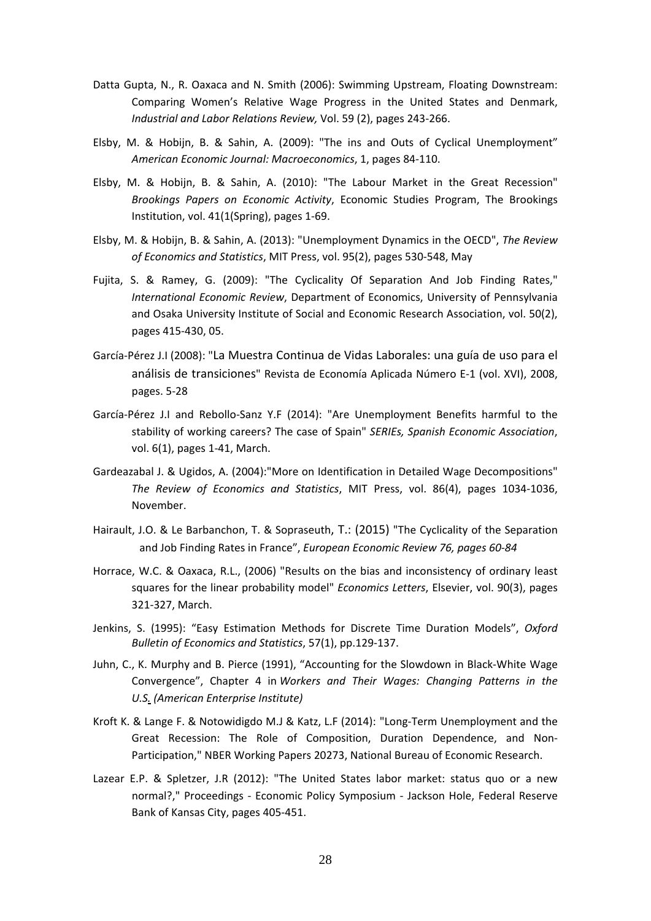Datta Gupta, N., R. Oaxaca and N. Smith (2006): Swimming Upstream, Floating Downstream: Comparing Women's Relative Wage Progress in the United States and Denmark, *Industrial and Labor Relations Review,* Vol. 59 (2), pages 243-266.

Elsby, M. & Hobijn, B. & Sahin, A. (2009): "The ins and Outs of Cyclical Unemployment" *American Economic Journal: Macroeconomics*, 1, pages 84-110.

Elsby, M. & Hobijn, B. & Sahin, A. (2010): "The Labour Market in the Great Recession" *Brookings Papers on Economic Activity*, Economic Studies Program, The Brookings Institution, vol. 41(1(Spring), pages 1-69.

Elsby, M. & Hobijn, B. & Sahin, A. (2013): "Unemployment Dynamics in the OECD", *The Review of Economics and Statistics*, MIT Press, vol. 95(2), pages 530-548, May

Fujita, S. & Ramey, G. (2009): "The Cyclicality Of Separation And Job Finding Rates," *International Economic Review*, Department of Economics, University of Pennsylvania and Osaka University Institute of Social and Economic Research Association, vol. 50(2), pages 415-430, 05.

García-Pérez J.I (2008): "La Muestra Continua de Vidas Laborales: una guía de uso para el análisis de transiciones" Revista de Economía Aplicada Número E-1 (vol. XVI), 2008, pages. 5-28

García-Pérez J.I and Rebollo-Sanz Y.F (2014): "Are Unemployment Benefits harmful to the stability of working careers? The case of Spain" *SERIEs, Spanish Economic Association*, vol. 6(1), pages 1-41, March.

Gardeazabal J. & Ugidos, A. (2004):"More on Identification in Detailed Wage Decompositions" *The Review of Economics and Statistics*, MIT Press, vol. 86(4), pages 1034-1036, November.

Hairault, J.O. & Le Barbanchon, T. & Sopraseuth, T.: (2015) "The Cyclicality of the Separation and Job Finding Rates in France", *European Economic Review 76, pages 60-84*

Horrace, W.C. & Oaxaca, R.L., (2006) "Results on the bias and inconsistency of ordinary least squares for the linear probability model" *Economics Letters*, Elsevier, vol. 90(3), pages 321-327, March.

Jenkins, S. (1995): "Easy Estimation Methods for Discrete Time Duration Models", *Oxford Bulletin of Economics and Statistics*, 57(1), pp.129-137.

Juhn, C., K. Murphy and B. Pierce (1991), "Accounting for the Slowdown in Black-White Wage Convergence", Chapter 4 in *Workers and Their Wages: Changing Patterns in the U.S. (American Enterprise Institute)*

Kroft K. & Lange F. & Notowidigdo M.J & Katz, L.F (2014): "Long-Term Unemployment and the Great Recession: The Role of Composition, Duration Dependence, and Non-Participation," NBER Working Papers 20273, National Bureau of Economic Research.

Lazear E.P. & Spletzer, J.R (2012): "The United States labor market: status quo or a new normal?," Proceedings - Economic Policy Symposium - Jackson Hole, Federal Reserve Bank of Kansas City, pages 405-451.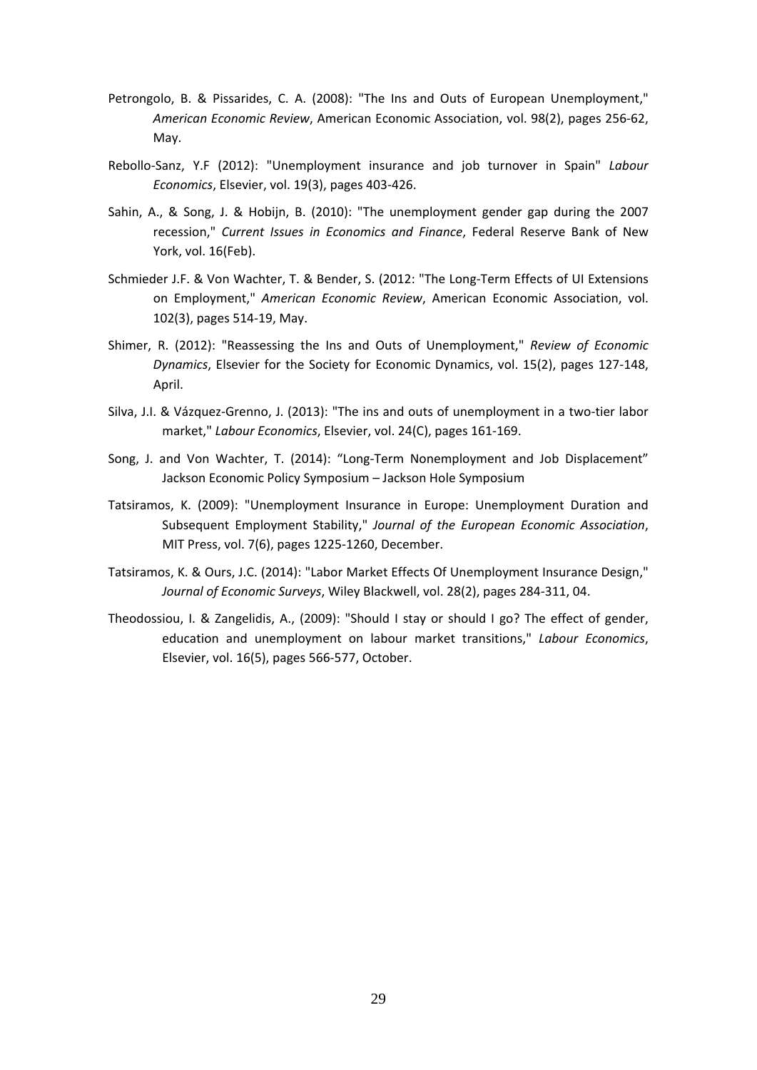Petrongolo, B. & Pissarides, C. A. (2008): "The Ins and Outs of European Unemployment," *American Economic Review*, American Economic Association, vol. 98(2), pages 256-62, May.

Rebollo-Sanz, Y.F (2012): "Unemployment insurance and job turnover in Spain" *Labour Economics*, Elsevier, vol. 19(3), pages 403-426.

Sahin, A., & Song, J. & Hobijn, B. (2010): "The unemployment gender gap during the 2007 recession," *Current Issues in Economics and Finance*, Federal Reserve Bank of New York, vol. 16(Feb).

Schmieder J.F. & Von Wachter, T. & Bender, S. (2012: "The Long-Term Effects of UI Extensions on Employment," *American Economic Review*, American Economic Association, vol. 102(3), pages 514-19, May.

Shimer, R. (2012): "Reassessing the Ins and Outs of Unemployment," *Review of Economic Dynamics*, Elsevier for the Society for Economic Dynamics, vol. 15(2), pages 127-148, April.

Silva, J.I. & Vázquez-Grenno, J. (2013): "The ins and outs of unemployment in a two-tier labor market," *Labour Economics*, Elsevier, vol. 24(C), pages 161-169.

Song, J. and Von Wachter, T. (2014): "Long-Term Nonemployment and Job Displacement" Jackson Economic Policy Symposium – Jackson Hole Symposium

Tatsiramos, K. (2009): "Unemployment Insurance in Europe: Unemployment Duration and Subsequent Employment Stability," *Journal of the European Economic Association*, MIT Press, vol. 7(6), pages 1225-1260, December.

Tatsiramos, K. & Ours, J.C. (2014): "Labor Market Effects Of Unemployment Insurance Design," *Journal of Economic Surveys*, Wiley Blackwell, vol. 28(2), pages 284-311, 04.

Theodossiou, I. & Zangelidis, A., (2009): "Should I stay or should I go? The effect of gender, education and unemployment on labour market transitions," *Labour Economics*, Elsevier, vol. 16(5), pages 566-577, October.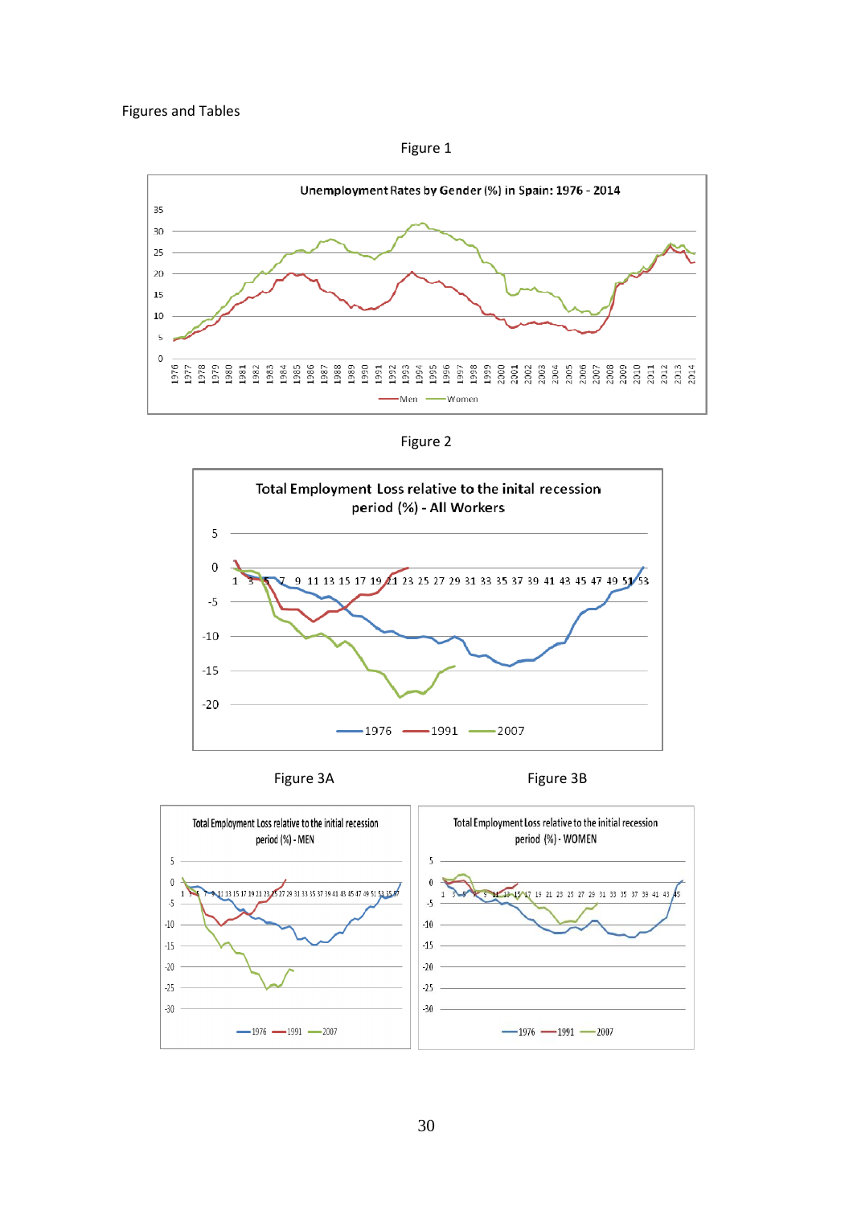Figures and Tables

Figure 1

Figure 2

Figure 3A

Figure 3B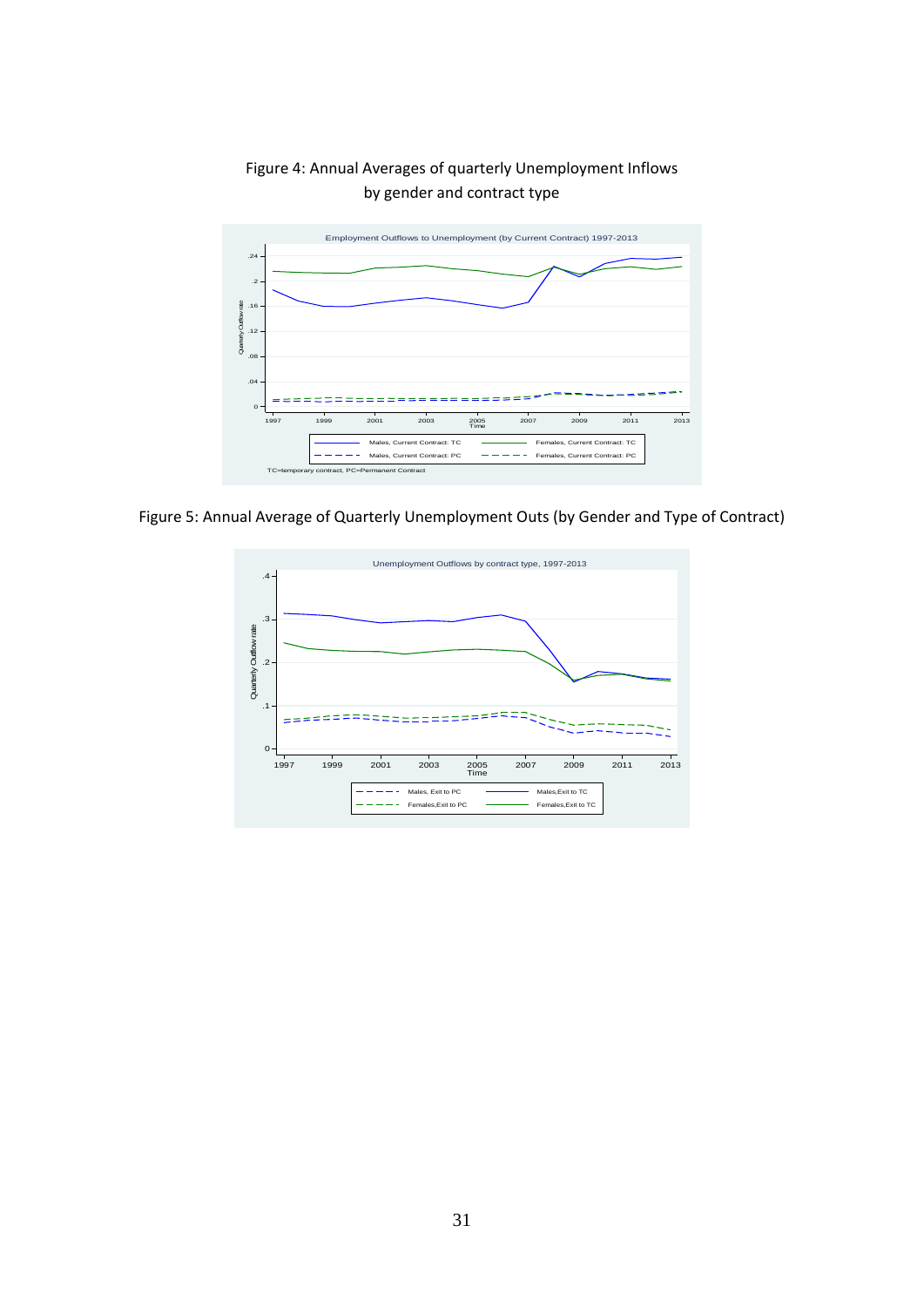Figure 4: Annual Averages of quarterly Unemployment Inflows by gender and contract type

Figure 5: Annual Average of Quarterly Unemployment Outs (by Gender and Type of Contract)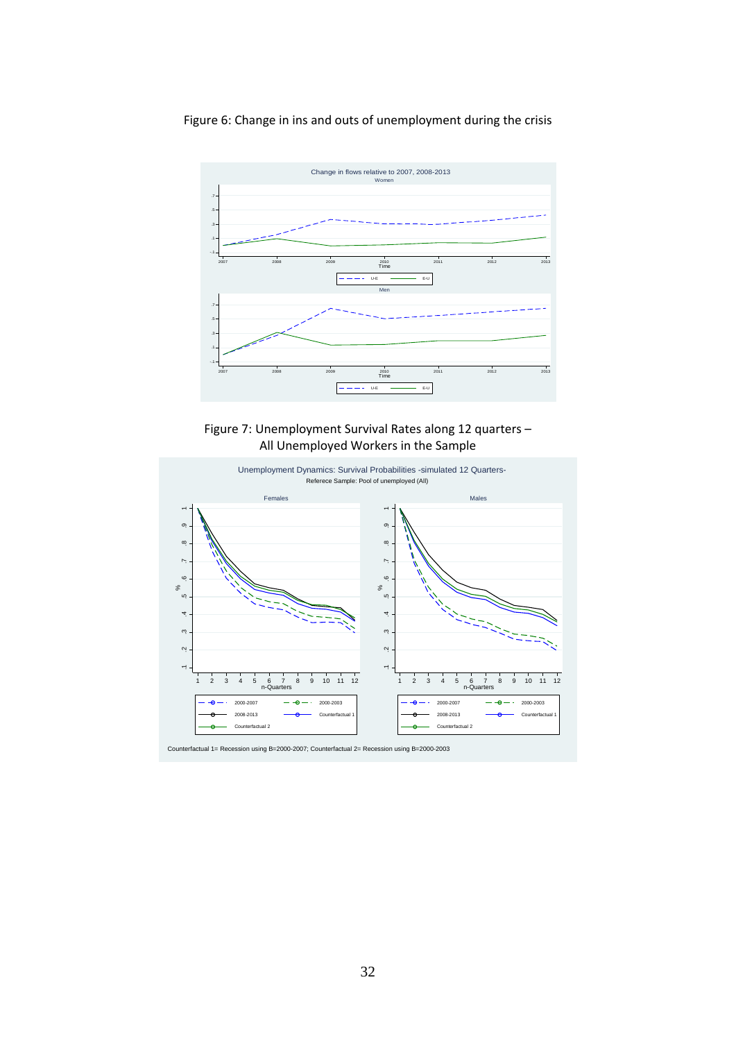Figure 6: Change in ins and outs of unemployment during the crisis

Figure 7: Unemployment Survival Rates along 12 quarters – All Unemployed Workers in the Sample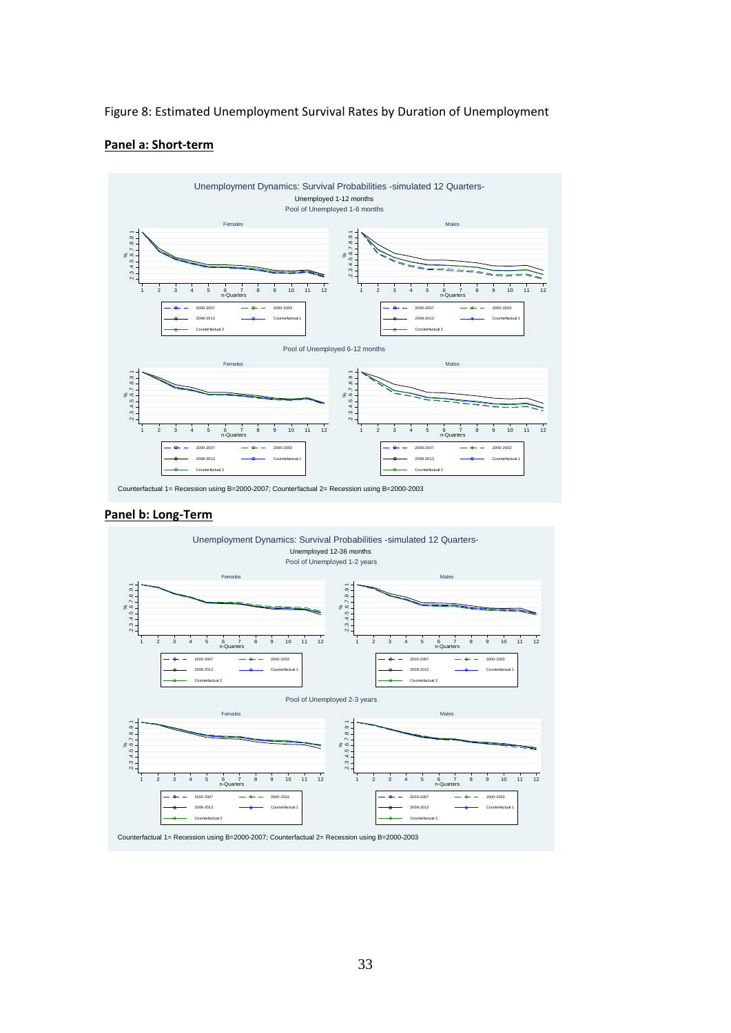Figure 8: Estimated Unemployment Survival Rates by Duration of Unemployment

**Panel a: Short-term**

Unemployment Dynamics: Survival Probabilities -simulated 12 Quarters-

Unemployed 1-12 months

Pool of Unemployed 1-6 months

Pool of Unemployed 6-12 months

Counterfactual 1= Recession using B=2000-2007; Counterfactual 2= Recession using B=2000-2003

**Panel b: Long-Term**

Unemployment Dynamics: Survival Probabilities -simulated 12 Quarters-

Unemployed 12-36 months

Pool of Unemployed 1-2 years

Pool of Unemployed 2-3 years

Counterfactual 1= Recession using B=2000-2007; Counterfactual 2= Recession using B=2000-2003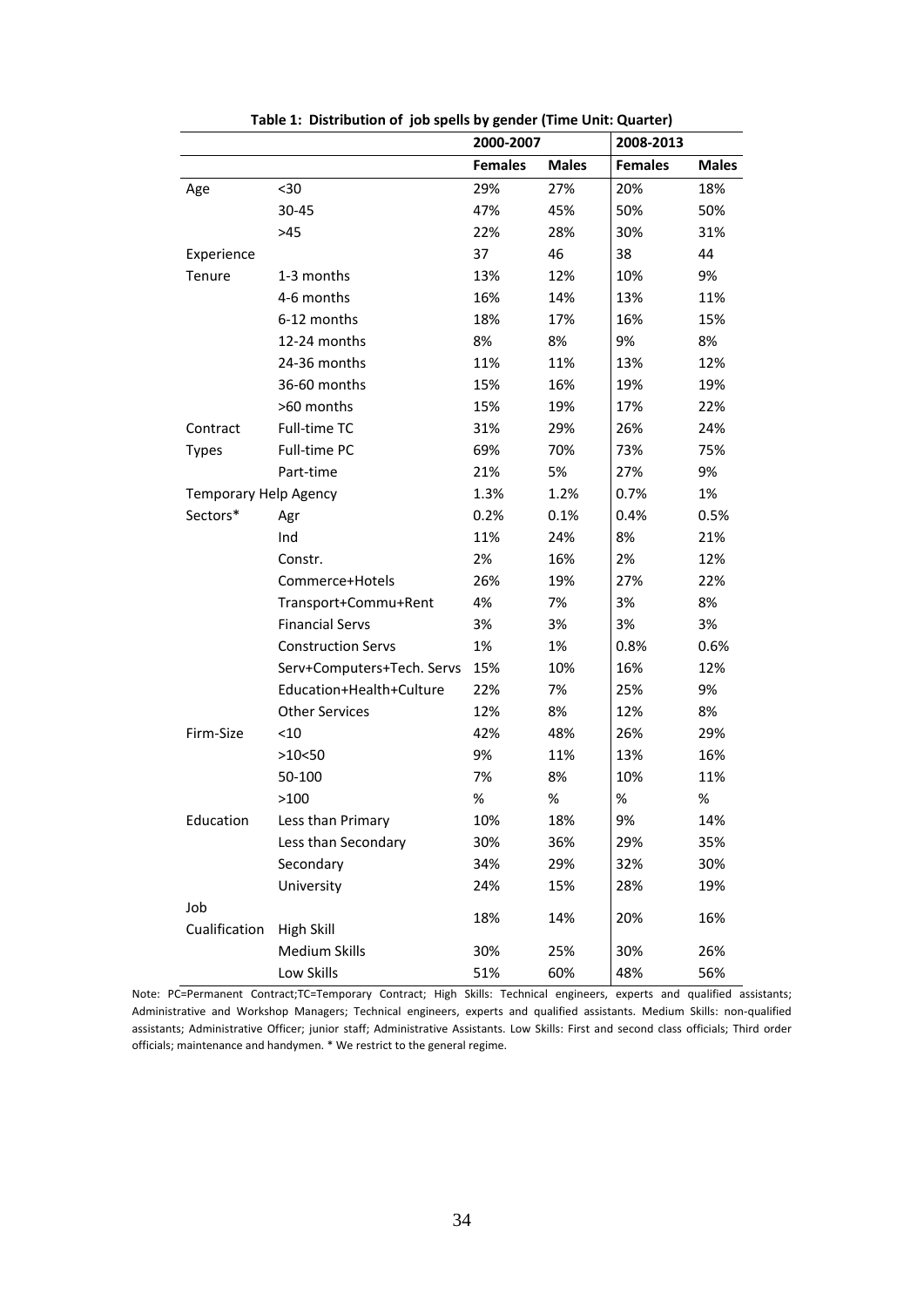**Table 1: Distribution of job spells by gender (Time Unit: Quarter)**

| | | 2000-2007 | | 2008-2013 | |
|---|---|---|---|---|---|
| | | **Females** | **Males** | **Females** | **Males** |
| Age | <30 | 29% | 27% | 20% | 18% |
| | 30-45 | 47% | 45% | 50% | 50% |
| | >45 | 22% | 28% | 30% | 31% |
| Experience | | 37 | 46 | 38 | 44 |
| Tenure | 1-3 months | 13% | 12% | 10% | 9% |
| | 4-6 months | 16% | 14% | 13% | 11% |
| | 6-12 months | 18% | 17% | 16% | 15% |
| | 12-24 months | 8% | 8% | 9% | 8% |
| | 24-36 months | 11% | 11% | 13% | 12% |
| | 36-60 months | 15% | 16% | 19% | 19% |
| | >60 months | 15% | 19% | 17% | 22% |
| Contract Types | Full-time TC | 31% | 29% | 26% | 24% |
| | Full-time PC | 69% | 70% | 73% | 75% |
| | Part-time | 21% | 5% | 27% | 9% |
| Temporary Help Agency | | 1.3% | 1.2% | 0.7% | 1% |
| Sectors* | Agr | 0.2% | 0.1% | 0.4% | 0.5% |
| | Ind | 11% | 24% | 8% | 21% |
| | Constr. | 2% | 16% | 2% | 12% |
| | Commerce+Hotels | 26% | 19% | 27% | 22% |
| | Transport+Commu+Rent | 4% | 7% | 3% | 8% |
| | Financial Servs | 3% | 3% | 3% | 3% |
| | Construction Servs | 1% | 1% | 0.8% | 0.6% |
| | Serv+Computers+Tech. Servs | 15% | 10% | 16% | 12% |
| | Education+Health+Culture | 22% | 7% | 25% | 9% |
| | Other Services | 12% | 8% | 12% | 8% |
| Firm-Size | <10 | 42% | 48% | 26% | 29% |
| | >10<50 | 9% | 11% | 13% | 16% |
| | 50-100 | 7% | 8% | 10% | 11% |
| | >100 | % | % | % | % |
| Education | Less than Primary | 10% | 18% | 9% | 14% |
| | Less than Secondary | 30% | 36% | 29% | 35% |
| | Secondary | 34% | 29% | 32% | 30% |
| | University | 24% | 15% | 28% | 19% |
| Job Cualification | High Skill | 18% | 14% | 20% | 16% |
| | Medium Skills | 30% | 25% | 30% | 26% |
| | Low Skills | 51% | 60% | 48% | 56% |

Note: PC=Permanent Contract;TC=Temporary Contract; High Skills: Technical engineers, experts and qualified assistants; Administrative and Workshop Managers; Technical engineers, experts and qualified assistants. Medium Skills: non-qualified assistants; Administrative Officer; junior staff; Administrative Assistants. Low Skills: First and second class officials; Third order officials; maintenance and handymen. * We restrict to the general regime.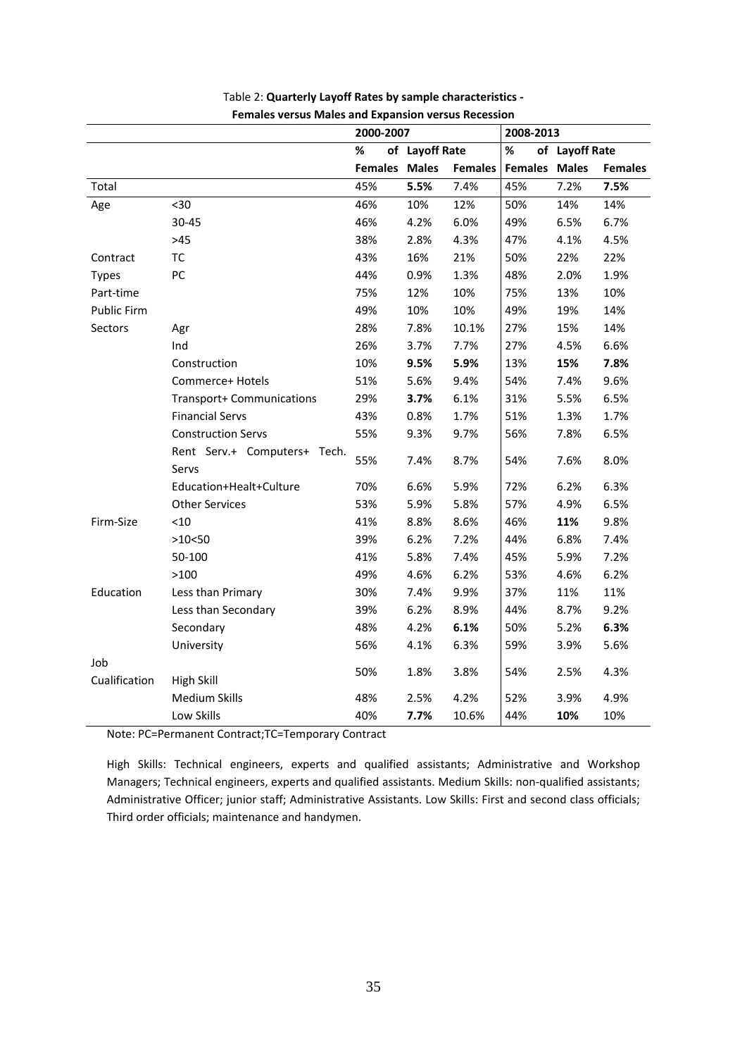Table 2: **Quarterly Layoff Rates by sample characteristics - Females versus Males and Expansion versus Recession**

| | | 2000-2007 | | | 2008-2013 | | |
|---|---|---|---|---|---|---|---|
| | | % of | Layoff Rate | | % of | Layoff Rate | |
| | | Females | Males | Females | Females | Males | Females |
| Total | | 45% | **5.5%** | 7.4% | 45% | 7.2% | **7.5%** |
| Age | <30 | 46% | 10% | 12% | 50% | 14% | 14% |
| | 30-45 | 46% | 4.2% | 6.0% | 49% | 6.5% | 6.7% |
| | >45 | 38% | 2.8% | 4.3% | 47% | 4.1% | 4.5% |
| Contract | TC | 43% | 16% | 21% | 50% | 22% | 22% |
| Types | PC | 44% | 0.9% | 1.3% | 48% | 2.0% | 1.9% |
| Part-time | | 75% | 12% | 10% | 75% | 13% | 10% |
| Public Firm | | 49% | 10% | 10% | 49% | 19% | 14% |
| Sectors | Agr | 28% | 7.8% | 10.1% | 27% | 15% | 14% |
| | Ind | 26% | 3.7% | 7.7% | 27% | 4.5% | 6.6% |
| | Construction | 10% | **9.5%** | **5.9%** | 13% | **15%** | **7.8%** |
| | Commerce+ Hotels | 51% | 5.6% | 9.4% | 54% | 7.4% | 9.6% |
| | Transport+ Communications | 29% | **3.7%** | 6.1% | 31% | 5.5% | 6.5% |
| | Financial Servs | 43% | 0.8% | 1.7% | 51% | 1.3% | 1.7% |
| | Construction Servs | 55% | 9.3% | 9.7% | 56% | 7.8% | 6.5% |
| | Rent Serv.+ Computers+ Tech. Servs | 55% | 7.4% | 8.7% | 54% | 7.6% | 8.0% |
| | Education+Healt+Culture | 70% | 6.6% | 5.9% | 72% | 6.2% | 6.3% |
| | Other Services | 53% | 5.9% | 5.8% | 57% | 4.9% | 6.5% |
| Firm-Size | <10 | 41% | 8.8% | 8.6% | 46% | **11%** | 9.8% |
| | >10<50 | 39% | 6.2% | 7.2% | 44% | 6.8% | 7.4% |
| | 50-100 | 41% | 5.8% | 7.4% | 45% | 5.9% | 7.2% |
| | >100 | 49% | 4.6% | 6.2% | 53% | 4.6% | 6.2% |
| Education | Less than Primary | 30% | 7.4% | 9.9% | 37% | 11% | 11% |
| | Less than Secondary | 39% | 6.2% | 8.9% | 44% | 8.7% | 9.2% |
| | Secondary | 48% | 4.2% | **6.1%** | 50% | 5.2% | **6.3%** |
| | University | 56% | 4.1% | 6.3% | 59% | 3.9% | 5.6% |
| Job Cualification | High Skill | 50% | 1.8% | 3.8% | 54% | 2.5% | 4.3% |
| | Medium Skills | 48% | 2.5% | 4.2% | 52% | 3.9% | 4.9% |
| | Low Skills | 40% | **7.7%** | 10.6% | 44% | **10%** | 10% |

Note: PC=Permanent Contract;TC=Temporary Contract

High Skills: Technical engineers, experts and qualified assistants; Administrative and Workshop Managers; Technical engineers, experts and qualified assistants. Medium Skills: non-qualified assistants; Administrative Officer; junior staff; Administrative Assistants. Low Skills: First and second class officials; Third order officials; maintenance and handymen.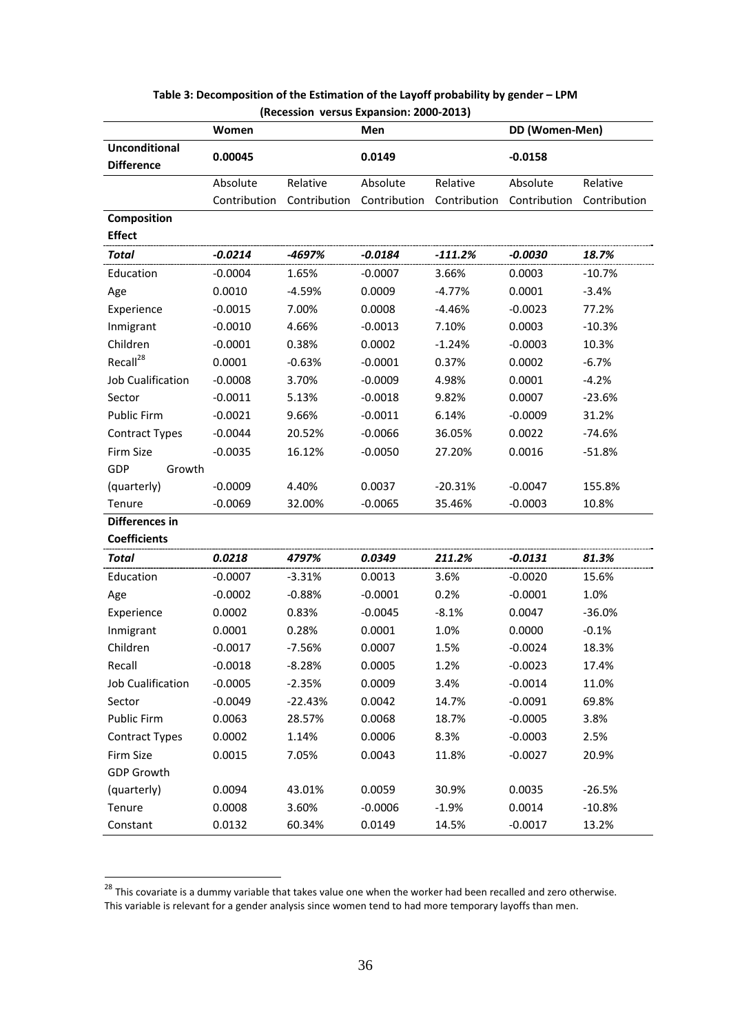**Table 3: Decomposition of the Estimation of the Layoff probability by gender – LPM (Recession versus Expansion: 2000-2013)**

| | Women | | Men | | DD (Women-Men) | |
|---|---|---|---|---|---|---|
| **Unconditional Difference** | **0.00045** | | **0.0149** | | **-0.0158** | |
| | Absolute Contribution | Relative Contribution | Absolute Contribution | Relative Contribution | Absolute Contribution | Relative Contribution |
| **Composition Effect** | | | | | | |
| ***Total*** | ***-0.0214*** | ***-4697%*** | ***-0.0184*** | ***-111.2%*** | ***-0.0030*** | ***18.7%*** |
| Education | -0.0004 | 1.65% | -0.0007 | 3.66% | 0.0003 | -10.7% |
| Age | 0.0010 | -4.59% | 0.0009 | -4.77% | 0.0001 | -3.4% |
| Experience | -0.0015 | 7.00% | 0.0008 | -4.46% | -0.0023 | 77.2% |
| Inmigrant | -0.0010 | 4.66% | -0.0013 | 7.10% | 0.0003 | -10.3% |
| Children | -0.0001 | 0.38% | 0.0002 | -1.24% | -0.0003 | 10.3% |
| Recall[28] | 0.0001 | -0.63% | -0.0001 | 0.37% | 0.0002 | -6.7% |
| Job Cualification | -0.0008 | 3.70% | -0.0009 | 4.98% | 0.0001 | -4.2% |
| Sector | -0.0011 | 5.13% | -0.0018 | 9.82% | 0.0007 | -23.6% |
| Public Firm | -0.0021 | 9.66% | -0.0011 | 6.14% | -0.0009 | 31.2% |
| Contract Types | -0.0044 | 20.52% | -0.0066 | 36.05% | 0.0022 | -74.6% |
| Firm Size | -0.0035 | 16.12% | -0.0050 | 27.20% | 0.0016 | -51.8% |
| GDP Growth (quarterly) | -0.0009 | 4.40% | 0.0037 | -20.31% | -0.0047 | 155.8% |
| Tenure | -0.0069 | 32.00% | -0.0065 | 35.46% | -0.0003 | 10.8% |
| **Differences in Coefficients** | | | | | | |
| ***Total*** | ***0.0218*** | ***4797%*** | ***0.0349*** | ***211.2%*** | ***-0.0131*** | ***81.3%*** |
| Education | -0.0007 | -3.31% | 0.0013 | 3.6% | -0.0020 | 15.6% |
| Age | -0.0002 | -0.88% | -0.0001 | 0.2% | -0.0001 | 1.0% |
| Experience | 0.0002 | 0.83% | -0.0045 | -8.1% | 0.0047 | -36.0% |
| Inmigrant | 0.0001 | 0.28% | 0.0001 | 1.0% | 0.0000 | -0.1% |
| Children | -0.0017 | -7.56% | 0.0007 | 1.5% | -0.0024 | 18.3% |
| Recall | -0.0018 | -8.28% | 0.0005 | 1.2% | -0.0023 | 17.4% |
| Job Cualification | -0.0005 | -2.35% | 0.0009 | 3.4% | -0.0014 | 11.0% |
| Sector | -0.0049 | -22.43% | 0.0042 | 14.7% | -0.0091 | 69.8% |
| Public Firm | 0.0063 | 28.57% | 0.0068 | 18.7% | -0.0005 | 3.8% |
| Contract Types | 0.0002 | 1.14% | 0.0006 | 8.3% | -0.0003 | 2.5% |
| Firm Size | 0.0015 | 7.05% | 0.0043 | 11.8% | -0.0027 | 20.9% |
| GDP Growth (quarterly) | 0.0094 | 43.01% | 0.0059 | 30.9% | 0.0035 | -26.5% |
| Tenure | 0.0008 | 3.60% | -0.0006 | -1.9% | 0.0014 | -10.8% |
| Constant | 0.0132 | 60.34% | 0.0149 | 14.5% | -0.0017 | 13.2% |

[28] This covariate is a dummy variable that takes value one when the worker had been recalled and zero otherwise. This variable is relevant for a gender analysis since women tend to had more temporary layoffs than men.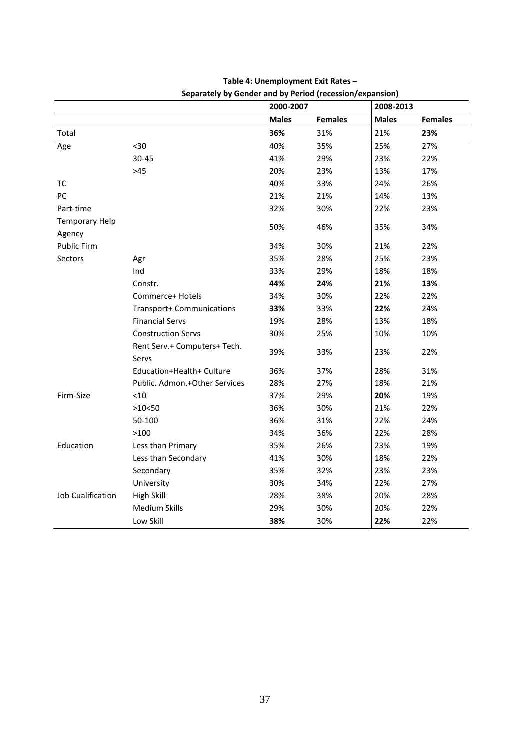**Table 4: Unemployment Exit Rates – Separately by Gender and by Period (recession/expansion)**

| | | 2000-2007 | | 2008-2013 | |
|---|---|---|---|---|---|
| | | **Males** | **Females** | **Males** | **Females** |
| Total | | **36%** | 31% | 21% | **23%** |
| Age | <30 | 40% | 35% | 25% | 27% |
| | 30-45 | 41% | 29% | 23% | 22% |
| | >45 | 20% | 23% | 13% | 17% |
| TC | | 40% | 33% | 24% | 26% |
| PC | | 21% | 21% | 14% | 13% |
| Part-time | | 32% | 30% | 22% | 23% |
| Temporary Help Agency | | 50% | 46% | 35% | 34% |
| Public Firm | | 34% | 30% | 21% | 22% |
| Sectors | Agr | 35% | 28% | 25% | 23% |
| | Ind | 33% | 29% | 18% | 18% |
| | Constr. | **44%** | **24%** | **21%** | **13%** |
| | Commerce+ Hotels | 34% | 30% | 22% | 22% |
| | Transport+ Communications | **33%** | 33% | **22%** | 24% |
| | Financial Servs | 19% | 28% | 13% | 18% |
| | Construction Servs | 30% | 25% | 10% | 10% |
| | Rent Serv.+ Computers+ Tech. Servs | 39% | 33% | 23% | 22% |
| | Education+Health+ Culture | 36% | 37% | 28% | 31% |
| | Public. Admon.+Other Services | 28% | 27% | 18% | 21% |
| Firm-Size | <10 | 37% | 29% | **20%** | 19% |
| | >10<50 | 36% | 30% | 21% | 22% |
| | 50-100 | 36% | 31% | 22% | 24% |
| | >100 | 34% | 36% | 22% | 28% |
| Education | Less than Primary | 35% | 26% | 23% | 19% |
| | Less than Secondary | 41% | 30% | 18% | 22% |
| | Secondary | 35% | 32% | 23% | 23% |
| | University | 30% | 34% | 22% | 27% |
| Job Cualification | High Skill | 28% | 38% | 20% | 28% |
| | Medium Skills | 29% | 30% | 20% | 22% |
| | Low Skill | **38%** | 30% | **22%** | 22% |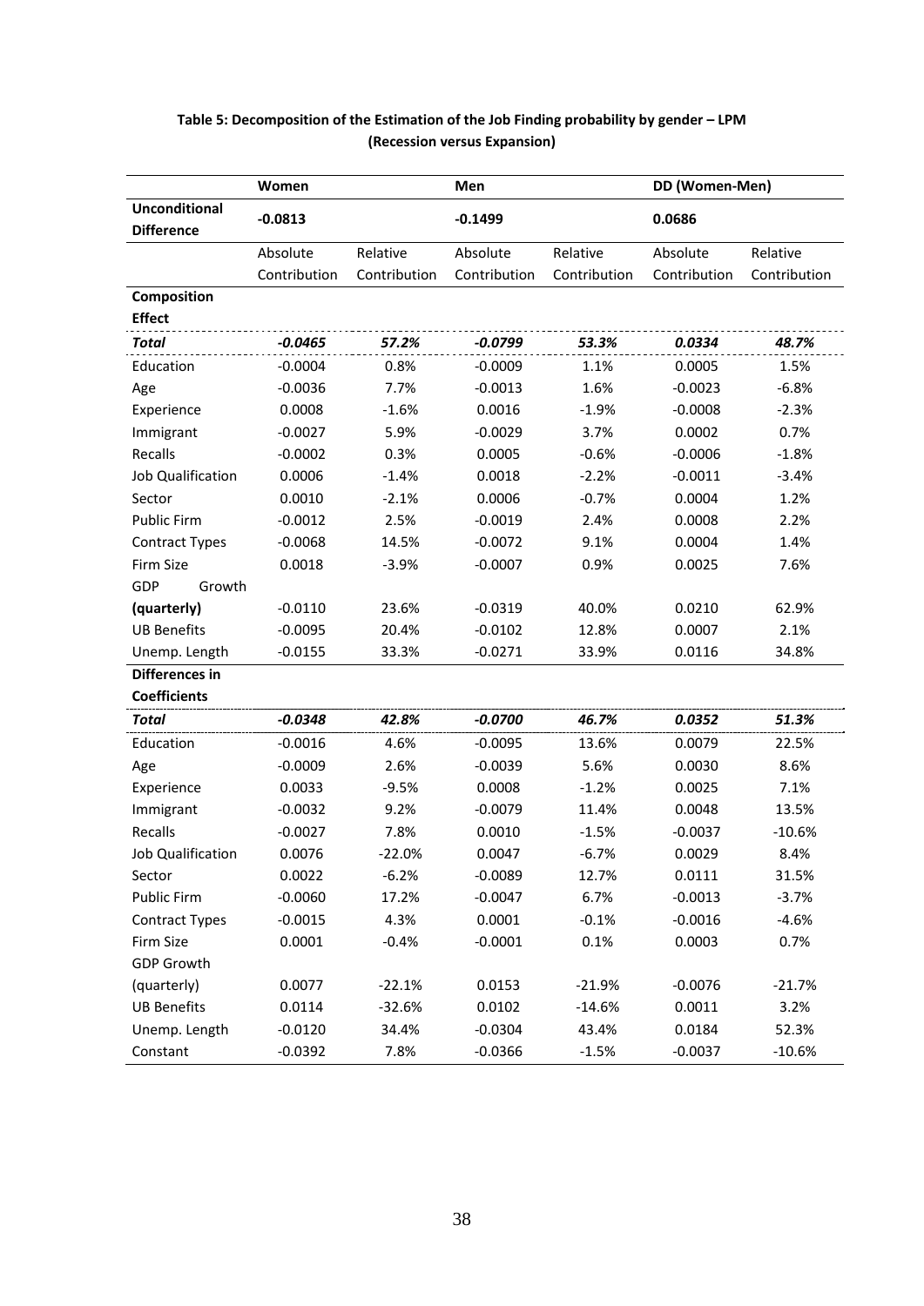**Table 5: Decomposition of the Estimation of the Job Finding probability by gender – LPM (Recession versus Expansion)**

| | Women | | Men | | DD (Women-Men) | |
|---|---|---|---|---|---|---|
| **Unconditional Difference** | **-0.0813** | | **-0.1499** | | **0.0686** | |
| | Absolute Contribution | Relative Contribution | Absolute Contribution | Relative Contribution | Absolute Contribution | Relative Contribution |
| **Composition Effect** | | | | | | |
| ***Total*** | ***-0.0465*** | ***57.2%*** | ***-0.0799*** | ***53.3%*** | ***0.0334*** | ***48.7%*** |
| Education | -0.0004 | 0.8% | -0.0009 | 1.1% | 0.0005 | 1.5% |
| Age | -0.0036 | 7.7% | -0.0013 | 1.6% | -0.0023 | -6.8% |
| Experience | 0.0008 | -1.6% | 0.0016 | -1.9% | -0.0008 | -2.3% |
| Immigrant | -0.0027 | 5.9% | -0.0029 | 3.7% | 0.0002 | 0.7% |
| Recalls | -0.0002 | 0.3% | 0.0005 | -0.6% | -0.0006 | -1.8% |
| Job Qualification | 0.0006 | -1.4% | 0.0018 | -2.2% | -0.0011 | -3.4% |
| Sector | 0.0010 | -2.1% | 0.0006 | -0.7% | 0.0004 | 1.2% |
| Public Firm | -0.0012 | 2.5% | -0.0019 | 2.4% | 0.0008 | 2.2% |
| Contract Types | -0.0068 | 14.5% | -0.0072 | 9.1% | 0.0004 | 1.4% |
| Firm Size | 0.0018 | -3.9% | -0.0007 | 0.9% | 0.0025 | 7.6% |
| GDP Growth (quarterly) | -0.0110 | 23.6% | -0.0319 | 40.0% | 0.0210 | 62.9% |
| UB Benefits | -0.0095 | 20.4% | -0.0102 | 12.8% | 0.0007 | 2.1% |
| Unemp. Length | -0.0155 | 33.3% | -0.0271 | 33.9% | 0.0116 | 34.8% |
| **Differences in Coefficients** | | | | | | |
| ***Total*** | ***-0.0348*** | ***42.8%*** | ***-0.0700*** | ***46.7%*** | ***0.0352*** | ***51.3%*** |
| Education | -0.0016 | 4.6% | -0.0095 | 13.6% | 0.0079 | 22.5% |
| Age | -0.0009 | 2.6% | -0.0039 | 5.6% | 0.0030 | 8.6% |
| Experience | 0.0033 | -9.5% | 0.0008 | -1.2% | 0.0025 | 7.1% |
| Immigrant | -0.0032 | 9.2% | -0.0079 | 11.4% | 0.0048 | 13.5% |
| Recalls | -0.0027 | 7.8% | 0.0010 | -1.5% | -0.0037 | -10.6% |
| Job Qualification | 0.0076 | -22.0% | 0.0047 | -6.7% | 0.0029 | 8.4% |
| Sector | 0.0022 | -6.2% | -0.0089 | 12.7% | 0.0111 | 31.5% |
| Public Firm | -0.0060 | 17.2% | -0.0047 | 6.7% | -0.0013 | -3.7% |
| Contract Types | -0.0015 | 4.3% | 0.0001 | -0.1% | -0.0016 | -4.6% |
| Firm Size | 0.0001 | -0.4% | -0.0001 | 0.1% | 0.0003 | 0.7% |
| GDP Growth (quarterly) | 0.0077 | -22.1% | 0.0153 | -21.9% | -0.0076 | -21.7% |
| UB Benefits | 0.0114 | -32.6% | 0.0102 | -14.6% | 0.0011 | 3.2% |
| Unemp. Length | -0.0120 | 34.4% | -0.0304 | 43.4% | 0.0184 | 52.3% |
| Constant | -0.0392 | 7.8% | -0.0366 | -1.5% | -0.0037 | -10.6% |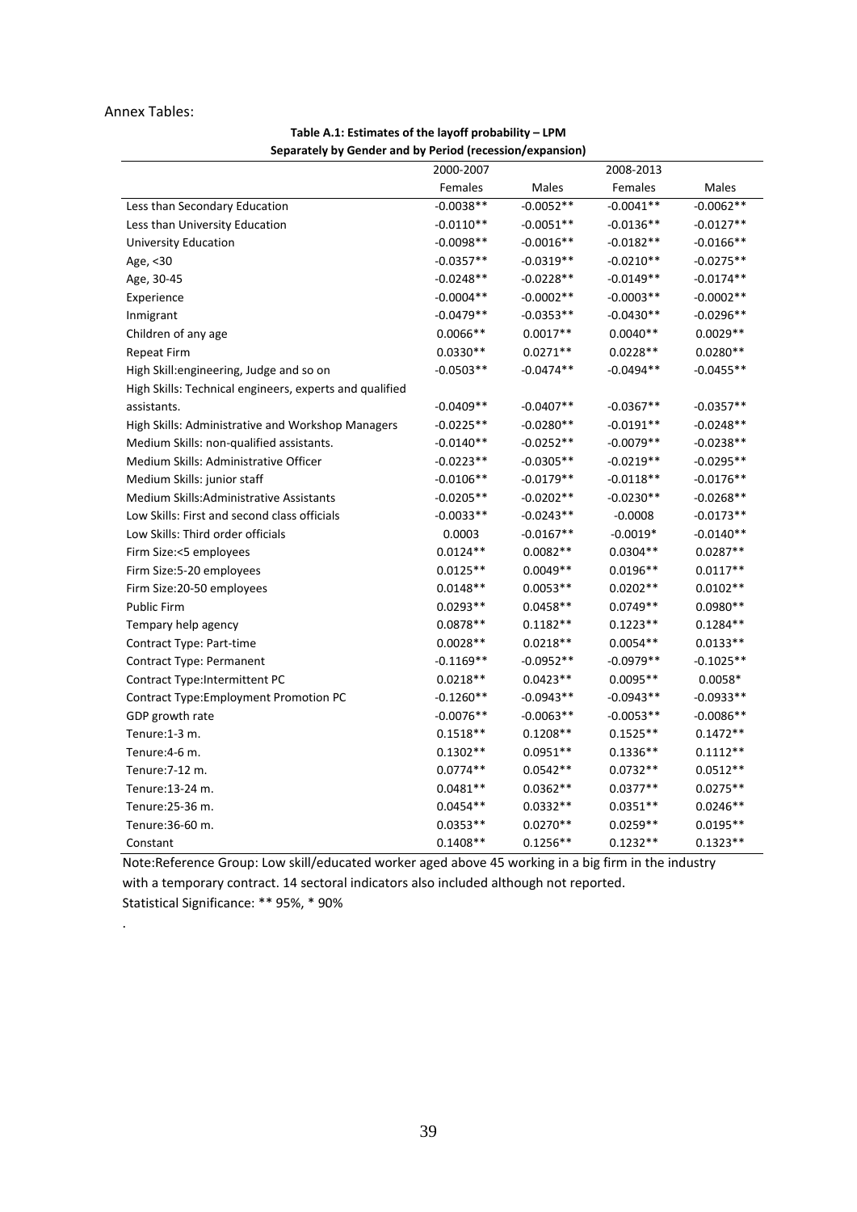Annex Tables:

**Table A.1: Estimates of the layoff probability – LPM**
**Separately by Gender and by Period (recession/expansion)**

| | 2000-2007 | | 2008-2013 | |
|---|---|---|---|---|
| | Females | Males | Females | Males |
| Less than Secondary Education | -0.0038** | -0.0052** | -0.0041** | -0.0062** |
| Less than University Education | -0.0110** | -0.0051** | -0.0136** | -0.0127** |
| University Education | -0.0098** | -0.0016** | -0.0182** | -0.0166** |
| Age, <30 | -0.0357** | -0.0319** | -0.0210** | -0.0275** |
| Age, 30-45 | -0.0248** | -0.0228** | -0.0149** | -0.0174** |
| Experience | -0.0004** | -0.0002** | -0.0003** | -0.0002** |
| Inmigrant | -0.0479** | -0.0353** | -0.0430** | -0.0296** |
| Children of any age | 0.0066** | 0.0017** | 0.0040** | 0.0029** |
| Repeat Firm | 0.0330** | 0.0271** | 0.0228** | 0.0280** |
| High Skill:engineering, Judge and so on | -0.0503** | -0.0474** | -0.0494** | -0.0455** |
| High Skills: Technical engineers, experts and qualified assistants. | -0.0409** | -0.0407** | -0.0367** | -0.0357** |
| High Skills: Administrative and Workshop Managers | -0.0225** | -0.0280** | -0.0191** | -0.0248** |
| Medium Skills: non-qualified assistants. | -0.0140** | -0.0252** | -0.0079** | -0.0238** |
| Medium Skills: Administrative Officer | -0.0223** | -0.0305** | -0.0219** | -0.0295** |
| Medium Skills: junior staff | -0.0106** | -0.0179** | -0.0118** | -0.0176** |
| Medium Skills:Administrative Assistants | -0.0205** | -0.0202** | -0.0230** | -0.0268** |
| Low Skills: First and second class officials | -0.0033** | -0.0243** | -0.0008 | -0.0173** |
| Low Skills: Third order officials | 0.0003 | -0.0167** | -0.0019* | -0.0140** |
| Firm Size:<5 employees | 0.0124** | 0.0082** | 0.0304** | 0.0287** |
| Firm Size:5-20 employees | 0.0125** | 0.0049** | 0.0196** | 0.0117** |
| Firm Size:20-50 employees | 0.0148** | 0.0053** | 0.0202** | 0.0102** |
| Public Firm | 0.0293** | 0.0458** | 0.0749** | 0.0980** |
| Tempary help agency | 0.0878** | 0.1182** | 0.1223** | 0.1284** |
| Contract Type: Part-time | 0.0028** | 0.0218** | 0.0054** | 0.0133** |
| Contract Type: Permanent | -0.1169** | -0.0952** | -0.0979** | -0.1025** |
| Contract Type:Intermittent PC | 0.0218** | 0.0423** | 0.0095** | 0.0058* |
| Contract Type:Employment Promotion PC | -0.1260** | -0.0943** | -0.0943** | -0.0933** |
| GDP growth rate | -0.0076** | -0.0063** | -0.0053** | -0.0086** |
| Tenure:1-3 m. | 0.1518** | 0.1208** | 0.1525** | 0.1472** |
| Tenure:4-6 m. | 0.1302** | 0.0951** | 0.1336** | 0.1112** |
| Tenure:7-12 m. | 0.0774** | 0.0542** | 0.0732** | 0.0512** |
| Tenure:13-24 m. | 0.0481** | 0.0362** | 0.0377** | 0.0275** |
| Tenure:25-36 m. | 0.0454** | 0.0332** | 0.0351** | 0.0246** |
| Tenure:36-60 m. | 0.0353** | 0.0270** | 0.0259** | 0.0195** |
| Constant | 0.1408** | 0.1256** | 0.1232** | 0.1323** |

Note:Reference Group: Low skill/educated worker aged above 45 working in a big firm in the industry with a temporary contract. 14 sectoral indicators also included although not reported.
Statistical Significance: ** 95%, * 90%

.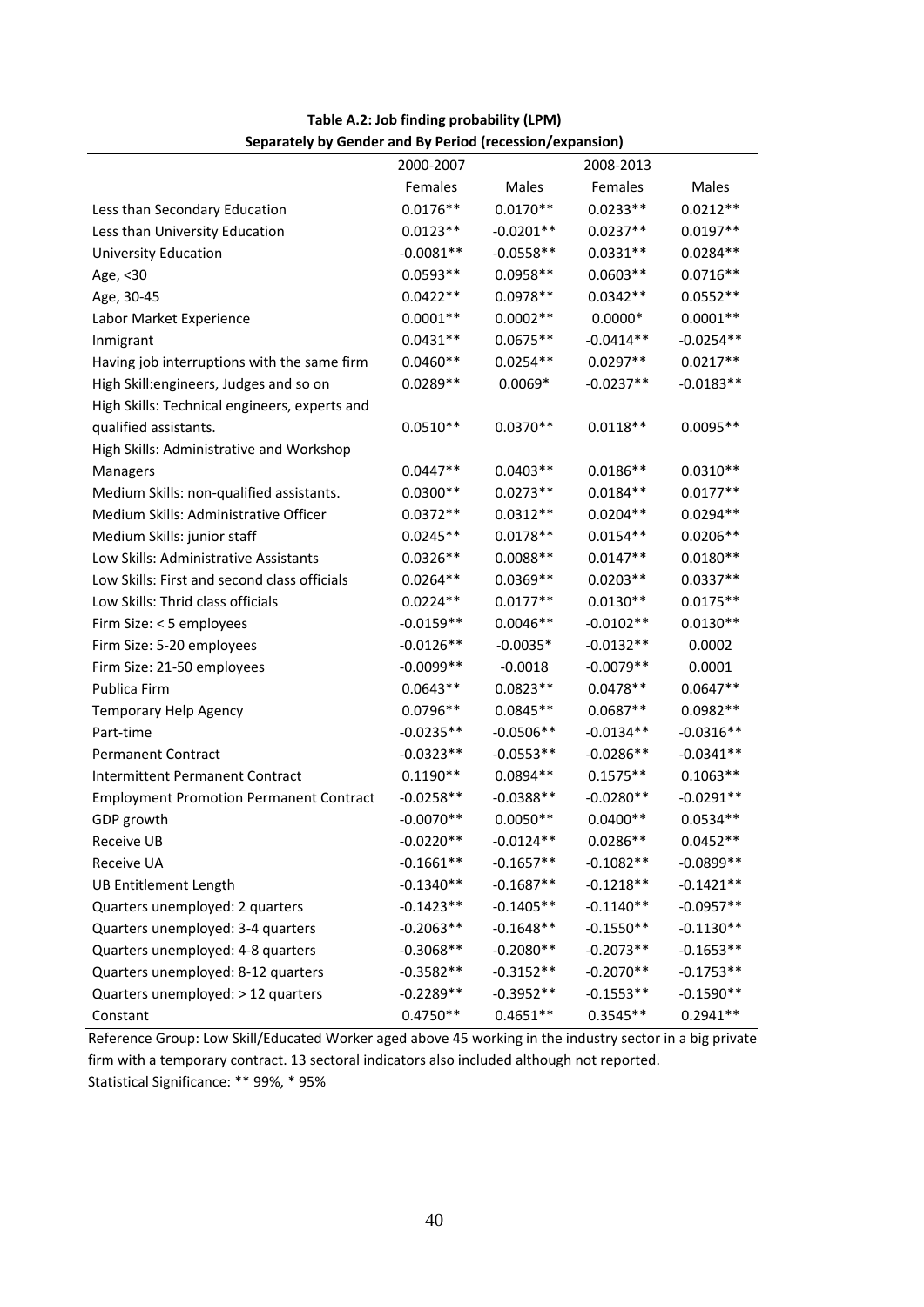**Table A.2: Job finding probability (LPM)**
**Separately by Gender and By Period (recession/expansion)**

| | 2000-2007 | | 2008-2013 | |
|---|---|---|---|---|
| | Females | Males | Females | Males |
| Less than Secondary Education | 0.0176** | 0.0170** | 0.0233** | 0.0212** |
| Less than University Education | 0.0123** | -0.0201** | 0.0237** | 0.0197** |
| University Education | -0.0081** | -0.0558** | 0.0331** | 0.0284** |
| Age, <30 | 0.0593** | 0.0958** | 0.0603** | 0.0716** |
| Age, 30-45 | 0.0422** | 0.0978** | 0.0342** | 0.0552** |
| Labor Market Experience | 0.0001** | 0.0002** | 0.0000* | 0.0001** |
| Inmigrant | 0.0431** | 0.0675** | -0.0414** | -0.0254** |
| Having job interruptions with the same firm | 0.0460** | 0.0254** | 0.0297** | 0.0217** |
| High Skill:engineers, Judges and so on | 0.0289** | 0.0069* | -0.0237** | -0.0183** |
| High Skills: Technical engineers, experts and qualified assistants. | 0.0510** | 0.0370** | 0.0118** | 0.0095** |
| High Skills: Administrative and Workshop Managers | 0.0447** | 0.0403** | 0.0186** | 0.0310** |
| Medium Skills: non-qualified assistants. | 0.0300** | 0.0273** | 0.0184** | 0.0177** |
| Medium Skills: Administrative Officer | 0.0372** | 0.0312** | 0.0204** | 0.0294** |
| Medium Skills: junior staff | 0.0245** | 0.0178** | 0.0154** | 0.0206** |
| Low Skills: Administrative Assistants | 0.0326** | 0.0088** | 0.0147** | 0.0180** |
| Low Skills: First and second class officials | 0.0264** | 0.0369** | 0.0203** | 0.0337** |
| Low Skills: Thrid class officials | 0.0224** | 0.0177** | 0.0130** | 0.0175** |
| Firm Size: < 5 employees | -0.0159** | 0.0046** | -0.0102** | 0.0130** |
| Firm Size: 5-20 employees | -0.0126** | -0.0035* | -0.0132** | 0.0002 |
| Firm Size: 21-50 employees | -0.0099** | -0.0018 | -0.0079** | 0.0001 |
| Publica Firm | 0.0643** | 0.0823** | 0.0478** | 0.0647** |
| Temporary Help Agency | 0.0796** | 0.0845** | 0.0687** | 0.0982** |
| Part-time | -0.0235** | -0.0506** | -0.0134** | -0.0316** |
| Permanent Contract | -0.0323** | -0.0553** | -0.0286** | -0.0341** |
| Intermittent Permanent Contract | 0.1190** | 0.0894** | 0.1575** | 0.1063** |
| Employment Promotion Permanent Contract | -0.0258** | -0.0388** | -0.0280** | -0.0291** |
| GDP growth | -0.0070** | 0.0050** | 0.0400** | 0.0534** |
| Receive UB | -0.0220** | -0.0124** | 0.0286** | 0.0452** |
| Receive UA | -0.1661** | -0.1657** | -0.1082** | -0.0899** |
| UB Entitlement Length | -0.1340** | -0.1687** | -0.1218** | -0.1421** |
| Quarters unemployed: 2 quarters | -0.1423** | -0.1405** | -0.1140** | -0.0957** |
| Quarters unemployed: 3-4 quarters | -0.2063** | -0.1648** | -0.1550** | -0.1130** |
| Quarters unemployed: 4-8 quarters | -0.3068** | -0.2080** | -0.2073** | -0.1653** |
| Quarters unemployed: 8-12 quarters | -0.3582** | -0.3152** | -0.2070** | -0.1753** |
| Quarters unemployed: > 12 quarters | -0.2289** | -0.3952** | -0.1553** | -0.1590** |
| Constant | 0.4750** | 0.4651** | 0.3545** | 0.2941** |

Reference Group: Low Skill/Educated Worker aged above 45 working in the industry sector in a big private firm with a temporary contract. 13 sectoral indicators also included although not reported.
Statistical Significance: ** 99%, * 95%